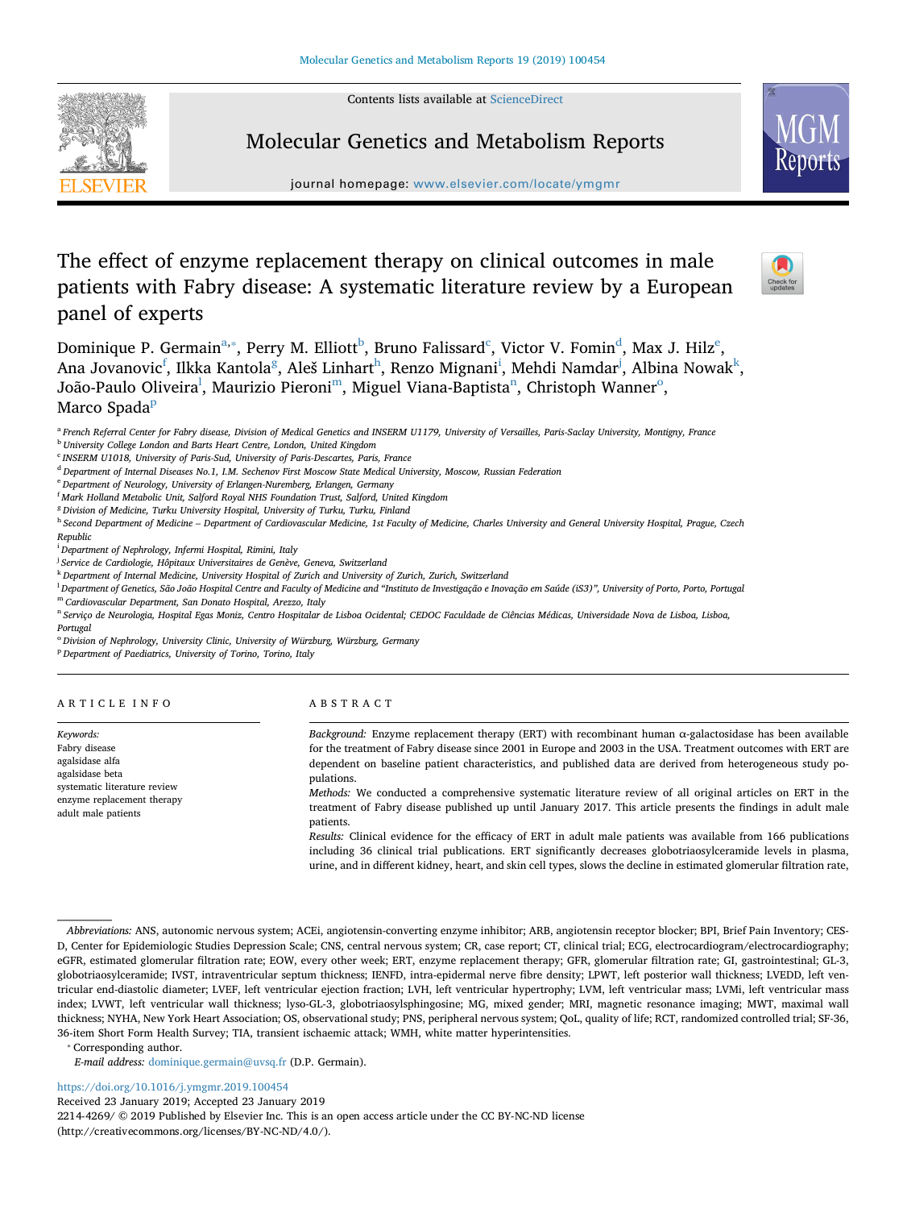# The effect of enzyme replacement therapy on clinical outcomes in male patients with Fabry disease: A systematic literature review by a European panel of experts

Dominique P. Germain[a,*], Perry M. Elliott[b], Bruno Falissard[c], Victor V. Fomin[d], Max J. Hilz[e], Ana Jovanovic[f], Ilkka Kantola[g], Aleš Linhart[h], Renzo Mignani[i], Mehdi Namdar[j], Albina Nowak[k], João-Paulo Oliveira[l], Maurizio Pieroni[m], Miguel Viana-Baptista[n], Christoph Wanner[o], Marco Spada[p]

[a] French Referral Center for Fabry disease, Division of Medical Genetics and INSERM U1179, University of Versailles, Paris-Saclay University, Montigny, France
[b] University College London and Barts Heart Centre, London, United Kingdom
[c] INSERM U1018, University of Paris-Sud, University of Paris-Descartes, Paris, France
[d] Department of Internal Diseases No.1, I.M. Sechenov First Moscow State Medical University, Moscow, Russian Federation
[e] Department of Neurology, University of Erlangen-Nuremberg, Erlangen, Germany
[f] Mark Holland Metabolic Unit, Salford Royal NHS Foundation Trust, Salford, United Kingdom
[g] Division of Medicine, Turku University Hospital, University of Turku, Turku, Finland
[h] Second Department of Medicine – Department of Cardiovascular Medicine, 1st Faculty of Medicine, Charles University and General University Hospital, Prague, Czech Republic
[i] Department of Nephrology, Infermi Hospital, Rimini, Italy
[j] Service de Cardiologie, Hôpitaux Universitaires de Genève, Geneva, Switzerland
[k] Department of Internal Medicine, University Hospital of Zurich and University of Zurich, Zurich, Switzerland
[l] Department of Genetics, São João Hospital Centre and Faculty of Medicine and "Instituto de Investigação e Inovação em Saúde (iS3)", University of Porto, Porto, Portugal
[m] Cardiovascular Department, San Donato Hospital, Arezzo, Italy
[n] Serviço de Neurologia, Hospital Egas Moniz, Centro Hospitalar de Lisboa Ocidental; CEDOC Faculdade de Ciências Médicas, Universidade Nova de Lisboa, Lisboa, Portugal
[o] Division of Nephrology, University Clinic, University of Würzburg, Würzburg, Germany
[p] Department of Paediatrics, University of Torino, Torino, Italy

## ARTICLE INFO

*Keywords:*
Fabry disease
agalsidase alfa
agalsidase beta
systematic literature review
enzyme replacement therapy
adult male patients

## ABSTRACT

*Background:* Enzyme replacement therapy (ERT) with recombinant human α-galactosidase has been available for the treatment of Fabry disease since 2001 in Europe and 2003 in the USA. Treatment outcomes with ERT are dependent on baseline patient characteristics, and published data are derived from heterogeneous study populations.

*Methods:* We conducted a comprehensive systematic literature review of all original articles on ERT in the treatment of Fabry disease published up until January 2017. This article presents the findings in adult male patients.

*Results:* Clinical evidence for the efficacy of ERT in adult male patients was available from 166 publications including 36 clinical trial publications. ERT significantly decreases globotriaosylceramide levels in plasma, urine, and in different kidney, heart, and skin cell types, slows the decline in estimated glomerular filtration rate,

---

*Abbreviations:* ANS, autonomic nervous system; ACEi, angiotensin-converting enzyme inhibitor; ARB, angiotensin receptor blocker; BPI, Brief Pain Inventory; CES-D, Center for Epidemiologic Studies Depression Scale; CNS, central nervous system; CR, case report; CT, clinical trial; ECG, electrocardiogram/electrocardiography; eGFR, estimated glomerular filtration rate; EOW, every other week; ERT, enzyme replacement therapy; GFR, glomerular filtration rate; GI, gastrointestinal; GL-3, globotriaosylceramide; IVST, intraventricular septum thickness; IENFD, intra-epidermal nerve fibre density; LPWT, left posterior wall thickness; LVEDD, left ventricular end-diastolic diameter; LVEF, left ventricular ejection fraction; LVH, left ventricular hypertrophy; LVM, left ventricular mass; LVMi, left ventricular mass index; LVWT, left ventricular wall thickness; lyso-GL-3, globotriaosylsphingosine; MG, mixed gender; MRI, magnetic resonance imaging; MWT, maximal wall thickness; NYHA, New York Heart Association; OS, observational study; PNS, peripheral nervous system; QoL, quality of life; RCT, randomized controlled trial; SF-36, 36-item Short Form Health Survey; TIA, transient ischaemic attack; WMH, white matter hyperintensities.

* Corresponding author.
*E-mail address:* dominique.germain@uvsq.fr (D.P. Germain).

https://doi.org/10.1016/j.ymgmr.2019.100454
Received 23 January 2019; Accepted 23 January 2019
2214-4269/ © 2019 Published by Elsevier Inc. This is an open access article under the CC BY-NC-ND license (http://creativecommons.org/licenses/BY-NC-ND/4.0/).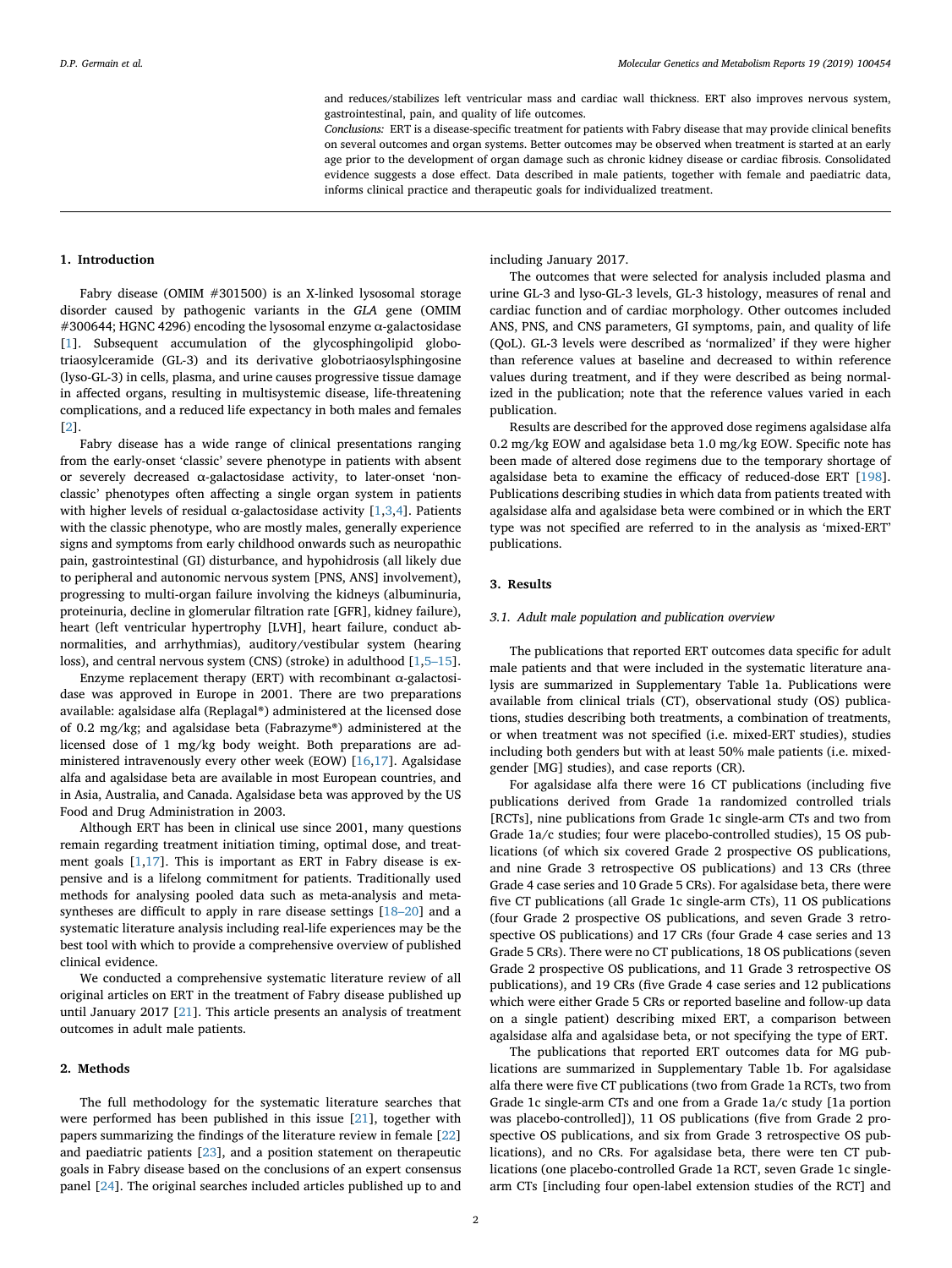and reduces/stabilizes left ventricular mass and cardiac wall thickness. ERT also improves nervous system, gastrointestinal, pain, and quality of life outcomes.

*Conclusions:* ERT is a disease-specific treatment for patients with Fabry disease that may provide clinical benefits on several outcomes and organ systems. Better outcomes may be observed when treatment is started at an early age prior to the development of organ damage such as chronic kidney disease or cardiac fibrosis. Consolidated evidence suggests a dose effect. Data described in male patients, together with female and paediatric data, informs clinical practice and therapeutic goals for individualized treatment.

## 1. Introduction

Fabry disease (OMIM #301500) is an X-linked lysosomal storage disorder caused by pathogenic variants in the *GLA* gene (OMIM #300644; HGNC 4296) encoding the lysosomal enzyme α-galactosidase [1]. Subsequent accumulation of the glycosphingolipid globotriaosylceramide (GL-3) and its derivative globotriaosylsphingosine (lyso-GL-3) in cells, plasma, and urine causes progressive tissue damage in affected organs, resulting in multisystemic disease, life-threatening complications, and a reduced life expectancy in both males and females [2].

Fabry disease has a wide range of clinical presentations ranging from the early-onset 'classic' severe phenotype in patients with absent or severely decreased α-galactosidase activity, to later-onset 'non-classic' phenotypes often affecting a single organ system in patients with higher levels of residual α-galactosidase activity [1,3,4]. Patients with the classic phenotype, who are mostly males, generally experience signs and symptoms from early childhood onwards such as neuropathic pain, gastrointestinal (GI) disturbance, and hypohidrosis (all likely due to peripheral and autonomic nervous system [PNS, ANS] involvement), progressing to multi-organ failure involving the kidneys (albuminuria, proteinuria, decline in glomerular filtration rate [GFR], kidney failure), heart (left ventricular hypertrophy [LVH], heart failure, conduct abnormalities, and arrhythmias), auditory/vestibular system (hearing loss), and central nervous system (CNS) (stroke) in adulthood [1,5–15].

Enzyme replacement therapy (ERT) with recombinant α-galactosidase was approved in Europe in 2001. There are two preparations available: agalsidase alfa (Replagal®) administered at the licensed dose of 0.2 mg/kg; and agalsidase beta (Fabrazyme®) administered at the licensed dose of 1 mg/kg body weight. Both preparations are administered intravenously every other week (EOW) [16,17]. Agalsidase alfa and agalsidase beta are available in most European countries, and in Asia, Australia, and Canada. Agalsidase beta was approved by the US Food and Drug Administration in 2003.

Although ERT has been in clinical use since 2001, many questions remain regarding treatment initiation timing, optimal dose, and treatment goals [1,17]. This is important as ERT in Fabry disease is expensive and is a lifelong commitment for patients. Traditionally used methods for analysing pooled data such as meta-analysis and meta-syntheses are difficult to apply in rare disease settings [18–20] and a systematic literature analysis including real-life experiences may be the best tool with which to provide a comprehensive overview of published clinical evidence.

We conducted a comprehensive systematic literature review of all original articles on ERT in the treatment of Fabry disease published up until January 2017 [21]. This article presents an analysis of treatment outcomes in adult male patients.

## 2. Methods

The full methodology for the systematic literature searches that were performed has been published in this issue [21], together with papers summarizing the findings of the literature review in female [22] and paediatric patients [23], and a position statement on therapeutic goals in Fabry disease based on the conclusions of an expert consensus panel [24]. The original searches included articles published up to and including January 2017.

The outcomes that were selected for analysis included plasma and urine GL-3 and lyso-GL-3 levels, GL-3 histology, measures of renal and cardiac function and of cardiac morphology. Other outcomes included ANS, PNS, and CNS parameters, GI symptoms, pain, and quality of life (QoL). GL-3 levels were described as 'normalized' if they were higher than reference values at baseline and decreased to within reference values during treatment, and if they were described as being normalized in the publication; note that the reference values varied in each publication.

Results are described for the approved dose regimens agalsidase alfa 0.2 mg/kg EOW and agalsidase beta 1.0 mg/kg EOW. Specific note has been made of altered dose regimens due to the temporary shortage of agalsidase beta to examine the efficacy of reduced-dose ERT [198]. Publications describing studies in which data from patients treated with agalsidase alfa and agalsidase beta were combined or in which the ERT type was not specified are referred to in the analysis as 'mixed-ERT' publications.

## 3. Results

### 3.1. Adult male population and publication overview

The publications that reported ERT outcomes data specific for adult male patients and that were included in the systematic literature analysis are summarized in Supplementary Table 1a. Publications were available from clinical trials (CT), observational study (OS) publications, studies describing both treatments, a combination of treatments, or when treatment was not specified (i.e. mixed-ERT studies), studies including both genders but with at least 50% male patients (i.e. mixed-gender [MG] studies), and case reports (CR).

For agalsidase alfa there were 16 CT publications (including five publications derived from Grade 1a randomized controlled trials [RCTs], nine publications from Grade 1c single-arm CTs and two from Grade 1a/c studies; four were placebo-controlled studies), 15 OS publications (of which six covered Grade 2 prospective OS publications, and nine Grade 3 retrospective OS publications) and 13 CRs (three Grade 4 case series and 10 Grade 5 CRs). For agalsidase beta, there were five CT publications (all Grade 1c single-arm CTs), 11 OS publications (four Grade 2 prospective OS publications, and seven Grade 3 retrospective OS publications) and 17 CRs (four Grade 4 case series and 13 Grade 5 CRs). There were no CT publications, 18 OS publications (seven Grade 2 prospective OS publications, and 11 Grade 3 retrospective OS publications), and 19 CRs (five Grade 4 case series and 12 publications which were either Grade 5 CRs or reported baseline and follow-up data on a single patient) describing mixed ERT, a comparison between agalsidase alfa and agalsidase beta, or not specifying the type of ERT.

The publications that reported ERT outcomes data for MG publications are summarized in Supplementary Table 1b. For agalsidase alfa there were five CT publications (two from Grade 1a RCTs, two from Grade 1c single-arm CTs and one from a Grade 1a/c study [1a portion was placebo-controlled]), 11 OS publications (five from Grade 2 prospective OS publications, and six from Grade 3 retrospective OS publications), and no CRs. For agalsidase beta, there were ten CT publications (one placebo-controlled Grade 1a RCT, seven Grade 1c single-arm CTs [including four open-label extension studies of the RCT] and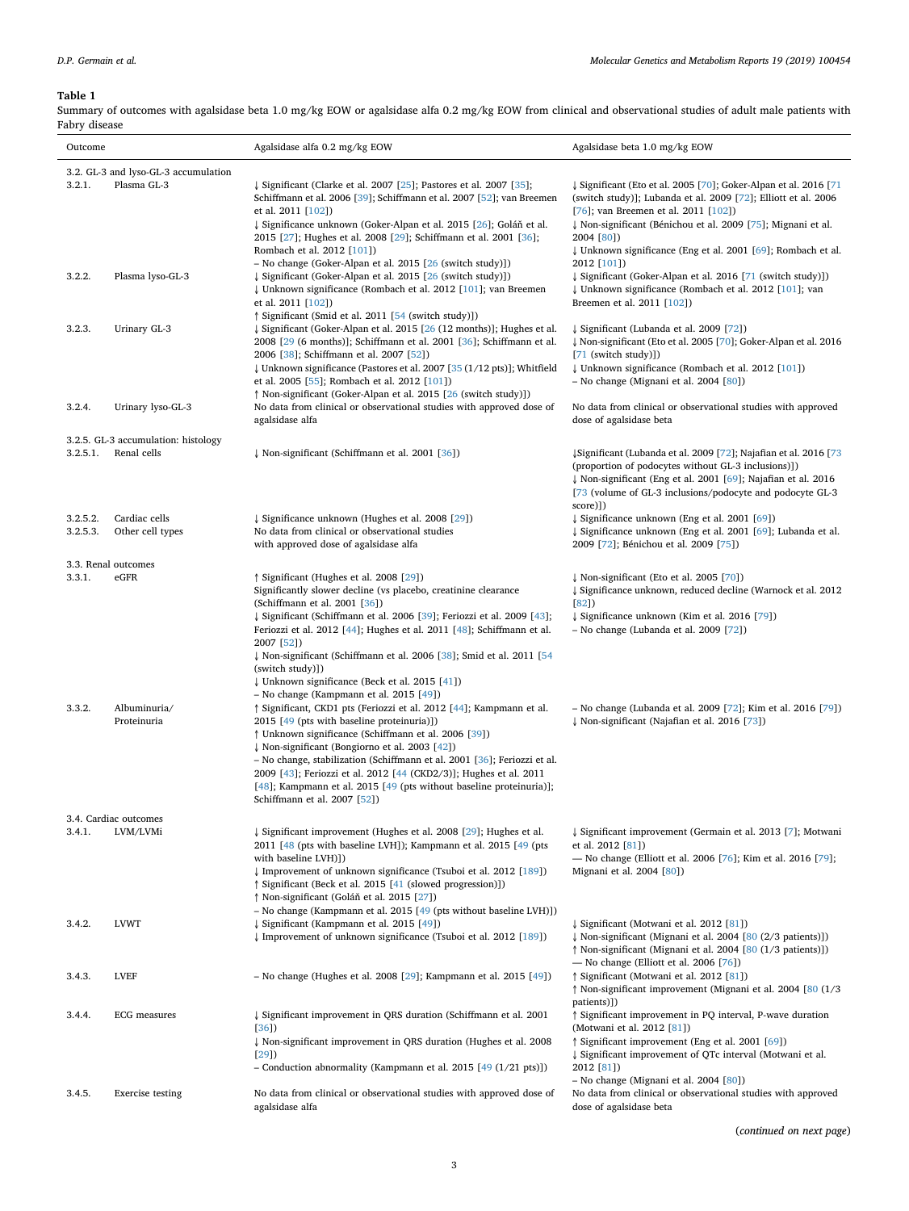**Table 1**

Summary of outcomes with agalsidase beta 1.0 mg/kg EOW or agalsidase alfa 0.2 mg/kg EOW from clinical and observational studies of adult male patients with Fabry disease

| Outcome | | Agalsidase alfa 0.2 mg/kg EOW | Agalsidase beta 1.0 mg/kg EOW |
|---|---|---|---|
| 3.2. GL-3 and lyso-GL-3 accumulation | | | |
| 3.2.1. | Plasma GL-3 | ↓ Significant (Clarke et al. 2007 [25]; Pastores et al. 2007 [35]; Schiffmann et al. 2006 [39]; Schiffmann et al. 2007 [52]; van Breemen et al. 2011 [102])<br>↓ Significance unknown (Goker-Alpan et al. 2015 [26]; Goláň et al. 2015 [27]; Hughes et al. 2008 [29]; Schiffmann et al. 2001 [36]; Rombach et al. 2012 [101])<br>– No change (Goker-Alpan et al. 2015 [26 (switch study)]) | ↓ Significant (Eto et al. 2005 [70]; Goker-Alpan et al. 2016 [71 (switch study)]; Lubanda et al. 2009 [72]; Elliott et al. 2006 [76]; van Breemen et al. 2011 [102])<br>↓ Non-significant (Bénichou et al. 2009 [75]; Mignani et al. 2004 [80])<br>↓ Unknown significance (Eng et al. 2001 [69]; Rombach et al. 2012 [101]) |
| 3.2.2. | Plasma lyso-GL-3 | ↓ Significant (Goker-Alpan et al. 2015 [26 (switch study)])<br>↓ Unknown significance (Rombach et al. 2012 [101]; van Breemen et al. 2011 [102])<br>↑ Significant (Smid et al. 2011 [54 (switch study)]) | ↓ Significant (Goker-Alpan et al. 2016 [71 (switch study)])<br>↓ Unknown significance (Rombach et al. 2012 [101]; van Breemen et al. 2011 [102]) |
| 3.2.3. | Urinary GL-3 | ↓ Significant (Goker-Alpan et al. 2015 [26 (12 months)]; Hughes et al. 2008 [29 (6 months)]; Schiffmann et al. 2001 [36]; Schiffmann et al. 2006 [38]; Schiffmann et al. 2007 [52])<br>↓ Unknown significance (Pastores et al. 2007 [35 (1/12 pts)]; Whitfield et al. 2005 [55]; Rombach et al. 2012 [101])<br>↑ Non-significant (Goker-Alpan et al. 2015 [26 (switch study)]) | ↓ Significant (Lubanda et al. 2009 [72])<br>↓ Non-significant (Eto et al. 2005 [70]; Goker-Alpan et al. 2016 [71 (switch study)])<br>↓ Unknown significance (Rombach et al. 2012 [101])<br>– No change (Mignani et al. 2004 [80]) |
| 3.2.4. | Urinary lyso-GL-3 | No data from clinical or observational studies with approved dose of agalsidase alfa | No data from clinical or observational studies with approved dose of agalsidase beta |
| 3.2.5. GL-3 accumulation: histology | | | |
| 3.2.5.1. | Renal cells | ↓ Non-significant (Schiffmann et al. 2001 [36]) | ↓Significant (Lubanda et al. 2009 [72]; Najafian et al. 2016 [73 (proportion of podocytes without GL-3 inclusions)])<br>↓ Non-significant (Eng et al. 2001 [69]; Najafian et al. 2016 [73 (volume of GL-3 inclusions/podocyte and podocyte GL-3 score)]) |
| 3.2.5.2. | Cardiac cells | ↓ Significance unknown (Hughes et al. 2008 [29]) | ↓ Significance unknown (Eng et al. 2001 [69]) |
| 3.2.5.3. | Other cell types | No data from clinical or observational studies with approved dose of agalsidase alfa | ↓ Significance unknown (Eng et al. 2001 [69]; Lubanda et al. 2009 [72]; Bénichou et al. 2009 [75]) |
| 3.3. Renal outcomes | | | |
| 3.3.1. | eGFR | ↑ Significant (Hughes et al. 2008 [29])<br>Significantly slower decline (vs placebo, creatinine clearance (Schiffmann et al. 2001 [36])<br>↓ Significant (Schiffmann et al. 2006 [39]; Feriozzi et al. 2009 [43]; Feriozzi et al. 2012 [44]; Hughes et al. 2011 [48]; Schiffmann et al. 2007 [52])<br>↓ Non-significant (Schiffmann et al. 2006 [38]; Smid et al. 2011 [54 (switch study)])<br>↓ Unknown significance (Beck et al. 2015 [41])<br>– No change (Kampmann et al. 2015 [49]) | ↓ Non-significant (Eto et al. 2005 [70])<br>↓ Significance unknown, reduced decline (Warnock et al. 2012 [82])<br>↓ Significance unknown (Kim et al. 2016 [79])<br>– No change (Lubanda et al. 2009 [72]) |
| 3.3.2. | Albuminuria/ Proteinuria | ↑ Significant, CKD1 pts (Feriozzi et al. 2012 [44]; Kampmann et al. 2015 [49 (pts with baseline proteinuria)])<br>↑ Unknown significance (Schiffmann et al. 2006 [39])<br>↓ Non-significant (Bongiorno et al. 2003 [42])<br>– No change, stabilization (Schiffmann et al. 2001 [36]; Feriozzi et al. 2009 [43]; Feriozzi et al. 2012 [44 (CKD2/3)]; Hughes et al. 2011 [48]; Kampmann et al. 2015 [49 (pts without baseline proteinuria)]; Schiffmann et al. 2007 [52]) | – No change (Lubanda et al. 2009 [72]; Kim et al. 2016 [79])<br>↓ Non-significant (Najafian et al. 2016 [73]) |
| 3.4. Cardiac outcomes | | | |
| 3.4.1. | LVM/LVMi | ↓ Significant improvement (Hughes et al. 2008 [29]; Hughes et al. 2011 [48 (pts with baseline LVH)]; Kampmann et al. 2015 [49 (pts with baseline LVH)])<br>↓ Improvement of unknown significance (Tsuboi et al. 2012 [189])<br>↑ Significant (Beck et al. 2015 [41 (slowed progression)])<br>↑ Non-significant (Goláň et al. 2015 [27])<br>– No change (Kampmann et al. 2015 [49 (pts without baseline LVH)]) | ↓ Significant improvement (Germain et al. 2013 [7]; Motwani et al. 2012 [81])<br>— No change (Elliott et al. 2006 [76]; Kim et al. 2016 [79]; Mignani et al. 2004 [80]) |
| 3.4.2. | LVWT | ↓ Significant (Kampmann et al. 2015 [49])<br>↓ Improvement of unknown significance (Tsuboi et al. 2012 [189]) | ↓ Significant (Motwani et al. 2012 [81])<br>↓ Non-significant (Mignani et al. 2004 [80 (2/3 patients)])<br>↑ Non-significant (Mignani et al. 2004 [80 (1/3 patients)])<br>— No change (Elliott et al. 2006 [76]) |
| 3.4.3. | LVEF | – No change (Hughes et al. 2008 [29]; Kampmann et al. 2015 [49]) | ↑ Significant (Motwani et al. 2012 [81])<br>↑ Non-significant improvement (Mignani et al. 2004 [80 (1/3 patients)]) |
| 3.4.4. | ECG measures | ↓ Significant improvement in QRS duration (Schiffmann et al. 2001 [36])<br>↓ Non-significant improvement in QRS duration (Hughes et al. 2008 [29])<br>– Conduction abnormality (Kampmann et al. 2015 [49 (1/21 pts)]) | ↑ Significant improvement in PQ interval, P-wave duration (Motwani et al. 2012 [81])<br>↑ Significant improvement (Eng et al. 2001 [69])<br>↓ Significant improvement of QTc interval (Motwani et al. 2012 [81])<br>– No change (Mignani et al. 2004 [80]) |
| 3.4.5. | Exercise testing | No data from clinical or observational studies with approved dose of agalsidase alfa | No data from clinical or observational studies with approved dose of agalsidase beta |

(*continued on next page*)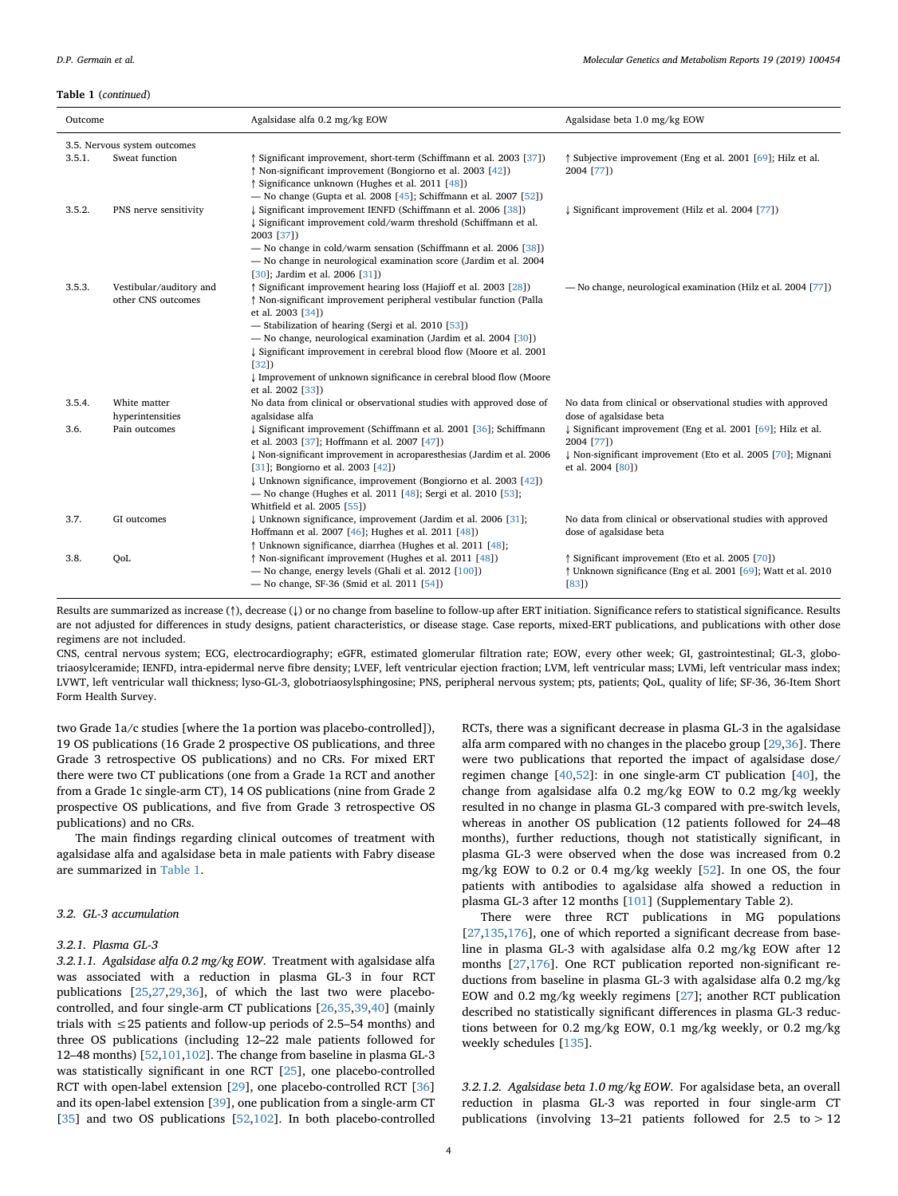**Table 1** (*continued*)

| Outcome | | Agalsidase alfa 0.2 mg/kg EOW | Agalsidase beta 1.0 mg/kg EOW |
|---|---|---|---|
| 3.5. Nervous system outcomes | | | |
| 3.5.1. | Sweat function | ↑ Significant improvement, short-term (Schiffmann et al. 2003 [37])<br>↑ Non-significant improvement (Bongiorno et al. 2003 [42])<br>↑ Significance unknown (Hughes et al. 2011 [48])<br>— No change (Gupta et al. 2008 [45]; Schiffmann et al. 2007 [52]) | ↑ Subjective improvement (Eng et al. 2001 [69]; Hilz et al. 2004 [77]) |
| 3.5.2. | PNS nerve sensitivity | ↓ Significant improvement IENFD (Schiffmann et al. 2006 [38])<br>↓ Significant improvement cold/warm threshold (Schiffmann et al. 2003 [37])<br>— No change in cold/warm sensation (Schiffmann et al. 2006 [38])<br>— No change in neurological examination score (Jardim et al. 2004 [30]; Jardim et al. 2006 [31]) | ↓ Significant improvement (Hilz et al. 2004 [77]) |
| 3.5.3. | Vestibular/auditory and other CNS outcomes | ↑ Significant improvement hearing loss (Hajioff et al. 2003 [28])<br>↑ Non-significant improvement peripheral vestibular function (Palla et al. 2003 [34])<br>— Stabilization of hearing (Sergi et al. 2010 [53])<br>— No change, neurological examination (Jardim et al. 2004 [30])<br>↓ Significant improvement in cerebral blood flow (Moore et al. 2001 [32])<br>↓ Improvement of unknown significance in cerebral blood flow (Moore et al. 2002 [33]) | — No change, neurological examination (Hilz et al. 2004 [77]) |
| 3.5.4. | White matter hyperintensities | No data from clinical or observational studies with approved dose of agalsidase alfa | No data from clinical or observational studies with approved dose of agalsidase beta |
| 3.6. | Pain outcomes | ↓ Significant improvement (Schiffmann et al. 2001 [36]; Schiffmann et al. 2003 [37]; Hoffmann et al. 2007 [47])<br>↓ Non-significant improvement in acroparesthesias (Jardim et al. 2006 [31]; Bongiorno et al. 2003 [42])<br>↓ Unknown significance, improvement (Bongiorno et al. 2003 [42])<br>— No change (Hughes et al. 2011 [48]; Sergi et al. 2010 [53]; Whitfield et al. 2005 [55]) | ↓ Significant improvement (Eng et al. 2001 [69]; Hilz et al. 2004 [77])<br>↓ Non-significant improvement (Eto et al. 2005 [70]; Mignani et al. 2004 [80]) |
| 3.7. | GI outcomes | ↓ Unknown significance, improvement (Jardim et al. 2006 [31]; Hoffmann et al. 2007 [46]; Hughes et al. 2011 [48])<br>↑ Unknown significance, diarrhea (Hughes et al. 2011 [48]; | No data from clinical or observational studies with approved dose of agalsidase beta |
| 3.8. | QoL | ↑ Non-significant improvement (Hughes et al. 2011 [48])<br>— No change, energy levels (Ghali et al. 2012 [100])<br>— No change, SF-36 (Smid et al. 2011 [54]) | ↑ Significant improvement (Eto et al. 2005 [70])<br>↑ Unknown significance (Eng et al. 2001 [69]; Watt et al. 2010 [83]) |

Results are summarized as increase (↑), decrease (↓) or no change from baseline to follow-up after ERT initiation. Significance refers to statistical significance. Results are not adjusted for differences in study designs, patient characteristics, or disease stage. Case reports, mixed-ERT publications, and publications with other dose regimens are not included.

CNS, central nervous system; ECG, electrocardiography; eGFR, estimated glomerular filtration rate; EOW, every other week; GI, gastrointestinal; GL-3, globotriaosylceramide; IENFD, intra-epidermal nerve fibre density; LVEF, left ventricular ejection fraction; LVM, left ventricular mass; LVMi, left ventricular mass index; LVWT, left ventricular wall thickness; lyso-GL-3, globotriaosylsphingosine; PNS, peripheral nervous system; pts, patients; QoL, quality of life; SF-36, 36-Item Short Form Health Survey.

two Grade 1a/c studies [where the 1a portion was placebo-controlled]), 19 OS publications (16 Grade 2 prospective OS publications, and three Grade 3 retrospective OS publications) and no CRs. For mixed ERT there were two CT publications (one from a Grade 1a RCT and another from a Grade 1c single-arm CT), 14 OS publications (nine from Grade 2 prospective OS publications, and five from Grade 3 retrospective OS publications) and no CRs.

The main findings regarding clinical outcomes of treatment with agalsidase alfa and agalsidase beta in male patients with Fabry disease are summarized in Table 1.

### 3.2. GL-3 accumulation

#### 3.2.1. Plasma GL-3

*3.2.1.1. Agalsidase alfa 0.2 mg/kg EOW*. Treatment with agalsidase alfa was associated with a reduction in plasma GL-3 in four RCT publications [25,27,29,36], of which the last two were placebo-controlled, and four single-arm CT publications [26,35,39,40] (mainly trials with ≤25 patients and follow-up periods of 2.5–54 months) and three OS publications (including 12–22 male patients followed for 12–48 months) [52,101,102]. The change from baseline in plasma GL-3 was statistically significant in one RCT [25], one placebo-controlled RCT with open-label extension [29], one placebo-controlled RCT [36] and its open-label extension [39], one publication from a single-arm CT [35] and two OS publications [52,102]. In both placebo-controlled RCTs, there was a significant decrease in plasma GL-3 in the agalsidase alfa arm compared with no changes in the placebo group [29,36]. There were two publications that reported the impact of agalsidase dose/regimen change [40,52]: in one single-arm CT publication [40], the change from agalsidase alfa 0.2 mg/kg EOW to 0.2 mg/kg weekly resulted in no change in plasma GL-3 compared with pre-switch levels, whereas in another OS publication (12 patients followed for 24–48 months), further reductions, though not statistically significant, in plasma GL-3 were observed when the dose was increased from 0.2 mg/kg EOW to 0.2 or 0.4 mg/kg weekly [52]. In one OS, the four patients with antibodies to agalsidase alfa showed a reduction in plasma GL-3 after 12 months [101] (Supplementary Table 2).

There were three RCT publications in MG populations [27,135,176], one of which reported a significant decrease from baseline in plasma GL-3 with agalsidase alfa 0.2 mg/kg EOW after 12 months [27,176]. One RCT publication reported non-significant reductions from baseline in plasma GL-3 with agalsidase alfa 0.2 mg/kg EOW and 0.2 mg/kg weekly regimens [27]; another RCT publication described no statistically significant differences in plasma GL-3 reductions between for 0.2 mg/kg EOW, 0.1 mg/kg weekly, or 0.2 mg/kg weekly schedules [135].

*3.2.1.2. Agalsidase beta 1.0 mg/kg EOW*. For agalsidase beta, an overall reduction in plasma GL-3 was reported in four single-arm CT publications (involving 13–21 patients followed for 2.5 to > 12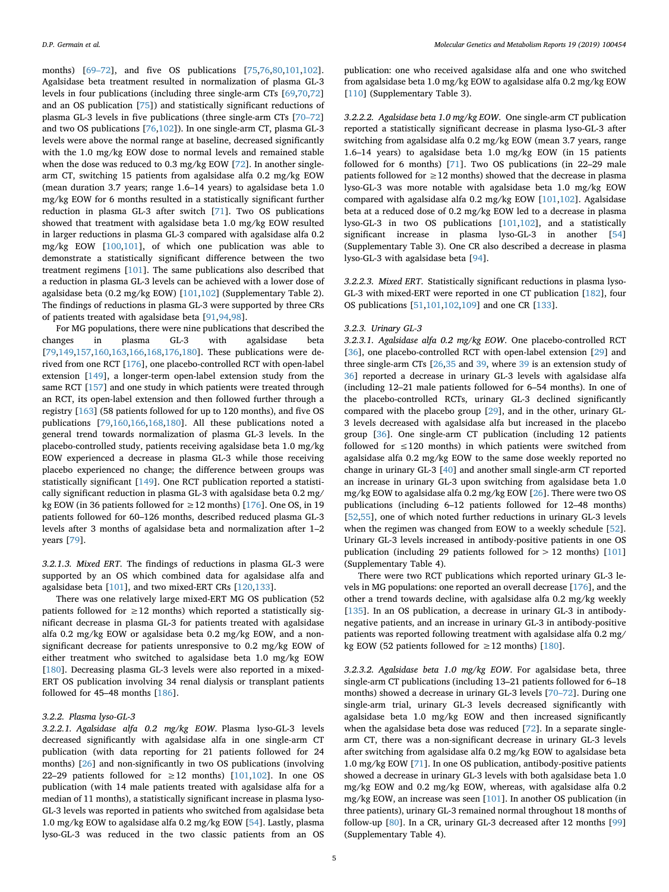months) [69–72], and five OS publications [75,76,80,101,102]. Agalsidase beta treatment resulted in normalization of plasma GL-3 levels in four publications (including three single-arm CTs [69,70,72] and an OS publication [75]) and statistically significant reductions of plasma GL-3 levels in five publications (three single-arm CTs [70–72] and two OS publications [76,102]). In one single-arm CT, plasma GL-3 levels were above the normal range at baseline, decreased significantly with the 1.0 mg/kg EOW dose to normal levels and remained stable when the dose was reduced to 0.3 mg/kg EOW [72]. In another single-arm CT, switching 15 patients from agalsidase alfa 0.2 mg/kg EOW (mean duration 3.7 years; range 1.6–14 years) to agalsidase beta 1.0 mg/kg EOW for 6 months resulted in a statistically significant further reduction in plasma GL-3 after switch [71]. Two OS publications showed that treatment with agalsidase beta 1.0 mg/kg EOW resulted in larger reductions in plasma GL-3 compared with agalsidase alfa 0.2 mg/kg EOW [100,101], of which one publication was able to demonstrate a statistically significant difference between the two treatment regimens [101]. The same publications also described that a reduction in plasma GL-3 levels can be achieved with a lower dose of agalsidase beta (0.2 mg/kg EOW) [101,102] (Supplementary Table 2). The findings of reductions in plasma GL-3 were supported by three CRs of patients treated with agalsidase beta [91,94,98].

For MG populations, there were nine publications that described the changes in plasma GL-3 with agalsidase beta [79,149,157,160,163,166,168,176,180]. These publications were derived from one RCT [176], one placebo-controlled RCT with open-label extension [149], a longer-term open-label extension study from the same RCT [157] and one study in which patients were treated through an RCT, its open-label extension and then followed further through a registry [163] (58 patients followed for up to 120 months), and five OS publications [79,160,166,168,180]. All these publications noted a general trend towards normalization of plasma GL-3 levels. In the placebo-controlled study, patients receiving agalsidase beta 1.0 mg/kg EOW experienced a decrease in plasma GL-3 while those receiving placebo experienced no change; the difference between groups was statistically significant [149]. One RCT publication reported a statistically significant reduction in plasma GL-3 with agalsidase beta 0.2 mg/kg EOW (in 36 patients followed for ≥12 months) [176]. One OS, in 19 patients followed for 60–126 months, described reduced plasma GL-3 levels after 3 months of agalsidase beta and normalization after 1–2 years [79].

#### 3.2.1.3. Mixed ERT

The findings of reductions in plasma GL-3 were supported by an OS which combined data for agalsidase alfa and agalsidase beta [101], and two mixed-ERT CRs [120,133].

There was one relatively large mixed-ERT MG OS publication (52 patients followed for ≥12 months) which reported a statistically significant decrease in plasma GL-3 for patients treated with agalsidase alfa 0.2 mg/kg EOW or agalsidase beta 0.2 mg/kg EOW, and a non-significant decrease for patients unresponsive to 0.2 mg/kg EOW of either treatment who switched to agalsidase beta 1.0 mg/kg EOW [180]. Decreasing plasma GL-3 levels were also reported in a mixed-ERT OS publication involving 34 renal dialysis or transplant patients followed for 45–48 months [186].

### 3.2.2. Plasma lyso-GL-3

#### 3.2.2.1. Agalsidase alfa 0.2 mg/kg EOW

Plasma lyso-GL-3 levels decreased significantly with agalsidase alfa in one single-arm CT publication (with data reporting for 21 patients followed for 24 months) [26] and non-significantly in two OS publications (involving 22–29 patients followed for ≥12 months) [101,102]. In one OS publication (with 14 male patients treated with agalsidase alfa for a median of 11 months), a statistically significant increase in plasma lyso-GL-3 levels was reported in patients who switched from agalsidase beta 1.0 mg/kg EOW to agalsidase alfa 0.2 mg/kg EOW [54]. Lastly, plasma lyso-GL-3 was reduced in the two classic patients from an OS publication: one who received agalsidase alfa and one who switched from agalsidase beta 1.0 mg/kg EOW to agalsidase alfa 0.2 mg/kg EOW [110] (Supplementary Table 3).

#### 3.2.2.2. Agalsidase beta 1.0 mg/kg EOW

One single-arm CT publication reported a statistically significant decrease in plasma lyso-GL-3 after switching from agalsidase alfa 0.2 mg/kg EOW (mean 3.7 years, range 1.6–14 years) to agalsidase beta 1.0 mg/kg EOW (in 15 patients followed for 6 months) [71]. Two OS publications (in 22–29 male patients followed for ≥12 months) showed that the decrease in plasma lyso-GL-3 was more notable with agalsidase beta 1.0 mg/kg EOW compared with agalsidase alfa 0.2 mg/kg EOW [101,102]. Agalsidase beta at a reduced dose of 0.2 mg/kg EOW led to a decrease in plasma lyso-GL-3 in two OS publications [101,102], and a statistically significant increase in plasma lyso-GL-3 in another [54] (Supplementary Table 3). One CR also described a decrease in plasma lyso-GL-3 with agalsidase beta [94].

#### 3.2.2.3. Mixed ERT

Statistically significant reductions in plasma lyso-GL-3 with mixed-ERT were reported in one CT publication [182], four OS publications [51,101,102,109] and one CR [133].

### 3.2.3. Urinary GL-3

#### 3.2.3.1. Agalsidase alfa 0.2 mg/kg EOW

One placebo-controlled RCT [36], one placebo-controlled RCT with open-label extension [29] and three single-arm CTs [26,35 and 39, where 39 is an extension study of 36] reported a decrease in urinary GL-3 levels with agalsidase alfa (including 12–21 male patients followed for 6–54 months). In one of the placebo-controlled RCTs, urinary GL-3 declined significantly compared with the placebo group [29], and in the other, urinary GL-3 levels decreased with agalsidase alfa but increased in the placebo group [36]. One single-arm CT publication (including 12 patients followed for ≤120 months) in which patients were switched from agalsidase alfa 0.2 mg/kg EOW to the same dose weekly reported no change in urinary GL-3 [40] and another small single-arm CT reported an increase in urinary GL-3 upon switching from agalsidase beta 1.0 mg/kg EOW to agalsidase alfa 0.2 mg/kg EOW [26]. There were two OS publications (including 6–12 patients followed for 12–48 months) [52,55], one of which noted further reductions in urinary GL-3 levels when the regimen was changed from EOW to a weekly schedule [52]. Urinary GL-3 levels increased in antibody-positive patients in one OS publication (including 29 patients followed for > 12 months) [101] (Supplementary Table 4).

There were two RCT publications which reported urinary GL-3 levels in MG populations: one reported an overall decrease [176], and the other a trend towards decline, with agalsidase alfa 0.2 mg/kg weekly [135]. In an OS publication, a decrease in urinary GL-3 in antibody-negative patients, and an increase in urinary GL-3 in antibody-positive patients was reported following treatment with agalsidase alfa 0.2 mg/kg EOW (52 patients followed for ≥12 months) [180].

#### 3.2.3.2. Agalsidase beta 1.0 mg/kg EOW

For agalsidase beta, three single-arm CT publications (including 13–21 patients followed for 6–18 months) showed a decrease in urinary GL-3 levels [70–72]. During one single-arm trial, urinary GL-3 levels decreased significantly with agalsidase beta 1.0 mg/kg EOW and then increased significantly when the agalsidase beta dose was reduced [72]. In a separate single-arm CT, there was a non-significant decrease in urinary GL-3 levels after switching from agalsidase alfa 0.2 mg/kg EOW to agalsidase beta 1.0 mg/kg EOW [71]. In one OS publication, antibody-positive patients showed a decrease in urinary GL-3 levels with both agalsidase beta 1.0 mg/kg EOW and 0.2 mg/kg EOW, whereas, with agalsidase alfa 0.2 mg/kg EOW, an increase was seen [101]. In another OS publication (in three patients), urinary GL-3 remained normal throughout 18 months of follow-up [80]. In a CR, urinary GL-3 decreased after 12 months [99] (Supplementary Table 4).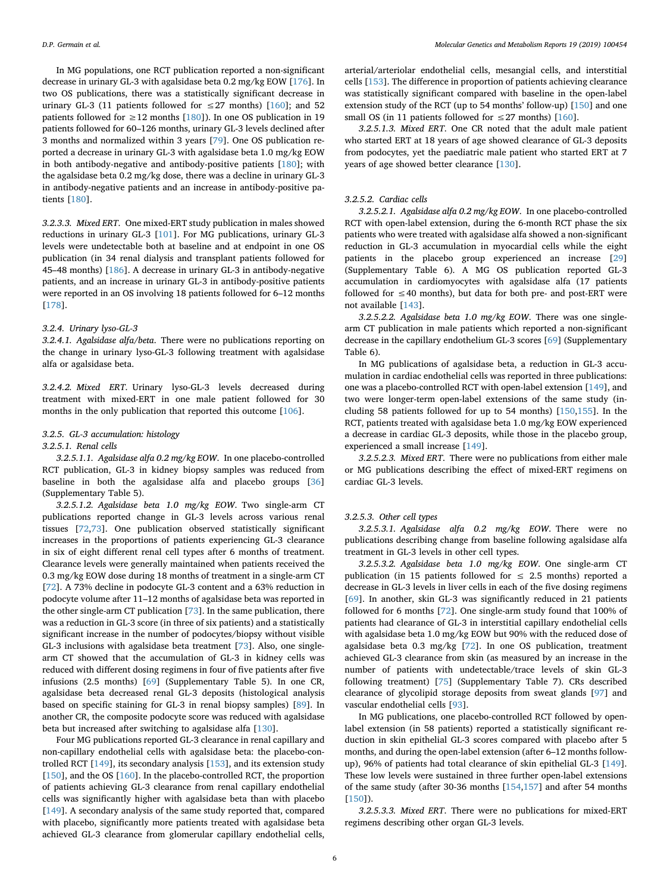In MG populations, one RCT publication reported a non-significant decrease in urinary GL-3 with agalsidase beta 0.2 mg/kg EOW [176]. In two OS publications, there was a statistically significant decrease in urinary GL-3 (11 patients followed for ≤27 months) [160]; and 52 patients followed for ≥12 months [180]). In one OS publication in 19 patients followed for 60–126 months, urinary GL-3 levels declined after 3 months and normalized within 3 years [79]. One OS publication reported a decrease in urinary GL-3 with agalsidase beta 1.0 mg/kg EOW in both antibody-negative and antibody-positive patients [180]; with the agalsidase beta 0.2 mg/kg dose, there was a decline in urinary GL-3 in antibody-negative patients and an increase in antibody-positive patients [180].

*3.2.3.3. Mixed ERT.* One mixed-ERT study publication in males showed reductions in urinary GL-3 [101]. For MG publications, urinary GL-3 levels were undetectable both at baseline and at endpoint in one OS publication (in 34 renal dialysis and transplant patients followed for 45–48 months) [186]. A decrease in urinary GL-3 in antibody-negative patients, and an increase in urinary GL-3 in antibody-positive patients were reported in an OS involving 18 patients followed for 6–12 months [178].

#### *3.2.4. Urinary lyso-GL-3*

*3.2.4.1. Agalsidase alfa/beta.* There were no publications reporting on the change in urinary lyso-GL-3 following treatment with agalsidase alfa or agalsidase beta.

*3.2.4.2. Mixed ERT.* Urinary lyso-GL-3 levels decreased during treatment with mixed-ERT in one male patient followed for 30 months in the only publication that reported this outcome [106].

#### *3.2.5. GL-3 accumulation: histology*

*3.2.5.1. Renal cells*

*3.2.5.1.1. Agalsidase alfa 0.2 mg/kg EOW.* In one placebo-controlled RCT publication, GL-3 in kidney biopsy samples was reduced from baseline in both the agalsidase alfa and placebo groups [36] (Supplementary Table 5).

*3.2.5.1.2. Agalsidase beta 1.0 mg/kg EOW.* Two single-arm CT publications reported change in GL-3 levels across various renal tissues [72,73]. One publication observed statistically significant increases in the proportions of patients experiencing GL-3 clearance in six of eight different renal cell types after 6 months of treatment. Clearance levels were generally maintained when patients received the 0.3 mg/kg EOW dose during 18 months of treatment in a single-arm CT [72]. A 73% decline in podocyte GL-3 content and a 63% reduction in podocyte volume after 11–12 months of agalsidase beta was reported in the other single-arm CT publication [73]. In the same publication, there was a reduction in GL-3 score (in three of six patients) and a statistically significant increase in the number of podocytes/biopsy without visible GL-3 inclusions with agalsidase beta treatment [73]. Also, one single-arm CT showed that the accumulation of GL-3 in kidney cells was reduced with different dosing regimens in four of five patients after five infusions (2.5 months) [69] (Supplementary Table 5). In one CR, agalsidase beta decreased renal GL-3 deposits (histological analysis based on specific staining for GL-3 in renal biopsy samples) [89]. In another CR, the composite podocyte score was reduced with agalsidase beta but increased after switching to agalsidase alfa [130].

Four MG publications reported GL-3 clearance in renal capillary and non-capillary endothelial cells with agalsidase beta: the placebo-controlled RCT [149], its secondary analysis [153], and its extension study [150], and the OS [160]. In the placebo-controlled RCT, the proportion of patients achieving GL-3 clearance from renal capillary endothelial cells was significantly higher with agalsidase beta than with placebo [149]. A secondary analysis of the same study reported that, compared with placebo, significantly more patients treated with agalsidase beta achieved GL-3 clearance from glomerular capillary endothelial cells, arterial/arteriolar endothelial cells, mesangial cells, and interstitial cells [153]. The difference in proportion of patients achieving clearance was statistically significant compared with baseline in the open-label extension study of the RCT (up to 54 months' follow-up) [150] and one small OS (in 11 patients followed for ≤27 months) [160].

*3.2.5.1.3. Mixed ERT.* One CR noted that the adult male patient who started ERT at 18 years of age showed clearance of GL-3 deposits from podocytes, yet the paediatric male patient who started ERT at 7 years of age showed better clearance [130].

*3.2.5.2. Cardiac cells*

*3.2.5.2.1. Agalsidase alfa 0.2 mg/kg EOW.* In one placebo-controlled RCT with open-label extension, during the 6-month RCT phase the six patients who were treated with agalsidase alfa showed a non-significant reduction in GL-3 accumulation in myocardial cells while the eight patients in the placebo group experienced an increase [29] (Supplementary Table 6). A MG OS publication reported GL-3 accumulation in cardiomyocytes with agalsidase alfa (17 patients followed for ≤40 months), but data for both pre- and post-ERT were not available [143].

*3.2.5.2.2. Agalsidase beta 1.0 mg/kg EOW.* There was one single-arm CT publication in male patients which reported a non-significant decrease in the capillary endothelium GL-3 scores [69] (Supplementary Table 6).

In MG publications of agalsidase beta, a reduction in GL-3 accumulation in cardiac endothelial cells was reported in three publications: one was a placebo-controlled RCT with open-label extension [149], and two were longer-term open-label extensions of the same study (including 58 patients followed for up to 54 months) [150,155]. In the RCT, patients treated with agalsidase beta 1.0 mg/kg EOW experienced a decrease in cardiac GL-3 deposits, while those in the placebo group, experienced a small increase [149].

*3.2.5.2.3. Mixed ERT.* There were no publications from either male or MG publications describing the effect of mixed-ERT regimens on cardiac GL-3 levels.

*3.2.5.3. Other cell types*

*3.2.5.3.1. Agalsidase alfa 0.2 mg/kg EOW.* There were no publications describing change from baseline following agalsidase alfa treatment in GL-3 levels in other cell types.

*3.2.5.3.2. Agalsidase beta 1.0 mg/kg EOW.* One single-arm CT publication (in 15 patients followed for ≤ 2.5 months) reported a decrease in GL-3 levels in liver cells in each of the five dosing regimens [69]. In another, skin GL-3 was significantly reduced in 21 patients followed for 6 months [72]. One single-arm study found that 100% of patients had clearance of GL-3 in interstitial capillary endothelial cells with agalsidase beta 1.0 mg/kg EOW but 90% with the reduced dose of agalsidase beta 0.3 mg/kg [72]. In one OS publication, treatment achieved GL-3 clearance from skin (as measured by an increase in the number of patients with undetectable/trace levels of skin GL-3 following treatment) [75] (Supplementary Table 7). CRs described clearance of glycolipid storage deposits from sweat glands [97] and vascular endothelial cells [93].

In MG publications, one placebo-controlled RCT followed by open-label extension (in 58 patients) reported a statistically significant reduction in skin epithelial GL-3 scores compared with placebo after 5 months, and during the open-label extension (after 6–12 months follow-up), 96% of patients had total clearance of skin epithelial GL-3 [149]. These low levels were sustained in three further open-label extensions of the same study (after 30-36 months [154,157] and after 54 months [150]).

*3.2.5.3.3. Mixed ERT.* There were no publications for mixed-ERT regimens describing other organ GL-3 levels.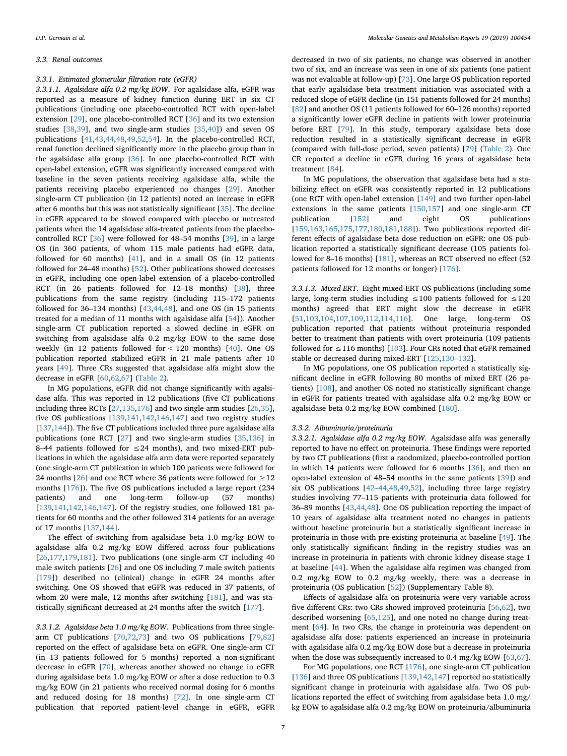### 3.3. Renal outcomes

#### 3.3.1. Estimated glomerular filtration rate (eGFR)

*3.3.1.1. Agalsidase alfa 0.2 mg/kg EOW.* For agalsidase alfa, eGFR was reported as a measure of kidney function during ERT in six CT publications (including one placebo-controlled RCT with open-label extension [29], one placebo-controlled RCT [36] and its two extension studies [38,39], and two single-arm studies [35,40]) and seven OS publications [41,43,44,48,49,52,54]. In the placebo-controlled RCT, renal function declined significantly more in the placebo group than in the agalsidase alfa group [36]. In one placebo-controlled RCT with open-label extension, eGFR was significantly increased compared with baseline in the seven patients receiving agalsidase alfa, while the patients receiving placebo experienced no changes [29]. Another single-arm CT publication (in 12 patients) noted an increase in eGFR after 6 months but this was not statistically significant [35]. The decline in eGFR appeared to be slowed compared with placebo or untreated patients when the 14 agalsidase alfa-treated patients from the placebo-controlled RCT [36] were followed for 48–54 months [39], in a large OS (in 360 patients, of whom 115 male patients had eGFR data, followed for 60 months) [41], and in a small OS (in 12 patients followed for 24–48 months) [52]. Other publications showed decreases in eGFR, including one open-label extension of a placebo-controlled RCT (in 26 patients followed for 12–18 months) [38], three publications from the same registry (including 115–172 patients followed for 36–134 months) [43,44,48], and one OS (in 15 patients treated for a median of 11 months with agalsidase alfa [54]). Another single-arm CT publication reported a slowed decline in eGFR on switching from agalsidase alfa 0.2 mg/kg EOW to the same dose weekly (in 12 patients followed for < 120 months) [40]. One OS publication reported stabilized eGFR in 21 male patients after 10 years [49]. Three CRs suggested that agalsidase alfa might slow the decrease in eGFR [60,62,67] (Table 2).

In MG populations, eGFR did not change significantly with agalsidase alfa. This was reported in 12 publications (five CT publications including three RCTs [27,135,176] and two single-arm studies [26,35], five OS publications [139,141,142,146,147] and two registry studies [137,144]). The five CT publications included three pure agalsidase alfa publications (one RCT [27] and two single-arm studies [35,136] in 8–44 patients followed for ≤24 months), and two mixed-ERT publications in which the agalsidase alfa arm data were reported separately (one single-arm CT publication in which 100 patients were followed for 24 months [26] and one RCT where 36 patients were followed for ≥12 months [176]). The five OS publications included a large report (234 patients) and one long-term follow-up (57 months) [139,141,142,146,147]. Of the registry studies, one followed 181 patients for 60 months and the other followed 314 patients for an average of 17 months [137,144].

The effect of switching from agalsidase beta 1.0 mg/kg EOW to agalsidase alfa 0.2 mg/kg EOW differed across four publications [26,177,179,181]. Two publications (one single-arm CT including 40 male switch patients [26] and one OS including 7 male switch patients [179]) described no (clinical) change in eGFR 24 months after switching. One OS showed that eGFR was reduced in 37 patients, of whom 20 were male, 12 months after switching [181], and was statistically significant decreased at 24 months after the switch [177].

*3.3.1.2. Agalsidase beta 1.0 mg/kg EOW.* Publications from three single-arm CT publications [70,72,73] and two OS publications [79,82] reported on the effect of agalsidase beta on eGFR. One single-arm CT (in 13 patients followed for 5 months) reported a non-significant decrease in eGFR [70], whereas another showed no change in eGFR during agalsidase beta 1.0 mg/kg EOW or after a dose reduction to 0.3 mg/kg EOW (in 21 patients who received normal dosing for 6 months and reduced dosing for 18 months) [72]. In one single-arm CT publication that reported patient-level change in eGFR, eGFR decreased in two of six patients, no change was observed in another two of six, and an increase was seen in one of six patients (one patient was not evaluable at follow-up) [73]. One large OS publication reported that early agalsidase beta treatment initiation was associated with a reduced slope of eGFR decline (in 151 patients followed for 24 months) [82] and another OS (11 patients followed for 60–126 months) reported a significantly lower eGFR decline in patients with lower proteinuria before ERT [79]. In this study, temporary agalsidase beta dose reduction resulted in a statistically significant decrease in eGFR (compared with full-dose period, seven patients) [79] (Table 2). One CR reported a decline in eGFR during 16 years of agalsidase beta treatment [84].

In MG populations, the observation that agalsidase beta had a stabilizing effect on eGFR was consistently reported in 12 publications (one RCT with open-label extension [149] and two further open-label extensions in the same patients [150,157] and one single-arm CT publication [152] and eight OS publications [159,163,165,175,177,180,181,188]). Two publications reported different effects of agalsidase beta dose reduction on eGFR: one OS publication reported a statistically significant decrease (105 patients followed for 8–16 months) [181], whereas an RCT observed no effect (52 patients followed for 12 months or longer) [176].

*3.3.1.3. Mixed ERT.* Eight mixed-ERT OS publications (including some large, long-term studies including ≤100 patients followed for ≤120 months) agreed that ERT might slow the decrease in eGFR [51,103,104,107,109,112,114,116]. One large, long-term OS publication reported that patients without proteinuria responded better to treatment than patients with overt proteinuria (109 patients followed for ≤116 months) [103]. Four CRs noted that eGFR remained stable or decreased during mixed-ERT [125,130–132].

In MG populations, one OS publication reported a statistically significant decline in eGFR following 80 months of mixed ERT (26 patients) [108], and another OS noted no statistically significant change in eGFR for patients treated with agalsidase alfa 0.2 mg/kg EOW or agalsidase beta 0.2 mg/kg EOW combined [180].

#### 3.3.2. Albuminuria/proteinuria

*3.3.2.1. Agalsidase alfa 0.2 mg/kg EOW.* Agalsidase alfa was generally reported to have no effect on proteinuria. These findings were reported by two CT publications (first a randomized, placebo-controlled portion in which 14 patients were followed for 6 months [36], and then an open-label extension of 48–54 months in the same patients [39]) and six OS publications [42–44,48,49,52], including three large registry studies with 77–115 patients with proteinuria data followed for 36–89 months [43,44,48]. One OS publication reporting the impact of 10 years of agalsidase alfa treatment noted no changes in patients without baseline proteinuria but a statistically significant increase in proteinuria in those with pre-existing proteinuria at baseline [49]. The only statistically significant finding in the registry studies was an increase in proteinuria in patients with chronic kidney disease stage 1 at baseline [44]. When the agalsidase alfa regimen was changed from 0.2 mg/kg EOW to 0.2 mg/kg weekly, there was a decrease in proteinuria (OS publication [52]) (Supplementary Table 8).

Effects of agalsidase alfa on proteinuria were very variable across five different CRs: two CRs showed improved proteinuria [56,62], two described worsening [65,125], and one noted no change during treatment [64]. In two CRs, the change in proteinuria was dependent on agalsidase alfa dose: patients experienced an increase in proteinuria with agalsidase alfa 0.2 mg/kg EOW dose but a decrease in proteinuria when the dose was subsequently increased to 0.4 mg/kg EOW [63,67].

For MG populations, one RCT [176], one single-arm CT publication [136] and three OS publications [139,142,147] reported no statistically significant change in proteinuria with agalsidase alfa. Two OS publications reported the effect of switching from agalsidase beta 1.0 mg/kg EOW to agalsidase alfa 0.2 mg/kg EOW on proteinuria/albuminuria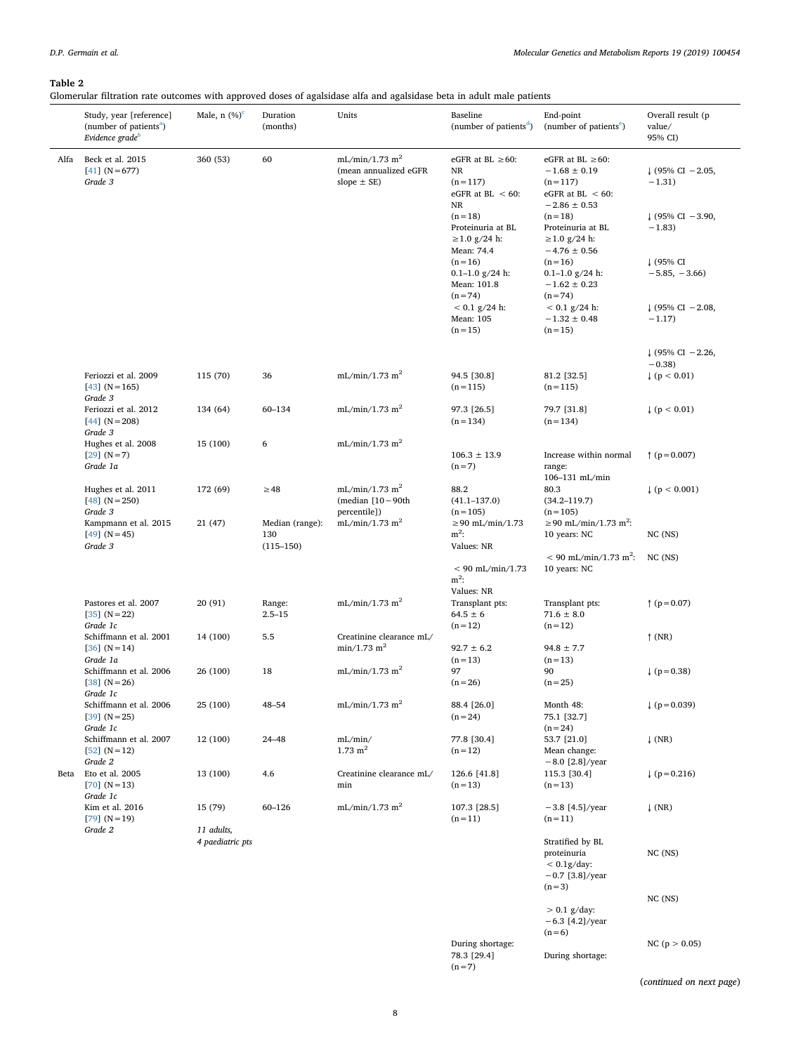**Table 2**
Glomerular filtration rate outcomes with approved doses of agalsidase alfa and agalsidase beta in adult male patients

| | Study, year [reference] (number of patients[a]) *Evidence grade*[b] | Male, n (%)[c] | Duration (months) | Units | Baseline (number of patients[d]) | End-point (number of patients[e]) | Overall result (p value/ 95% CI) |
|---|---|---|---|---|---|---|---|
| Alfa | Beck et al. 2015 [41] (N = 677) *Grade 3* | 360 (53) | 60 | mL/min/1.73 $m^2$ (mean annualized eGFR slope ± SE) | eGFR at BL ≥60: NR (n = 117) | eGFR at BL ≥60: −1.68 ± 0.19 (n = 117) | ↓ (95% CI −2.05, −1.31) |
| | | | | | eGFR at BL < 60: NR (n = 18) | eGFR at BL < 60: −2.86 ± 0.53 (n = 18) | ↓ (95% CI −3.90, −1.83) |
| | | | | | Proteinuria at BL ≥1.0 g/24 h: Mean: 74.4 (n = 16) | Proteinuria at BL ≥1.0 g/24 h: −4.76 ± 0.56 (n = 16) | ↓ (95% CI −5.85, −3.66) |
| | | | | | 0.1–1.0 g/24 h: Mean: 101.8 (n = 74) | 0.1–1.0 g/24 h: −1.62 ± 0.23 (n = 74) | ↓ (95% CI −2.08, −1.17) |
| | | | | | < 0.1 g/24 h: Mean: 105 (n = 15) | < 0.1 g/24 h: −1.32 ± 0.48 (n = 15) | ↓ (95% CI −2.26, −0.38) |
| | Feriozzi et al. 2009 [43] (N = 165) *Grade 3* | 115 (70) | 36 | mL/min/1.73 $m^2$ | 94.5 [30.8] (n = 115) | 81.2 [32.5] (n = 115) | ↓ (p < 0.01) |
| | Feriozzi et al. 2012 [44] (N = 208) *Grade 3* | 134 (64) | 60–134 | mL/min/1.73 $m^2$ | 97.3 [26.5] (n = 134) | 79.7 [31.8] (n = 134) | ↓ (p < 0.01) |
| | Hughes et al. 2008 [29] (N = 7) *Grade 1a* | 15 (100) | 6 | mL/min/1.73 $m^2$ | 106.3 ± 13.9 (n = 7) | Increase within normal range: 106–131 mL/min | ↑ (p = 0.007) |
| | Hughes et al. 2011 [48] (N = 250) *Grade 3* | 172 (69) | ≥48 | mL/min/1.73 $m^2$ (median [10 − 90th percentile]) | 88.2 (41.1–137.0) (n = 105) | 80.3 (34.2–119.7) (n = 105) | ↓ (p < 0.001) |
| | Kampmann et al. 2015 [49] (N = 45) *Grade 3* | 21 (47) | Median (range): 130 (115–150) | mL/min/1.73 $m^2$ | ≥90 mL/min/1.73 $m^2$: Values: NR | ≥90 mL/min/1.73 $m^2$: 10 years: NC | NC (NS) |
| | | | | | < 90 mL/min/1.73 $m^2$: Values: NR | < 90 mL/min/1.73 $m^2$: 10 years: NC | NC (NS) |
| | Pastores et al. 2007 [35] (N = 22) *Grade 1c* | 20 (91) | Range: 2.5–15 | mL/min/1.73 $m^2$ | Transplant pts: 64.5 ± 6 (n = 12) | Transplant pts: 71.6 ± 8.0 (n = 12) | ↑ (p = 0.07) |
| | Schiffmann et al. 2001 [36] (N = 14) *Grade 1a* | 14 (100) | 5.5 | Creatinine clearance mL/min/1.73 $m^2$ | 92.7 ± 6.2 (n = 13) | 94.8 ± 7.7 (n = 13) | ↑ (NR) |
| | Schiffmann et al. 2006 [38] (N = 26) *Grade 1c* | 26 (100) | 18 | mL/min/1.73 $m^2$ | 97 (n = 26) | 90 (n = 25) | ↓ (p = 0.38) |
| | Schiffmann et al. 2006 [39] (N = 25) *Grade 1c* | 25 (100) | 48–54 | mL/min/1.73 $m^2$ | 88.4 [26.0] (n = 24) | Month 48: 75.1 [32.7] (n = 24) | ↓ (p = 0.039) |
| | Schiffmann et al. 2007 [52] (N = 12) *Grade 2* | 12 (100) | 24–48 | mL/min/ 1.73 $m^2$ | 77.8 [30.4] (n = 12) | 53.7 [21.0] Mean change: −8.0 [2.8]/year | ↓ (NR) |
| Beta | Eto et al. 2005 [70] (N = 13) *Grade 1c* | 13 (100) | 4.6 | Creatinine clearance mL/min | 126.6 [41.8] (n = 13) | 115.3 [30.4] (n = 13) | ↓ (p = 0.216) |
| | Kim et al. 2016 [79] (N = 19) *Grade 2* | 15 (79) *11 adults, 4 paediatric pts* | 60–126 | mL/min/1.73 $m^2$ | 107.3 [28.5] (n = 11) | −3.8 [4.5]/year (n = 11) | ↓ (NR) |
| | | | | | | Stratified by BL proteinuria < 0.1g/day: −0.7 [3.8]/year (n = 3) | NC (NS) |
| | | | | | | > 0.1 g/day: −6.3 [4.2]/year (n = 6) | NC (NS) |
| | | | | | During shortage: 78.3 [29.4] (n = 7) | During shortage: | NC (p > 0.05) |

(*continued on next page*)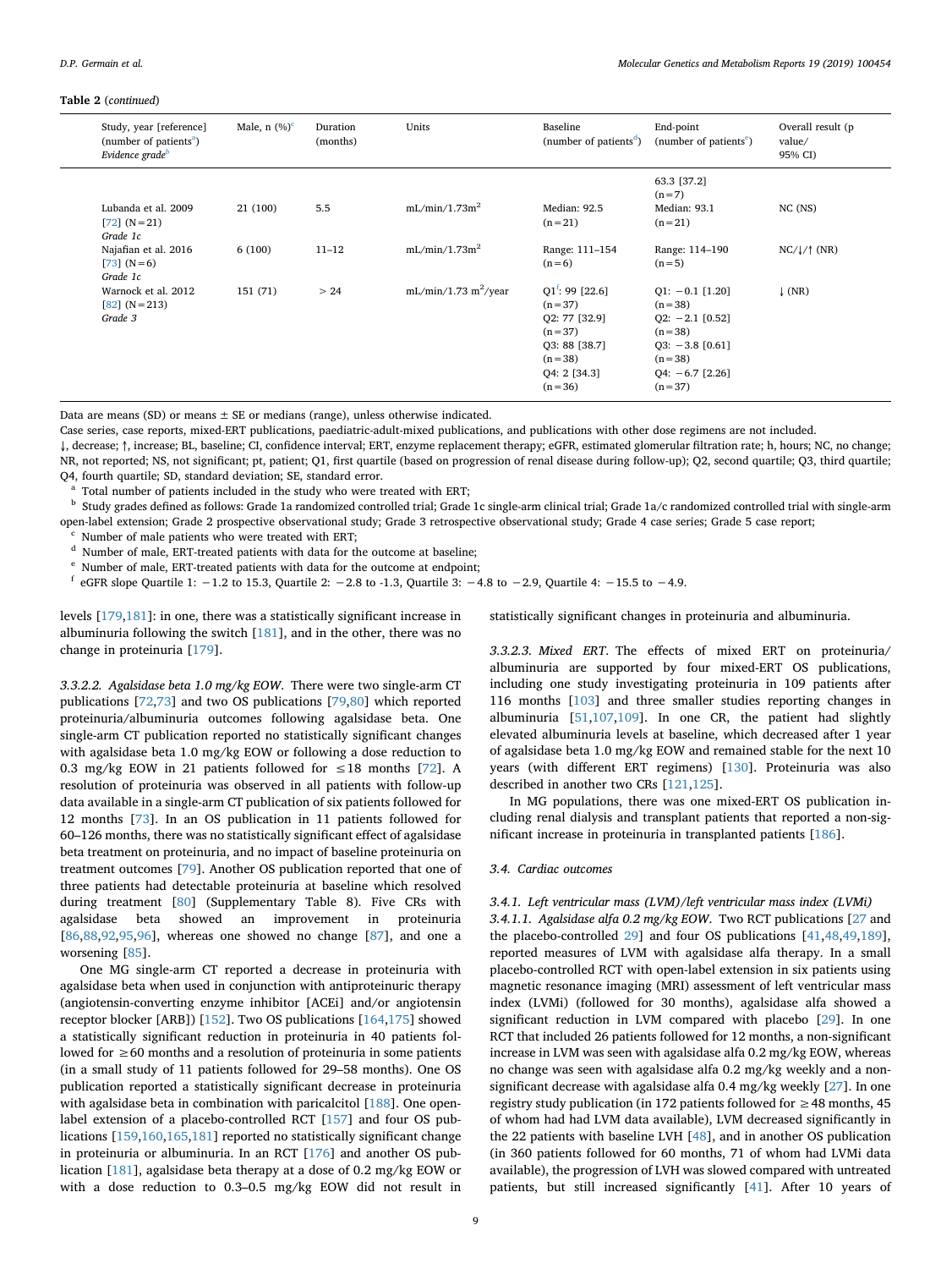**Table 2** (*continued*)

| Study, year [reference] (number of patients[a]) *Evidence grade*[b] | Male, n (%)[c] | Duration (months) | Units | Baseline (number of patients[d]) | End-point (number of patients[e]) | Overall result (p value/ 95% CI) |
|---|---|---|---|---|---|---|
| | | | | | 63.3 [37.2] (n = 7) | |
| Lubanda et al. 2009 [72] (N = 21) *Grade 1c* | 21 (100) | 5.5 | mL/min/1.73m$^2$ | Median: 92.5 (n = 21) | Median: 93.1 (n = 21) | NC (NS) |
| Najafian et al. 2016 [73] (N = 6) *Grade 1c* | 6 (100) | 11–12 | mL/min/1.73m$^2$ | Range: 111–154 (n = 6) | Range: 114–190 (n = 5) | NC/↓/↑ (NR) |
| Warnock et al. 2012 [82] (N = 213) *Grade 3* | 151 (71) | > 24 | mL/min/1.73 m$^2$/year | Q1[f]: 99 [22.6] (n = 37) Q2: 77 [32.9] (n = 37) Q3: 88 [38.7] (n = 38) Q4: 2 [34.3] (n = 36) | Q1: −0.1 [1.20] (n = 38) Q2: −2.1 [0.52] (n = 38) Q3: −3.8 [0.61] (n = 38) Q4: −6.7 [2.26] (n = 37) | ↓ (NR) |

Data are means (SD) or means ± SE or medians (range), unless otherwise indicated.

Case series, case reports, mixed-ERT publications, paediatric-adult-mixed publications, and publications with other dose regimens are not included.

↓, decrease; ↑, increase; BL, baseline; CI, confidence interval; ERT, enzyme replacement therapy; eGFR, estimated glomerular filtration rate; h, hours; NC, no change; NR, not reported; NS, not significant; pt, patient; Q1, first quartile (based on progression of renal disease during follow-up); Q2, second quartile; Q3, third quartile; Q4, fourth quartile; SD, standard deviation; SE, standard error.

[a] Total number of patients included in the study who were treated with ERT;

[b] Study grades defined as follows: Grade 1a randomized controlled trial; Grade 1c single-arm clinical trial; Grade 1a/c randomized controlled trial with single-arm open-label extension; Grade 2 prospective observational study; Grade 3 retrospective observational study; Grade 4 case series; Grade 5 case report;

[c] Number of male patients who were treated with ERT;

[d] Number of male, ERT-treated patients with data for the outcome at baseline;

[e] Number of male, ERT-treated patients with data for the outcome at endpoint;

[f] eGFR slope Quartile 1: −1.2 to 15.3, Quartile 2: −2.8 to -1.3, Quartile 3: −4.8 to −2.9, Quartile 4: −15.5 to −4.9.

levels [179,181]: in one, there was a statistically significant increase in albuminuria following the switch [181], and in the other, there was no change in proteinuria [179].

*3.3.2.2. Agalsidase beta 1.0 mg/kg EOW.* There were two single-arm CT publications [72,73] and two OS publications [79,80] which reported proteinuria/albuminuria outcomes following agalsidase beta. One single-arm CT publication reported no statistically significant changes with agalsidase beta 1.0 mg/kg EOW or following a dose reduction to 0.3 mg/kg EOW in 21 patients followed for ≤18 months [72]. A resolution of proteinuria was observed in all patients with follow-up data available in a single-arm CT publication of six patients followed for 12 months [73]. In an OS publication in 11 patients followed for 60–126 months, there was no statistically significant effect of agalsidase beta treatment on proteinuria, and no impact of baseline proteinuria on treatment outcomes [79]. Another OS publication reported that one of three patients had detectable proteinuria at baseline which resolved during treatment [80] (Supplementary Table 8). Five CRs with agalsidase beta showed an improvement in proteinuria [86,88,92,95,96], whereas one showed no change [87], and one a worsening [85].

One MG single-arm CT reported a decrease in proteinuria with agalsidase beta when used in conjunction with antiproteinuric therapy (angiotensin-converting enzyme inhibitor [ACEi] and/or angiotensin receptor blocker [ARB]) [152]. Two OS publications [164,175] showed a statistically significant reduction in proteinuria in 40 patients followed for ≥60 months and a resolution of proteinuria in some patients (in a small study of 11 patients followed for 29–58 months). One OS publication reported a statistically significant decrease in proteinuria with agalsidase beta in combination with paricalcitol [188]. One open-label extension of a placebo-controlled RCT [157] and four OS publications [159,160,165,181] reported no statistically significant change in proteinuria or albuminuria. In an RCT [176] and another OS publication [181], agalsidase beta therapy at a dose of 0.2 mg/kg EOW or with a dose reduction to 0.3–0.5 mg/kg EOW did not result in statistically significant changes in proteinuria and albuminuria.

*3.3.2.3. Mixed ERT.* The effects of mixed ERT on proteinuria/albuminuria are supported by four mixed-ERT OS publications, including one study investigating proteinuria in 109 patients after 116 months [103] and three smaller studies reporting changes in albuminuria [51,107,109]. In one CR, the patient had slightly elevated albuminuria levels at baseline, which decreased after 1 year of agalsidase beta 1.0 mg/kg EOW and remained stable for the next 10 years (with different ERT regimens) [130]. Proteinuria was also described in another two CRs [121,125].

In MG populations, there was one mixed-ERT OS publication including renal dialysis and transplant patients that reported a non-significant increase in proteinuria in transplanted patients [186].

### 3.4. Cardiac outcomes

#### 3.4.1. Left ventricular mass (LVM)/left ventricular mass index (LVMi)

*3.4.1.1. Agalsidase alfa 0.2 mg/kg EOW.* Two RCT publications [27 and the placebo-controlled 29] and four OS publications [41,48,49,189], reported measures of LVM with agalsidase alfa therapy. In a small placebo-controlled RCT with open-label extension in six patients using magnetic resonance imaging (MRI) assessment of left ventricular mass index (LVMi) (followed for 30 months), agalsidase alfa showed a significant reduction in LVM compared with placebo [29]. In one RCT that included 26 patients followed for 12 months, a non-significant increase in LVM was seen with agalsidase alfa 0.2 mg/kg EOW, whereas no change was seen with agalsidase alfa 0.2 mg/kg weekly and a non-significant decrease with agalsidase alfa 0.4 mg/kg weekly [27]. In one registry study publication (in 172 patients followed for ≥48 months, 45 of whom had had LVM data available), LVM decreased significantly in the 22 patients with baseline LVH [48], and in another OS publication (in 360 patients followed for 60 months, 71 of whom had LVMi data available), the progression of LVH was slowed compared with untreated patients, but still increased significantly [41]. After 10 years of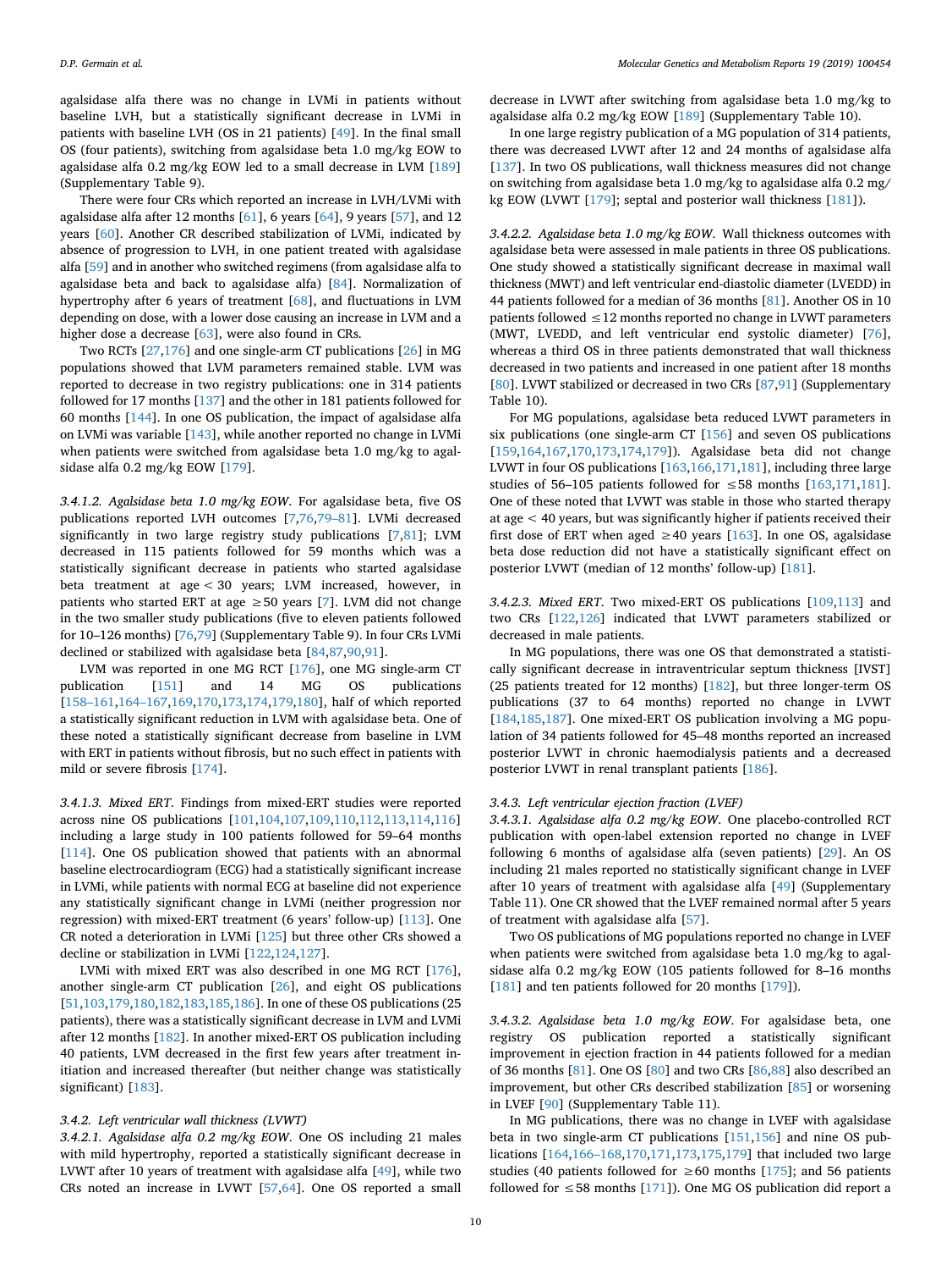agalsidase alfa there was no change in LVMi in patients without baseline LVH, but a statistically significant decrease in LVMi in patients with baseline LVH (OS in 21 patients) [49]. In the final small OS (four patients), switching from agalsidase beta 1.0 mg/kg EOW to agalsidase alfa 0.2 mg/kg EOW led to a small decrease in LVM [189] (Supplementary Table 9).

There were four CRs which reported an increase in LVH/LVMi with agalsidase alfa after 12 months [61], 6 years [64], 9 years [57], and 12 years [60]. Another CR described stabilization of LVMi, indicated by absence of progression to LVH, in one patient treated with agalsidase alfa [59] and in another who switched regimens (from agalsidase alfa to agalsidase beta and back to agalsidase alfa) [84]. Normalization of hypertrophy after 6 years of treatment [68], and fluctuations in LVM depending on dose, with a lower dose causing an increase in LVM and a higher dose a decrease [63], were also found in CRs.

Two RCTs [27,176] and one single-arm CT publications [26] in MG populations showed that LVM parameters remained stable. LVM was reported to decrease in two registry publications: one in 314 patients followed for 17 months [137] and the other in 181 patients followed for 60 months [144]. In one OS publication, the impact of agalsidase alfa on LVMi was variable [143], while another reported no change in LVMi when patients were switched from agalsidase beta 1.0 mg/kg to agalsidase alfa 0.2 mg/kg EOW [179].

*3.4.1.2. Agalsidase beta 1.0 mg/kg EOW.* For agalsidase beta, five OS publications reported LVH outcomes [7,76,79–81]. LVMi decreased significantly in two large registry study publications [7,81]; LVM decreased in 115 patients followed for 59 months which was a statistically significant decrease in patients who started agalsidase beta treatment at age < 30 years; LVM increased, however, in patients who started ERT at age ≥50 years [7]. LVM did not change in the two smaller study publications (five to eleven patients followed for 10–126 months) [76,79] (Supplementary Table 9). In four CRs LVMi declined or stabilized with agalsidase beta [84,87,90,91].

LVM was reported in one MG RCT [176], one MG single-arm CT publication [151] and 14 MG OS publications [158–161,164–167,169,170,173,174,179,180], half of which reported a statistically significant reduction in LVM with agalsidase beta. One of these noted a statistically significant decrease from baseline in LVM with ERT in patients without fibrosis, but no such effect in patients with mild or severe fibrosis [174].

*3.4.1.3. Mixed ERT.* Findings from mixed-ERT studies were reported across nine OS publications [101,104,107,109,110,112,113,114,116] including a large study in 100 patients followed for 59–64 months [114]. One OS publication showed that patients with an abnormal baseline electrocardiogram (ECG) had a statistically significant increase in LVMi, while patients with normal ECG at baseline did not experience any statistically significant change in LVMi (neither progression nor regression) with mixed-ERT treatment (6 years' follow-up) [113]. One CR noted a deterioration in LVMi [125] but three other CRs showed a decline or stabilization in LVMi [122,124,127].

LVMi with mixed ERT was also described in one MG RCT [176], another single-arm CT publication [26], and eight OS publications [51,103,179,180,182,183,185,186]. In one of these OS publications (25 patients), there was a statistically significant decrease in LVM and LVMi after 12 months [182]. In another mixed-ERT OS publication including 40 patients, LVM decreased in the first few years after treatment initiation and increased thereafter (but neither change was statistically significant) [183].

#### 3.4.2. Left ventricular wall thickness (LVWT)

*3.4.2.1. Agalsidase alfa 0.2 mg/kg EOW.* One OS including 21 males with mild hypertrophy, reported a statistically significant decrease in LVWT after 10 years of treatment with agalsidase alfa [49], while two CRs noted an increase in LVWT [57,64]. One OS reported a small decrease in LVWT after switching from agalsidase beta 1.0 mg/kg to agalsidase alfa 0.2 mg/kg EOW [189] (Supplementary Table 10).

In one large registry publication of a MG population of 314 patients, there was decreased LVWT after 12 and 24 months of agalsidase alfa [137]. In two OS publications, wall thickness measures did not change on switching from agalsidase beta 1.0 mg/kg to agalsidase alfa 0.2 mg/kg EOW (LVWT [179]; septal and posterior wall thickness [181]).

*3.4.2.2. Agalsidase beta 1.0 mg/kg EOW.* Wall thickness outcomes with agalsidase beta were assessed in male patients in three OS publications. One study showed a statistically significant decrease in maximal wall thickness (MWT) and left ventricular end-diastolic diameter (LVEDD) in 44 patients followed for a median of 36 months [81]. Another OS in 10 patients followed ≤12 months reported no change in LVWT parameters (MWT, LVEDD, and left ventricular end systolic diameter) [76], whereas a third OS in three patients demonstrated that wall thickness decreased in two patients and increased in one patient after 18 months [80]. LVWT stabilized or decreased in two CRs [87,91] (Supplementary Table 10).

For MG populations, agalsidase beta reduced LVWT parameters in six publications (one single-arm CT [156] and seven OS publications [159,164,167,170,173,174,179]). Agalsidase beta did not change LVWT in four OS publications [163,166,171,181], including three large studies of 56–105 patients followed for ≤58 months [163,171,181]. One of these noted that LVWT was stable in those who started therapy at age < 40 years, but was significantly higher if patients received their first dose of ERT when aged ≥40 years [163]. In one OS, agalsidase beta dose reduction did not have a statistically significant effect on posterior LVWT (median of 12 months' follow-up) [181].

*3.4.2.3. Mixed ERT.* Two mixed-ERT OS publications [109,113] and two CRs [122,126] indicated that LVWT parameters stabilized or decreased in male patients.

In MG populations, there was one OS that demonstrated a statistically significant decrease in intraventricular septum thickness [IVST] (25 patients treated for 12 months) [182], but three longer-term OS publications (37 to 64 months) reported no change in LVWT [184,185,187]. One mixed-ERT OS publication involving a MG population of 34 patients followed for 45–48 months reported an increased posterior LVWT in chronic haemodialysis patients and a decreased posterior LVWT in renal transplant patients [186].

#### 3.4.3. Left ventricular ejection fraction (LVEF)

*3.4.3.1. Agalsidase alfa 0.2 mg/kg EOW.* One placebo-controlled RCT publication with open-label extension reported no change in LVEF following 6 months of agalsidase alfa (seven patients) [29]. An OS including 21 males reported no statistically significant change in LVEF after 10 years of treatment with agalsidase alfa [49] (Supplementary Table 11). One CR showed that the LVEF remained normal after 5 years of treatment with agalsidase alfa [57].

Two OS publications of MG populations reported no change in LVEF when patients were switched from agalsidase beta 1.0 mg/kg to agalsidase alfa 0.2 mg/kg EOW (105 patients followed for 8–16 months [181] and ten patients followed for 20 months [179]).

*3.4.3.2. Agalsidase beta 1.0 mg/kg EOW.* For agalsidase beta, one registry OS publication reported a statistically significant improvement in ejection fraction in 44 patients followed for a median of 36 months [81]. One OS [80] and two CRs [86,88] also described an improvement, but other CRs described stabilization [85] or worsening in LVEF [90] (Supplementary Table 11).

In MG publications, there was no change in LVEF with agalsidase beta in two single-arm CT publications [151,156] and nine OS publications [164,166–168,170,171,173,175,179] that included two large studies (40 patients followed for ≥60 months [175]; and 56 patients followed for ≤58 months [171]). One MG OS publication did report a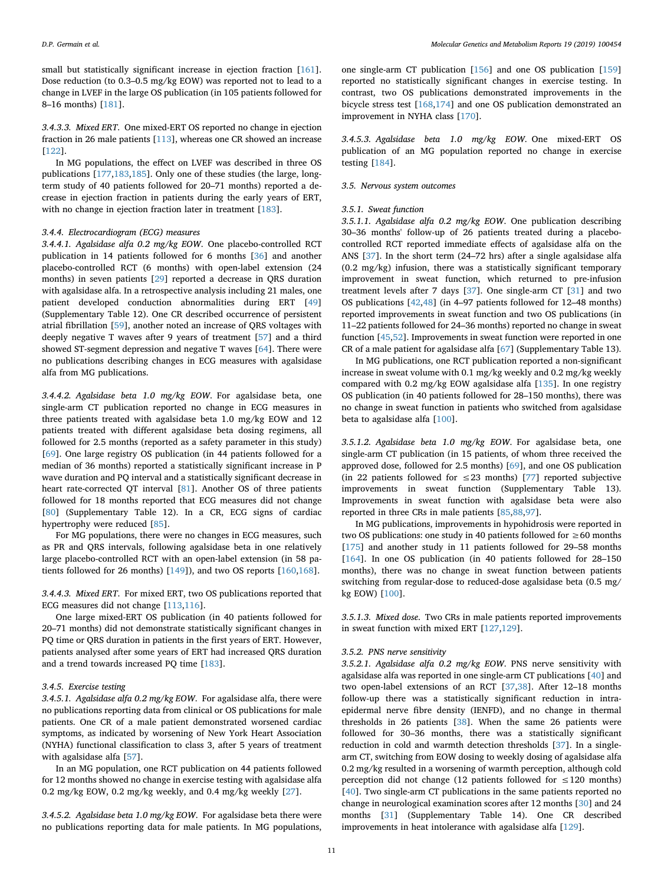small but statistically significant increase in ejection fraction [161]. Dose reduction (to 0.3–0.5 mg/kg EOW) was reported not to lead to a change in LVEF in the large OS publication (in 105 patients followed for 8–16 months) [181].

*3.4.3.3. Mixed ERT.* One mixed-ERT OS reported no change in ejection fraction in 26 male patients [113], whereas one CR showed an increase [122].

In MG populations, the effect on LVEF was described in three OS publications [177,183,185]. Only one of these studies (the large, long-term study of 40 patients followed for 20–71 months) reported a decrease in ejection fraction in patients during the early years of ERT, with no change in ejection fraction later in treatment [183].

### 3.4.4. Electrocardiogram (ECG) measures

*3.4.4.1. Agalsidase alfa 0.2 mg/kg EOW.* One placebo-controlled RCT publication in 14 patients followed for 6 months [36] and another placebo-controlled RCT (6 months) with open-label extension (24 months) in seven patients [29] reported a decrease in QRS duration with agalsidase alfa. In a retrospective analysis including 21 males, one patient developed conduction abnormalities during ERT [49] (Supplementary Table 12). One CR described occurrence of persistent atrial fibrillation [59], another noted an increase of QRS voltages with deeply negative T waves after 9 years of treatment [57] and a third showed ST-segment depression and negative T waves [64]. There were no publications describing changes in ECG measures with agalsidase alfa from MG publications.

*3.4.4.2. Agalsidase beta 1.0 mg/kg EOW.* For agalsidase beta, one single-arm CT publication reported no change in ECG measures in three patients treated with agalsidase beta 1.0 mg/kg EOW and 12 patients treated with different agalsidase beta dosing regimens, all followed for 2.5 months (reported as a safety parameter in this study) [69]. One large registry OS publication (in 44 patients followed for a median of 36 months) reported a statistically significant increase in P wave duration and PQ interval and a statistically significant decrease in heart rate-corrected QT interval [81]. Another OS of three patients followed for 18 months reported that ECG measures did not change [80] (Supplementary Table 12). In a CR, ECG signs of cardiac hypertrophy were reduced [85].

For MG populations, there were no changes in ECG measures, such as PR and QRS intervals, following agalsidase beta in one relatively large placebo-controlled RCT with an open-label extension (in 58 patients followed for 26 months) [149]), and two OS reports [160,168].

*3.4.4.3. Mixed ERT.* For mixed ERT, two OS publications reported that ECG measures did not change [113,116].

One large mixed-ERT OS publication (in 40 patients followed for 20–71 months) did not demonstrate statistically significant changes in PQ time or QRS duration in patients in the first years of ERT. However, patients analysed after some years of ERT had increased QRS duration and a trend towards increased PQ time [183].

### 3.4.5. Exercise testing

*3.4.5.1. Agalsidase alfa 0.2 mg/kg EOW.* For agalsidase alfa, there were no publications reporting data from clinical or OS publications for male patients. One CR of a male patient demonstrated worsened cardiac symptoms, as indicated by worsening of New York Heart Association (NYHA) functional classification to class 3, after 5 years of treatment with agalsidase alfa [57].

In an MG population, one RCT publication on 44 patients followed for 12 months showed no change in exercise testing with agalsidase alfa 0.2 mg/kg EOW, 0.2 mg/kg weekly, and 0.4 mg/kg weekly [27].

*3.4.5.2. Agalsidase beta 1.0 mg/kg EOW.* For agalsidase beta there were no publications reporting data for male patients. In MG populations, one single-arm CT publication [156] and one OS publication [159] reported no statistically significant changes in exercise testing. In contrast, two OS publications demonstrated improvements in the bicycle stress test [168,174] and one OS publication demonstrated an improvement in NYHA class [170].

*3.4.5.3. Agalsidase beta 1.0 mg/kg EOW.* One mixed-ERT OS publication of an MG population reported no change in exercise testing [184].

## 3.5. Nervous system outcomes

### 3.5.1. Sweat function

*3.5.1.1. Agalsidase alfa 0.2 mg/kg EOW.* One publication describing 30–36 months' follow-up of 26 patients treated during a placebo-controlled RCT reported immediate effects of agalsidase alfa on the ANS [37]. In the short term (24–72 hrs) after a single agalsidase alfa (0.2 mg/kg) infusion, there was a statistically significant temporary improvement in sweat function, which returned to pre-infusion treatment levels after 7 days [37]. One single-arm CT [31] and two OS publications [42,48] (in 4–97 patients followed for 12–48 months) reported improvements in sweat function and two OS publications (in 11–22 patients followed for 24–36 months) reported no change in sweat function [45,52]. Improvements in sweat function were reported in one CR of a male patient for agalsidase alfa [67] (Supplementary Table 13).

In MG publications, one RCT publication reported a non-significant increase in sweat volume with 0.1 mg/kg weekly and 0.2 mg/kg weekly compared with 0.2 mg/kg EOW agalsidase alfa [135]. In one registry OS publication (in 40 patients followed for 28–150 months), there was no change in sweat function in patients who switched from agalsidase beta to agalsidase alfa [100].

*3.5.1.2. Agalsidase beta 1.0 mg/kg EOW.* For agalsidase beta, one single-arm CT publication (in 15 patients, of whom three received the approved dose, followed for 2.5 months) [69], and one OS publication (in 22 patients followed for ≤23 months) [77] reported subjective improvements in sweat function (Supplementary Table 13). Improvements in sweat function with agalsidase beta were also reported in three CRs in male patients [85,88,97].

In MG publications, improvements in hypohidrosis were reported in two OS publications: one study in 40 patients followed for ≥60 months [175] and another study in 11 patients followed for 29–58 months [164]. In one OS publication (in 40 patients followed for 28–150 months), there was no change in sweat function between patients switching from regular-dose to reduced-dose agalsidase beta (0.5 mg/kg EOW) [100].

*3.5.1.3. Mixed dose.* Two CRs in male patients reported improvements in sweat function with mixed ERT [127,129].

### 3.5.2. PNS nerve sensitivity

*3.5.2.1. Agalsidase alfa 0.2 mg/kg EOW.* PNS nerve sensitivity with agalsidase alfa was reported in one single-arm CT publications [40] and two open-label extensions of an RCT [37,38]. After 12–18 months follow-up there was a statistically significant reduction in intra-epidermal nerve fibre density (IENFD), and no change in thermal thresholds in 26 patients [38]. When the same 26 patients were followed for 30–36 months, there was a statistically significant reduction in cold and warmth detection thresholds [37]. In a single-arm CT, switching from EOW dosing to weekly dosing of agalsidase alfa 0.2 mg/kg resulted in a worsening of warmth perception, although cold perception did not change (12 patients followed for ≤120 months) [40]. Two single-arm CT publications in the same patients reported no change in neurological examination scores after 12 months [30] and 24 months [31] (Supplementary Table 14). One CR described improvements in heat intolerance with agalsidase alfa [129].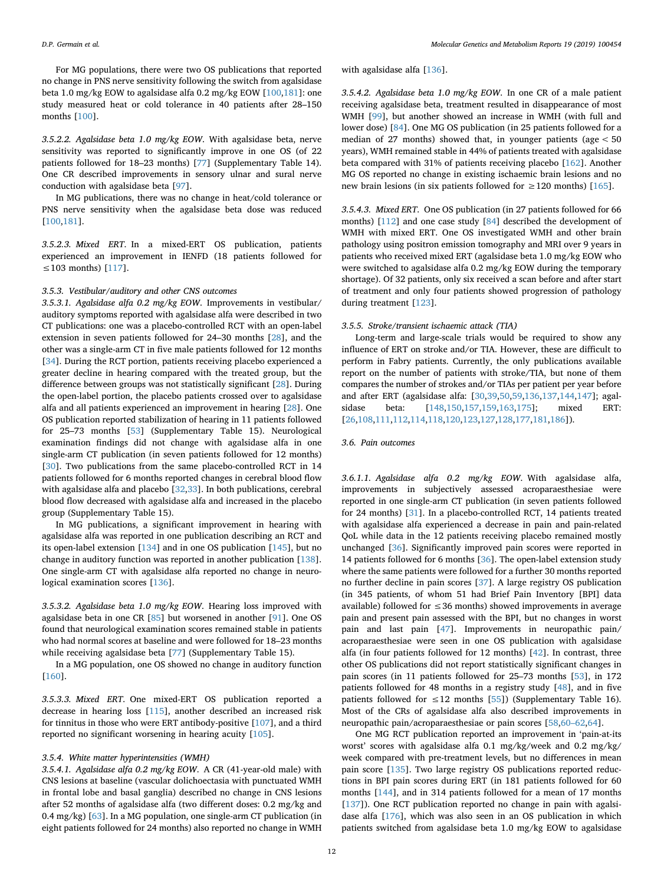For MG populations, there were two OS publications that reported no change in PNS nerve sensitivity following the switch from agalsidase beta 1.0 mg/kg EOW to agalsidase alfa 0.2 mg/kg EOW [100,181]: one study measured heat or cold tolerance in 40 patients after 28–150 months [100].

*3.5.2.2. Agalsidase beta 1.0 mg/kg EOW*. With agalsidase beta, nerve sensitivity was reported to significantly improve in one OS (of 22 patients followed for 18–23 months) [77] (Supplementary Table 14). One CR described improvements in sensory ulnar and sural nerve conduction with agalsidase beta [97].

In MG publications, there was no change in heat/cold tolerance or PNS nerve sensitivity when the agalsidase beta dose was reduced [100,181].

*3.5.2.3. Mixed ERT*. In a mixed-ERT OS publication, patients experienced an improvement in IENFD (18 patients followed for ≤103 months) [117].

### 3.5.3. Vestibular/auditory and other CNS outcomes

*3.5.3.1. Agalsidase alfa 0.2 mg/kg EOW*. Improvements in vestibular/auditory symptoms reported with agalsidase alfa were described in two CT publications: one was a placebo-controlled RCT with an open-label extension in seven patients followed for 24–30 months [28], and the other was a single-arm CT in five male patients followed for 12 months [34]. During the RCT portion, patients receiving placebo experienced a greater decline in hearing compared with the treated group, but the difference between groups was not statistically significant [28]. During the open-label portion, the placebo patients crossed over to agalsidase alfa and all patients experienced an improvement in hearing [28]. One OS publication reported stabilization of hearing in 11 patients followed for 25–73 months [53] (Supplementary Table 15). Neurological examination findings did not change with agalsidase alfa in one single-arm CT publication (in seven patients followed for 12 months) [30]. Two publications from the same placebo-controlled RCT in 14 patients followed for 6 months reported changes in cerebral blood flow with agalsidase alfa and placebo [32,33]. In both publications, cerebral blood flow decreased with agalsidase alfa and increased in the placebo group (Supplementary Table 15).

In MG publications, a significant improvement in hearing with agalsidase alfa was reported in one publication describing an RCT and its open-label extension [134] and in one OS publication [145], but no change in auditory function was reported in another publication [138]. One single-arm CT with agalsidase alfa reported no change in neurological examination scores [136].

*3.5.3.2. Agalsidase beta 1.0 mg/kg EOW*. Hearing loss improved with agalsidase beta in one CR [85] but worsened in another [91]. One OS found that neurological examination scores remained stable in patients who had normal scores at baseline and were followed for 18–23 months while receiving agalsidase beta [77] (Supplementary Table 15).

In a MG population, one OS showed no change in auditory function [160].

*3.5.3.3. Mixed ERT*. One mixed-ERT OS publication reported a decrease in hearing loss [115], another described an increased risk for tinnitus in those who were ERT antibody-positive [107], and a third reported no significant worsening in hearing acuity [105].

### 3.5.4. White matter hyperintensities (WMH)

*3.5.4.1. Agalsidase alfa 0.2 mg/kg EOW*. A CR (41-year-old male) with CNS lesions at baseline (vascular dolichoectasia with punctuated WMH in frontal lobe and basal ganglia) described no change in CNS lesions after 52 months of agalsidase alfa (two different doses: 0.2 mg/kg and 0.4 mg/kg) [63]. In a MG population, one single-arm CT publication (in eight patients followed for 24 months) also reported no change in WMH with agalsidase alfa [136].

*3.5.4.2. Agalsidase beta 1.0 mg/kg EOW*. In one CR of a male patient receiving agalsidase beta, treatment resulted in disappearance of most WMH [99], but another showed an increase in WMH (with full and lower dose) [84]. One MG OS publication (in 25 patients followed for a median of 27 months) showed that, in younger patients (age < 50 years), WMH remained stable in 44% of patients treated with agalsidase beta compared with 31% of patients receiving placebo [162]. Another MG OS reported no change in existing ischaemic brain lesions and no new brain lesions (in six patients followed for ≥120 months) [165].

*3.5.4.3. Mixed ERT*. One OS publication (in 27 patients followed for 66 months) [112] and one case study [84] described the development of WMH with mixed ERT. One OS investigated WMH and other brain pathology using positron emission tomography and MRI over 9 years in patients who received mixed ERT (agalsidase beta 1.0 mg/kg EOW who were switched to agalsidase alfa 0.2 mg/kg EOW during the temporary shortage). Of 32 patients, only six received a scan before and after start of treatment and only four patients showed progression of pathology during treatment [123].

### 3.5.5. Stroke/transient ischaemic attack (TIA)

Long-term and large-scale trials would be required to show any influence of ERT on stroke and/or TIA. However, these are difficult to perform in Fabry patients. Currently, the only publications available report on the number of patients with stroke/TIA, but none of them compares the number of strokes and/or TIAs per patient per year before and after ERT (agalsidase alfa: [30,39,50,59,136,137,144,147]; agalsidase beta: [148,150,157,159,163,175]; mixed ERT: [26,108,111,112,114,118,120,123,127,128,177,181,186]).

## 3.6. Pain outcomes

*3.6.1.1. Agalsidase alfa 0.2 mg/kg EOW*. With agalsidase alfa, improvements in subjectively assessed acroparaesthesiae were reported in one single-arm CT publication (in seven patients followed for 24 months) [31]. In a placebo-controlled RCT, 14 patients treated with agalsidase alfa experienced a decrease in pain and pain-related QoL while data in the 12 patients receiving placebo remained mostly unchanged [36]. Significantly improved pain scores were reported in 14 patients followed for 6 months [36]. The open-label extension study where the same patients were followed for a further 30 months reported no further decline in pain scores [37]. A large registry OS publication (in 345 patients, of whom 51 had Brief Pain Inventory [BPI] data available) followed for ≤36 months) showed improvements in average pain and present pain assessed with the BPI, but no changes in worst pain and last pain [47]. Improvements in neuropathic pain/acroparaesthesiae were seen in one OS publication with agalsidase alfa (in four patients followed for 12 months) [42]. In contrast, three other OS publications did not report statistically significant changes in pain scores (in 11 patients followed for 25–73 months [53], in 172 patients followed for 48 months in a registry study [48], and in five patients followed for ≤12 months [55]) (Supplementary Table 16). Most of the CRs of agalsidase alfa also described improvements in neuropathic pain/acroparaesthesiae or pain scores [58,60–62,64].

One MG RCT publication reported an improvement in 'pain-at-its worst' scores with agalsidase alfa 0.1 mg/kg/week and 0.2 mg/kg/week compared with pre-treatment levels, but no differences in mean pain score [135]. Two large registry OS publications reported reductions in BPI pain scores during ERT (in 181 patients followed for 60 months [144], and in 314 patients followed for a mean of 17 months [137]). One RCT publication reported no change in pain with agalsidase alfa [176], which was also seen in an OS publication in which patients switched from agalsidase beta 1.0 mg/kg EOW to agalsidase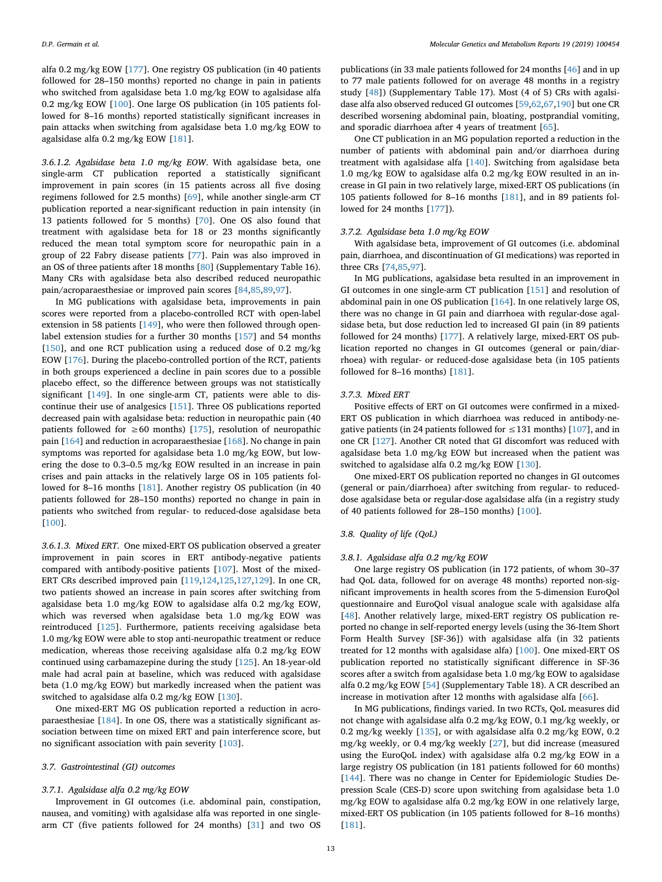alfa 0.2 mg/kg EOW [177]. One registry OS publication (in 40 patients followed for 28–150 months) reported no change in pain in patients who switched from agalsidase beta 1.0 mg/kg EOW to agalsidase alfa 0.2 mg/kg EOW [100]. One large OS publication (in 105 patients followed for 8–16 months) reported statistically significant increases in pain attacks when switching from agalsidase beta 1.0 mg/kg EOW to agalsidase alfa 0.2 mg/kg EOW [181].

*3.6.1.2. Agalsidase beta 1.0 mg/kg EOW*. With agalsidase beta, one single-arm CT publication reported a statistically significant improvement in pain scores (in 15 patients across all five dosing regimens followed for 2.5 months) [69], while another single-arm CT publication reported a near-significant reduction in pain intensity (in 13 patients followed for 5 months) [70]. One OS also found that treatment with agalsidase beta for 18 or 23 months significantly reduced the mean total symptom score for neuropathic pain in a group of 22 Fabry disease patients [77]. Pain was also improved in an OS of three patients after 18 months [80] (Supplementary Table 16). Many CRs with agalsidase beta also described reduced neuropathic pain/acroparaesthesiae or improved pain scores [84,85,89,97].

In MG publications with agalsidase beta, improvements in pain scores were reported from a placebo-controlled RCT with open-label extension in 58 patients [149], who were then followed through open-label extension studies for a further 30 months [157] and 54 months [150], and one RCT publication using a reduced dose of 0.2 mg/kg EOW [176]. During the placebo-controlled portion of the RCT, patients in both groups experienced a decline in pain scores due to a possible placebo effect, so the difference between groups was not statistically significant [149]. In one single-arm CT, patients were able to discontinue their use of analgesics [151]. Three OS publications reported decreased pain with agalsidase beta: reduction in neuropathic pain (40 patients followed for ≥60 months) [175], resolution of neuropathic pain [164] and reduction in acroparaesthesiae [168]. No change in pain symptoms was reported for agalsidase beta 1.0 mg/kg EOW, but lowering the dose to 0.3–0.5 mg/kg EOW resulted in an increase in pain crises and pain attacks in the relatively large OS in 105 patients followed for 8–16 months [181]. Another registry OS publication (in 40 patients followed for 28–150 months) reported no change in pain in patients who switched from regular- to reduced-dose agalsidase beta [100].

*3.6.1.3. Mixed ERT*. One mixed-ERT OS publication observed a greater improvement in pain scores in ERT antibody-negative patients compared with antibody-positive patients [107]. Most of the mixed-ERT CRs described improved pain [119,124,125,127,129]. In one CR, two patients showed an increase in pain scores after switching from agalsidase beta 1.0 mg/kg EOW to agalsidase alfa 0.2 mg/kg EOW, which was reversed when agalsidase beta 1.0 mg/kg EOW was reintroduced [125]. Furthermore, patients receiving agalsidase beta 1.0 mg/kg EOW were able to stop anti-neuropathic treatment or reduce medication, whereas those receiving agalsidase alfa 0.2 mg/kg EOW continued using carbamazepine during the study [125]. An 18-year-old male had acral pain at baseline, which was reduced with agalsidase beta (1.0 mg/kg EOW) but markedly increased when the patient was switched to agalsidase alfa 0.2 mg/kg EOW [130].

One mixed-ERT MG OS publication reported a reduction in acroparaesthesiae [184]. In one OS, there was a statistically significant association between time on mixed ERT and pain interference score, but no significant association with pain severity [103].

### 3.7. Gastrointestinal (GI) outcomes

#### 3.7.1. Agalsidase alfa 0.2 mg/kg EOW

Improvement in GI outcomes (i.e. abdominal pain, constipation, nausea, and vomiting) with agalsidase alfa was reported in one single-arm CT (five patients followed for 24 months) [31] and two OS publications (in 33 male patients followed for 24 months [46] and in up to 77 male patients followed for on average 48 months in a registry study [48]) (Supplementary Table 17). Most (4 of 5) CRs with agalsidase alfa also observed reduced GI outcomes [59,62,67,190] but one CR described worsening abdominal pain, bloating, postprandial vomiting, and sporadic diarrhoea after 4 years of treatment [65].

One CT publication in an MG population reported a reduction in the number of patients with abdominal pain and/or diarrhoea during treatment with agalsidase alfa [140]. Switching from agalsidase beta 1.0 mg/kg EOW to agalsidase alfa 0.2 mg/kg EOW resulted in an increase in GI pain in two relatively large, mixed-ERT OS publications (in 105 patients followed for 8–16 months [181], and in 89 patients followed for 24 months [177]).

#### 3.7.2. Agalsidase beta 1.0 mg/kg EOW

With agalsidase beta, improvement of GI outcomes (i.e. abdominal pain, diarrhoea, and discontinuation of GI medications) was reported in three CRs [74,85,97].

In MG publications, agalsidase beta resulted in an improvement in GI outcomes in one single-arm CT publication [151] and resolution of abdominal pain in one OS publication [164]. In one relatively large OS, there was no change in GI pain and diarrhoea with regular-dose agalsidase beta, but dose reduction led to increased GI pain (in 89 patients followed for 24 months) [177]. A relatively large, mixed-ERT OS publication reported no changes in GI outcomes (general or pain/diarrhoea) with regular- or reduced-dose agalsidase beta (in 105 patients followed for 8–16 months) [181].

#### 3.7.3. Mixed ERT

Positive effects of ERT on GI outcomes were confirmed in a mixed-ERT OS publication in which diarrhoea was reduced in antibody-negative patients (in 24 patients followed for ≤131 months) [107], and in one CR [127]. Another CR noted that GI discomfort was reduced with agalsidase beta 1.0 mg/kg EOW but increased when the patient was switched to agalsidase alfa 0.2 mg/kg EOW [130].

One mixed-ERT OS publication reported no changes in GI outcomes (general or pain/diarrhoea) after switching from regular- to reduced-dose agalsidase beta or regular-dose agalsidase alfa (in a registry study of 40 patients followed for 28–150 months) [100].

### 3.8. Quality of life (QoL)

#### 3.8.1. Agalsidase alfa 0.2 mg/kg EOW

One large registry OS publication (in 172 patients, of whom 30–37 had QoL data, followed for on average 48 months) reported non-significant improvements in health scores from the 5-dimension EuroQol questionnaire and EuroQol visual analogue scale with agalsidase alfa [48]. Another relatively large, mixed-ERT registry OS publication reported no change in self-reported energy levels (using the 36-Item Short Form Health Survey [SF-36]) with agalsidase alfa (in 32 patients treated for 12 months with agalsidase alfa) [100]. One mixed-ERT OS publication reported no statistically significant difference in SF-36 scores after a switch from agalsidase beta 1.0 mg/kg EOW to agalsidase alfa 0.2 mg/kg EOW [54] (Supplementary Table 18). A CR described an increase in motivation after 12 months with agalsidase alfa [66].

In MG publications, findings varied. In two RCTs, QoL measures did not change with agalsidase alfa 0.2 mg/kg EOW, 0.1 mg/kg weekly, or 0.2 mg/kg weekly [135], or with agalsidase alfa 0.2 mg/kg EOW, 0.2 mg/kg weekly, or 0.4 mg/kg weekly [27], but did increase (measured using the EuroQoL index) with agalsidase alfa 0.2 mg/kg EOW in a large registry OS publication (in 181 patients followed for 60 months) [144]. There was no change in Center for Epidemiologic Studies Depression Scale (CES-D) score upon switching from agalsidase beta 1.0 mg/kg EOW to agalsidase alfa 0.2 mg/kg EOW in one relatively large, mixed-ERT OS publication (in 105 patients followed for 8–16 months) [181].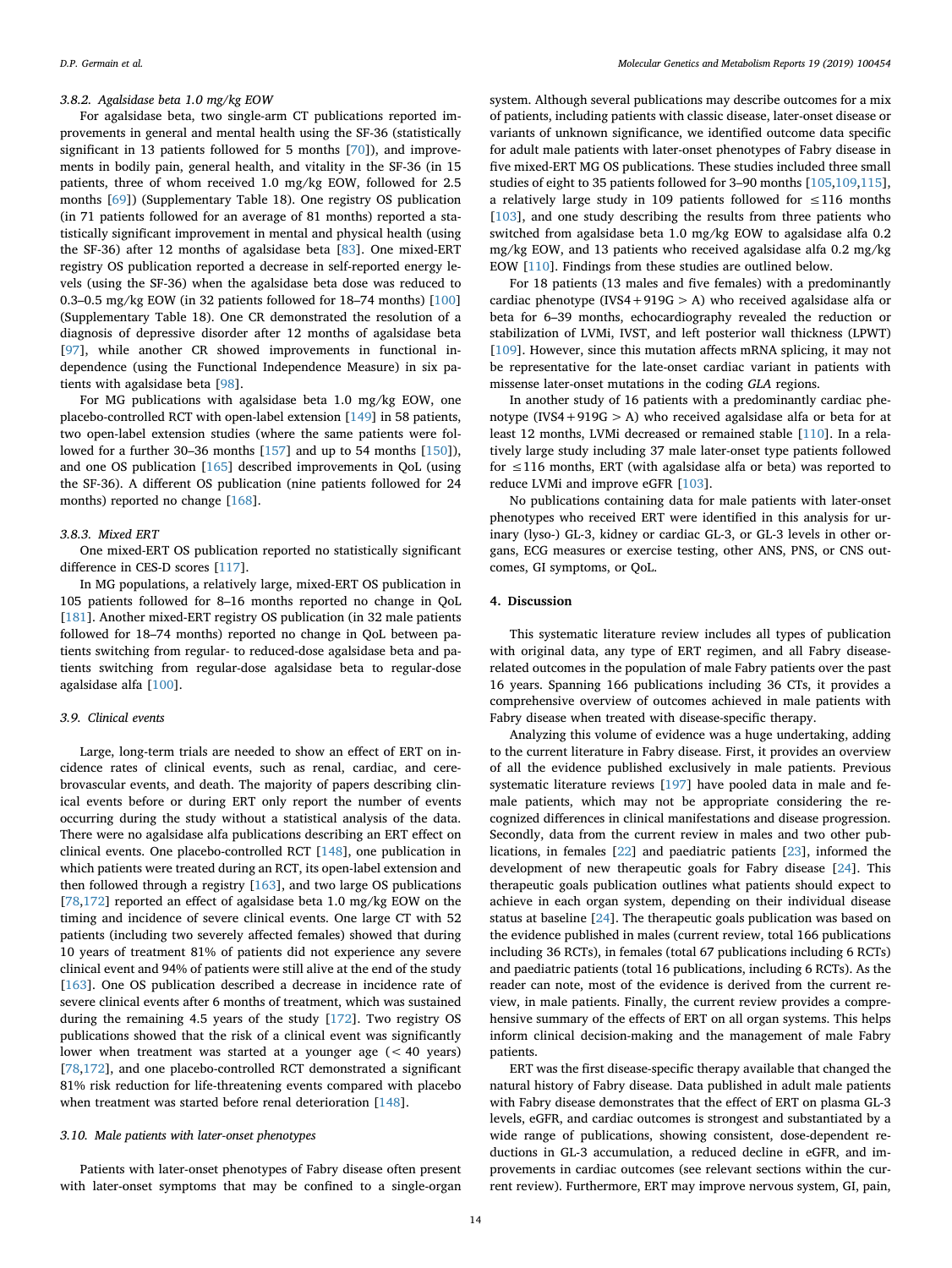#### 3.8.2. Agalsidase beta 1.0 mg/kg EOW

For agalsidase beta, two single-arm CT publications reported improvements in general and mental health using the SF-36 (statistically significant in 13 patients followed for 5 months [70]), and improvements in bodily pain, general health, and vitality in the SF-36 (in 15 patients, three of whom received 1.0 mg/kg EOW, followed for 2.5 months [69]) (Supplementary Table 18). One registry OS publication (in 71 patients followed for an average of 81 months) reported a statistically significant improvement in mental and physical health (using the SF-36) after 12 months of agalsidase beta [83]. One mixed-ERT registry OS publication reported a decrease in self-reported energy levels (using the SF-36) when the agalsidase beta dose was reduced to 0.3–0.5 mg/kg EOW (in 32 patients followed for 18–74 months) [100] (Supplementary Table 18). One CR demonstrated the resolution of a diagnosis of depressive disorder after 12 months of agalsidase beta [97], while another CR showed improvements in functional independence (using the Functional Independence Measure) in six patients with agalsidase beta [98].

For MG publications with agalsidase beta 1.0 mg/kg EOW, one placebo-controlled RCT with open-label extension [149] in 58 patients, two open-label extension studies (where the same patients were followed for a further 30–36 months [157] and up to 54 months [150]), and one OS publication [165] described improvements in QoL (using the SF-36). A different OS publication (nine patients followed for 24 months) reported no change [168].

#### 3.8.3. Mixed ERT

One mixed-ERT OS publication reported no statistically significant difference in CES-D scores [117].

In MG populations, a relatively large, mixed-ERT OS publication in 105 patients followed for 8–16 months reported no change in QoL [181]. Another mixed-ERT registry OS publication (in 32 male patients followed for 18–74 months) reported no change in QoL between patients switching from regular- to reduced-dose agalsidase beta and patients switching from regular-dose agalsidase beta to regular-dose agalsidase alfa [100].

### 3.9. Clinical events

Large, long-term trials are needed to show an effect of ERT on incidence rates of clinical events, such as renal, cardiac, and cerebrovascular events, and death. The majority of papers describing clinical events before or during ERT only report the number of events occurring during the study without a statistical analysis of the data. There were no agalsidase alfa publications describing an ERT effect on clinical events. One placebo-controlled RCT [148], one publication in which patients were treated during an RCT, its open-label extension and then followed through a registry [163], and two large OS publications [78,172] reported an effect of agalsidase beta 1.0 mg/kg EOW on the timing and incidence of severe clinical events. One large CT with 52 patients (including two severely affected females) showed that during 10 years of treatment 81% of patients did not experience any severe clinical event and 94% of patients were still alive at the end of the study [163]. One OS publication described a decrease in incidence rate of severe clinical events after 6 months of treatment, which was sustained during the remaining 4.5 years of the study [172]. Two registry OS publications showed that the risk of a clinical event was significantly lower when treatment was started at a younger age (< 40 years) [78,172], and one placebo-controlled RCT demonstrated a significant 81% risk reduction for life-threatening events compared with placebo when treatment was started before renal deterioration [148].

### 3.10. Male patients with later-onset phenotypes

Patients with later-onset phenotypes of Fabry disease often present with later-onset symptoms that may be confined to a single-organ system. Although several publications may describe outcomes for a mix of patients, including patients with classic disease, later-onset disease or variants of unknown significance, we identified outcome data specific for adult male patients with later-onset phenotypes of Fabry disease in five mixed-ERT MG OS publications. These studies included three small studies of eight to 35 patients followed for 3–90 months [105,109,115], a relatively large study in 109 patients followed for ≤116 months [103], and one study describing the results from three patients who switched from agalsidase beta 1.0 mg/kg EOW to agalsidase alfa 0.2 mg/kg EOW, and 13 patients who received agalsidase alfa 0.2 mg/kg EOW [110]. Findings from these studies are outlined below.

For 18 patients (13 males and five females) with a predominantly cardiac phenotype (IVS4 + 919G > A) who received agalsidase alfa or beta for 6–39 months, echocardiography revealed the reduction or stabilization of LVMi, IVST, and left posterior wall thickness (LPWT) [109]. However, since this mutation affects mRNA splicing, it may not be representative for the late-onset cardiac variant in patients with missense later-onset mutations in the coding *GLA* regions.

In another study of 16 patients with a predominantly cardiac phenotype (IVS4 + 919G > A) who received agalsidase alfa or beta for at least 12 months, LVMi decreased or remained stable [110]. In a relatively large study including 37 male later-onset type patients followed for ≤116 months, ERT (with agalsidase alfa or beta) was reported to reduce LVMi and improve eGFR [103].

No publications containing data for male patients with later-onset phenotypes who received ERT were identified in this analysis for urinary (lyso-) GL-3, kidney or cardiac GL-3, or GL-3 levels in other organs, ECG measures or exercise testing, other ANS, PNS, or CNS outcomes, GI symptoms, or QoL.

## 4. Discussion

This systematic literature review includes all types of publication with original data, any type of ERT regimen, and all Fabry disease-related outcomes in the population of male Fabry patients over the past 16 years. Spanning 166 publications including 36 CTs, it provides a comprehensive overview of outcomes achieved in male patients with Fabry disease when treated with disease-specific therapy.

Analyzing this volume of evidence was a huge undertaking, adding to the current literature in Fabry disease. First, it provides an overview of all the evidence published exclusively in male patients. Previous systematic literature reviews [197] have pooled data in male and female patients, which may not be appropriate considering the recognized differences in clinical manifestations and disease progression. Secondly, data from the current review in males and two other publications, in females [22] and paediatric patients [23], informed the development of new therapeutic goals for Fabry disease [24]. This therapeutic goals publication outlines what patients should expect to achieve in each organ system, depending on their individual disease status at baseline [24]. The therapeutic goals publication was based on the evidence published in males (current review, total 166 publications including 36 RCTs), in females (total 67 publications including 6 RCTs) and paediatric patients (total 16 publications, including 6 RCTs). As the reader can note, most of the evidence is derived from the current review, in male patients. Finally, the current review provides a comprehensive summary of the effects of ERT on all organ systems. This helps inform clinical decision-making and the management of male Fabry patients.

ERT was the first disease-specific therapy available that changed the natural history of Fabry disease. Data published in adult male patients with Fabry disease demonstrates that the effect of ERT on plasma GL-3 levels, eGFR, and cardiac outcomes is strongest and substantiated by a wide range of publications, showing consistent, dose-dependent reductions in GL-3 accumulation, a reduced decline in eGFR, and improvements in cardiac outcomes (see relevant sections within the current review). Furthermore, ERT may improve nervous system, GI, pain,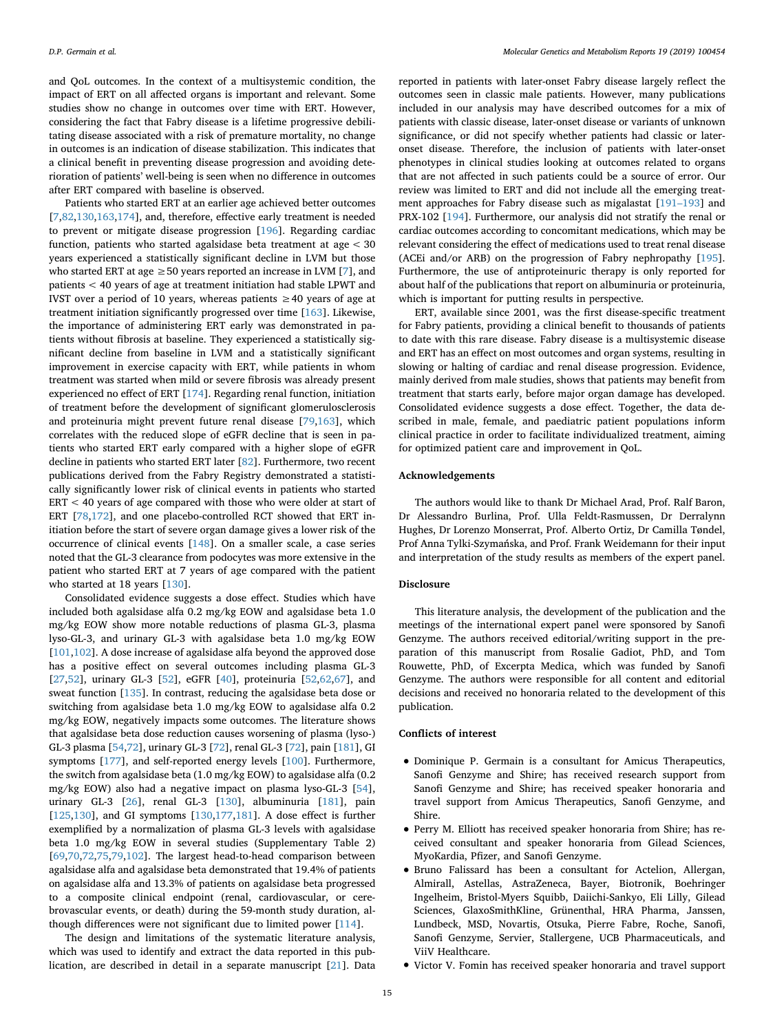and QoL outcomes. In the context of a multisystemic condition, the impact of ERT on all affected organs is important and relevant. Some studies show no change in outcomes over time with ERT. However, considering the fact that Fabry disease is a lifetime progressive debilitating disease associated with a risk of premature mortality, no change in outcomes is an indication of disease stabilization. This indicates that a clinical benefit in preventing disease progression and avoiding deterioration of patients' well-being is seen when no difference in outcomes after ERT compared with baseline is observed.

Patients who started ERT at an earlier age achieved better outcomes [7,82,130,163,174], and, therefore, effective early treatment is needed to prevent or mitigate disease progression [196]. Regarding cardiac function, patients who started agalsidase beta treatment at age < 30 years experienced a statistically significant decline in LVM but those who started ERT at age ≥50 years reported an increase in LVM [7], and patients < 40 years of age at treatment initiation had stable LPWT and IVST over a period of 10 years, whereas patients ≥40 years of age at treatment initiation significantly progressed over time [163]. Likewise, the importance of administering ERT early was demonstrated in patients without fibrosis at baseline. They experienced a statistically significant decline from baseline in LVM and a statistically significant improvement in exercise capacity with ERT, while patients in whom treatment was started when mild or severe fibrosis was already present experienced no effect of ERT [174]. Regarding renal function, initiation of treatment before the development of significant glomerulosclerosis and proteinuria might prevent future renal disease [79,163], which correlates with the reduced slope of eGFR decline that is seen in patients who started ERT early compared with a higher slope of eGFR decline in patients who started ERT later [82]. Furthermore, two recent publications derived from the Fabry Registry demonstrated a statistically significantly lower risk of clinical events in patients who started ERT < 40 years of age compared with those who were older at start of ERT [78,172], and one placebo-controlled RCT showed that ERT initiation before the start of severe organ damage gives a lower risk of the occurrence of clinical events [148]. On a smaller scale, a case series noted that the GL-3 clearance from podocytes was more extensive in the patient who started ERT at 7 years of age compared with the patient who started at 18 years [130].

Consolidated evidence suggests a dose effect. Studies which have included both agalsidase alfa 0.2 mg/kg EOW and agalsidase beta 1.0 mg/kg EOW show more notable reductions of plasma GL-3, plasma lyso-GL-3, and urinary GL-3 with agalsidase beta 1.0 mg/kg EOW [101,102]. A dose increase of agalsidase alfa beyond the approved dose has a positive effect on several outcomes including plasma GL-3 [27,52], urinary GL-3 [52], eGFR [40], proteinuria [52,62,67], and sweat function [135]. In contrast, reducing the agalsidase beta dose or switching from agalsidase beta 1.0 mg/kg EOW to agalsidase alfa 0.2 mg/kg EOW, negatively impacts some outcomes. The literature shows that agalsidase beta dose reduction causes worsening of plasma (lyso-) GL-3 plasma [54,72], urinary GL-3 [72], renal GL-3 [72], pain [181], GI symptoms [177], and self-reported energy levels [100]. Furthermore, the switch from agalsidase beta (1.0 mg/kg EOW) to agalsidase alfa (0.2 mg/kg EOW) also had a negative impact on plasma lyso-GL-3 [54], urinary GL-3 [26], renal GL-3 [130], albuminuria [181], pain [125,130], and GI symptoms [130,177,181]. A dose effect is further exemplified by a normalization of plasma GL-3 levels with agalsidase beta 1.0 mg/kg EOW in several studies (Supplementary Table 2) [69,70,72,75,79,102]. The largest head-to-head comparison between agalsidase alfa and agalsidase beta demonstrated that 19.4% of patients on agalsidase alfa and 13.3% of patients on agalsidase beta progressed to a composite clinical endpoint (renal, cardiovascular, or cerebrovascular events, or death) during the 59-month study duration, although differences were not significant due to limited power [114].

The design and limitations of the systematic literature analysis, which was used to identify and extract the data reported in this publication, are described in detail in a separate manuscript [21]. Data reported in patients with later-onset Fabry disease largely reflect the outcomes seen in classic male patients. However, many publications included in our analysis may have described outcomes for a mix of patients with classic disease, later-onset disease or variants of unknown significance, or did not specify whether patients had classic or later-onset disease. Therefore, the inclusion of patients with later-onset phenotypes in clinical studies looking at outcomes related to organs that are not affected in such patients could be a source of error. Our review was limited to ERT and did not include all the emerging treatment approaches for Fabry disease such as migalastat [191–193] and PRX-102 [194]. Furthermore, our analysis did not stratify the renal or cardiac outcomes according to concomitant medications, which may be relevant considering the effect of medications used to treat renal disease (ACEi and/or ARB) on the progression of Fabry nephropathy [195]. Furthermore, the use of antiproteinuric therapy is only reported for about half of the publications that report on albuminuria or proteinuria, which is important for putting results in perspective.

ERT, available since 2001, was the first disease-specific treatment for Fabry patients, providing a clinical benefit to thousands of patients to date with this rare disease. Fabry disease is a multisystemic disease and ERT has an effect on most outcomes and organ systems, resulting in slowing or halting of cardiac and renal disease progression. Evidence, mainly derived from male studies, shows that patients may benefit from treatment that starts early, before major organ damage has developed. Consolidated evidence suggests a dose effect. Together, the data described in male, female, and paediatric patient populations inform clinical practice in order to facilitate individualized treatment, aiming for optimized patient care and improvement in QoL.

## Acknowledgements

The authors would like to thank Dr Michael Arad, Prof. Ralf Baron, Dr Alessandro Burlina, Prof. Ulla Feldt-Rasmussen, Dr Derralynn Hughes, Dr Lorenzo Monserrat, Prof. Alberto Ortiz, Dr Camilla Tøndel, Prof Anna Tylki-Szymańska, and Prof. Frank Weidemann for their input and interpretation of the study results as members of the expert panel.

## Disclosure

This literature analysis, the development of the publication and the meetings of the international expert panel were sponsored by Sanofi Genzyme. The authors received editorial/writing support in the preparation of this manuscript from Rosalie Gadiot, PhD, and Tom Rouwette, PhD, of Excerpta Medica, which was funded by Sanofi Genzyme. The authors were responsible for all content and editorial decisions and received no honoraria related to the development of this publication.

## Conflicts of interest

- Dominique P. Germain is a consultant for Amicus Therapeutics, Sanofi Genzyme and Shire; has received research support from Sanofi Genzyme and Shire; has received speaker honoraria and travel support from Amicus Therapeutics, Sanofi Genzyme, and Shire.
- Perry M. Elliott has received speaker honoraria from Shire; has received consultant and speaker honoraria from Gilead Sciences, MyoKardia, Pfizer, and Sanofi Genzyme.
- Bruno Falissard has been a consultant for Actelion, Allergan, Almirall, Astellas, AstraZeneca, Bayer, Biotronik, Boehringer Ingelheim, Bristol-Myers Squibb, Daiichi-Sankyo, Eli Lilly, Gilead Sciences, GlaxoSmithKline, Grünenthal, HRA Pharma, Janssen, Lundbeck, MSD, Novartis, Otsuka, Pierre Fabre, Roche, Sanofi, Sanofi Genzyme, Servier, Stallergene, UCB Pharmaceuticals, and ViiV Healthcare.
- Victor V. Fomin has received speaker honoraria and travel support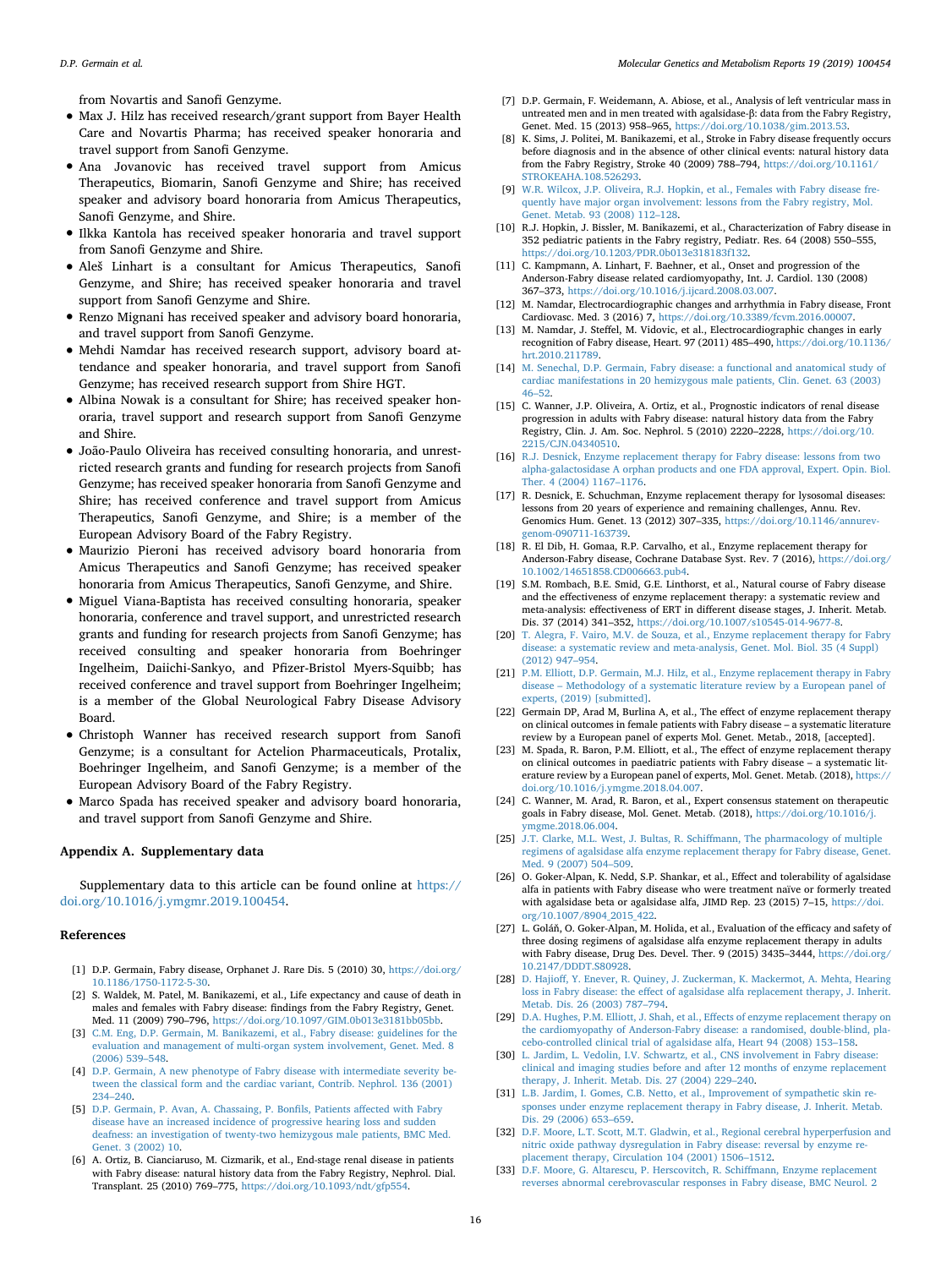from Novartis and Sanofi Genzyme.

- Max J. Hilz has received research/grant support from Bayer Health Care and Novartis Pharma; has received speaker honoraria and travel support from Sanofi Genzyme.
- Ana Jovanovic has received travel support from Amicus Therapeutics, Biomarin, Sanofi Genzyme and Shire; has received speaker and advisory board honoraria from Amicus Therapeutics, Sanofi Genzyme, and Shire.
- Ilkka Kantola has received speaker honoraria and travel support from Sanofi Genzyme and Shire.
- Aleš Linhart is a consultant for Amicus Therapeutics, Sanofi Genzyme, and Shire; has received speaker honoraria and travel support from Sanofi Genzyme and Shire.
- Renzo Mignani has received speaker and advisory board honoraria, and travel support from Sanofi Genzyme.
- Mehdi Namdar has received research support, advisory board attendance and speaker honoraria, and travel support from Sanofi Genzyme; has received research support from Shire HGT.
- Albina Nowak is a consultant for Shire; has received speaker honoraria, travel support and research support from Sanofi Genzyme and Shire.
- João-Paulo Oliveira has received consulting honoraria, and unrestricted research grants and funding for research projects from Sanofi Genzyme; has received speaker honoraria from Sanofi Genzyme and Shire; has received conference and travel support from Amicus Therapeutics, Sanofi Genzyme, and Shire; is a member of the European Advisory Board of the Fabry Registry.
- Maurizio Pieroni has received advisory board honoraria from Amicus Therapeutics and Sanofi Genzyme; has received speaker honoraria from Amicus Therapeutics, Sanofi Genzyme, and Shire.
- Miguel Viana-Baptista has received consulting honoraria, speaker honoraria, conference and travel support, and unrestricted research grants and funding for research projects from Sanofi Genzyme; has received consulting and speaker honoraria from Boehringer Ingelheim, Daiichi-Sankyo, and Pfizer-Bristol Myers-Squibb; has received conference and travel support from Boehringer Ingelheim; is a member of the Global Neurological Fabry Disease Advisory Board.
- Christoph Wanner has received research support from Sanofi Genzyme; is a consultant for Actelion Pharmaceuticals, Protalix, Boehringer Ingelheim, and Sanofi Genzyme; is a member of the European Advisory Board of the Fabry Registry.
- Marco Spada has received speaker and advisory board honoraria, and travel support from Sanofi Genzyme and Shire.

## Appendix A. Supplementary data

Supplementary data to this article can be found online at https://doi.org/10.1016/j.ymgmr.2019.100454.

## References

[1] D.P. Germain, Fabry disease, Orphanet J. Rare Dis. 5 (2010) 30, https://doi.org/10.1186/1750-1172-5-30.

[2] S. Waldek, M. Patel, M. Banikazemi, et al., Life expectancy and cause of death in males and females with Fabry disease: findings from the Fabry Registry, Genet. Med. 11 (2009) 790–796, https://doi.org/10.1097/GIM.0b013e3181bb05bb.

[3] C.M. Eng, D.P. Germain, M. Banikazemi, et al., Fabry disease: guidelines for the evaluation and management of multi-organ system involvement, Genet. Med. 8 (2006) 539–548.

[4] D.P. Germain, A new phenotype of Fabry disease with intermediate severity between the classical form and the cardiac variant, Contrib. Nephrol. 136 (2001) 234–240.

[5] D.P. Germain, P. Avan, A. Chassaing, P. Bonfils, Patients affected with Fabry disease have an increased incidence of progressive hearing loss and sudden deafness: an investigation of twenty-two hemizygous male patients, BMC Med. Genet. 3 (2002) 10.

[6] A. Ortiz, B. Cianciaruso, M. Cizmarik, et al., End-stage renal disease in patients with Fabry disease: natural history data from the Fabry Registry, Nephrol. Dial. Transplant. 25 (2010) 769–775, https://doi.org/10.1093/ndt/gfp554.

[7] D.P. Germain, F. Weidemann, A. Abiose, et al., Analysis of left ventricular mass in untreated men and in men treated with agalsidase-β: data from the Fabry Registry, Genet. Med. 15 (2013) 958–965, https://doi.org/10.1038/gim.2013.53.

[8] K. Sims, J. Politei, M. Banikazemi, et al., Stroke in Fabry disease frequently occurs before diagnosis and in the absence of other clinical events: natural history data from the Fabry Registry, Stroke 40 (2009) 788–794, https://doi.org/10.1161/STROKEAHA.108.526293.

[9] W.R. Wilcox, J.P. Oliveira, R.J. Hopkin, et al., Females with Fabry disease frequently have major organ involvement: lessons from the Fabry registry, Mol. Genet. Metab. 93 (2008) 112–128.

[10] R.J. Hopkin, J. Bissler, M. Banikazemi, et al., Characterization of Fabry disease in 352 pediatric patients in the Fabry registry, Pediatr. Res. 64 (2008) 550–555, https://doi.org/10.1203/PDR.0b013e318183f132.

[11] C. Kampmann, A. Linhart, F. Baehner, et al., Onset and progression of the Anderson-Fabry disease related cardiomyopathy, Int. J. Cardiol. 130 (2008) 367–373, https://doi.org/10.1016/j.ijcard.2008.03.007.

[12] M. Namdar, Electrocardiographic changes and arrhythmia in Fabry disease, Front Cardiovasc. Med. 3 (2016) 7, https://doi.org/10.3389/fcvm.2016.00007.

[13] M. Namdar, J. Steffel, M. Vidovic, et al., Electrocardiographic changes in early recognition of Fabry disease, Heart. 97 (2011) 485–490, https://doi.org/10.1136/hrt.2010.211789.

[14] M. Senechal, D.P. Germain, Fabry disease: a functional and anatomical study of cardiac manifestations in 20 hemizygous male patients, Clin. Genet. 63 (2003) 46–52.

[15] C. Wanner, J.P. Oliveira, A. Ortiz, et al., Prognostic indicators of renal disease progression in adults with Fabry disease: natural history data from the Fabry Registry, Clin. J. Am. Soc. Nephrol. 5 (2010) 2220–2228, https://doi.org/10.2215/CJN.04340510.

[16] R.J. Desnick, Enzyme replacement therapy for Fabry disease: lessons from two alpha-galactosidase A orphan products and one FDA approval, Expert. Opin. Biol. Ther. 4 (2004) 1167–1176.

[17] R. Desnick, E. Schuchman, Enzyme replacement therapy for lysosomal diseases: lessons from 20 years of experience and remaining challenges, Annu. Rev. Genomics Hum. Genet. 13 (2012) 307–335, https://doi.org/10.1146/annurev-genom-090711-163739.

[18] R. El Dib, H. Gomaa, R.P. Carvalho, et al., Enzyme replacement therapy for Anderson-Fabry disease, Cochrane Database Syst. Rev. 7 (2016), https://doi.org/10.1002/14651858.CD006663.pub4.

[19] S.M. Rombach, B.E. Smid, G.E. Linthorst, et al., Natural course of Fabry disease and the effectiveness of enzyme replacement therapy: a systematic review and meta-analysis: effectiveness of ERT in different disease stages, J. Inherit. Metab. Dis. 37 (2014) 341–352, https://doi.org/10.1007/s10545-014-9677-8.

[20] T. Alegra, F. Vairo, M.V. de Souza, et al., Enzyme replacement therapy for Fabry disease: a systematic review and meta-analysis, Genet. Mol. Biol. 35 (4 Suppl) (2012) 947–954.

[21] P.M. Elliott, D.P. Germain, M.J. Hilz, et al., Enzyme replacement therapy in Fabry disease – Methodology of a systematic literature review by a European panel of experts, (2019) [submitted].

[22] Germain DP, Arad M, Burlina A, et al., The effect of enzyme replacement therapy on clinical outcomes in female patients with Fabry disease – a systematic literature review by a European panel of experts Mol. Genet. Metab., 2018, [accepted].

[23] M. Spada, R. Baron, P.M. Elliott, et al., The effect of enzyme replacement therapy on clinical outcomes in paediatric patients with Fabry disease – a systematic literature review by a European panel of experts, Mol. Genet. Metab. (2018), https://doi.org/10.1016/j.ymgme.2018.04.007.

[24] C. Wanner, M. Arad, R. Baron, et al., Expert consensus statement on therapeutic goals in Fabry disease, Mol. Genet. Metab. (2018), https://doi.org/10.1016/j.ymgme.2018.06.004.

[25] J.T. Clarke, M.L. West, J. Bultas, R. Schiffmann, The pharmacology of multiple regimens of agalsidase alfa enzyme replacement therapy for Fabry disease, Genet. Med. 9 (2007) 504–509.

[26] O. Goker-Alpan, K. Nedd, S.P. Shankar, et al., Effect and tolerability of agalsidase alfa in patients with Fabry disease who were treatment naïve or formerly treated with agalsidase beta or agalsidase alfa, JIMD Rep. 23 (2015) 7–15, https://doi.org/10.1007/8904_2015_422.

[27] L. Goláň, O. Goker-Alpan, M. Holida, et al., Evaluation of the efficacy and safety of three dosing regimens of agalsidase alfa enzyme replacement therapy in adults with Fabry disease, Drug Des. Devel. Ther. 9 (2015) 3435–3444, https://doi.org/10.2147/DDDT.S80928.

[28] D. Hajioff, Y. Enever, R. Quiney, J. Zuckerman, K. Mackermot, A. Mehta, Hearing loss in Fabry disease: the effect of agalsidase alfa replacement therapy, J. Inherit. Metab. Dis. 26 (2003) 787–794.

[29] D.A. Hughes, P.M. Elliott, J. Shah, et al., Effects of enzyme replacement therapy on the cardiomyopathy of Anderson-Fabry disease: a randomised, double-blind, placebo-controlled clinical trial of agalsidase alfa, Heart 94 (2008) 153–158.

[30] L. Jardim, L. Vedolin, I.V. Schwartz, et al., CNS involvement in Fabry disease: clinical and imaging studies before and after 12 months of enzyme replacement therapy, J. Inherit. Metab. Dis. 27 (2004) 229–240.

[31] L.B. Jardim, I. Gomes, C.B. Netto, et al., Improvement of sympathetic skin responses under enzyme replacement therapy in Fabry disease, J. Inherit. Metab. Dis. 29 (2006) 653–659.

[32] D.F. Moore, L.T. Scott, M.T. Gladwin, et al., Regional cerebral hyperperfusion and nitric oxide pathway dysregulation in Fabry disease: reversal by enzyme replacement therapy, Circulation 104 (2001) 1506–1512.

[33] D.F. Moore, G. Altarescu, P. Herscovitch, R. Schiffmann, Enzyme replacement reverses abnormal cerebrovascular responses in Fabry disease, BMC Neurol. 2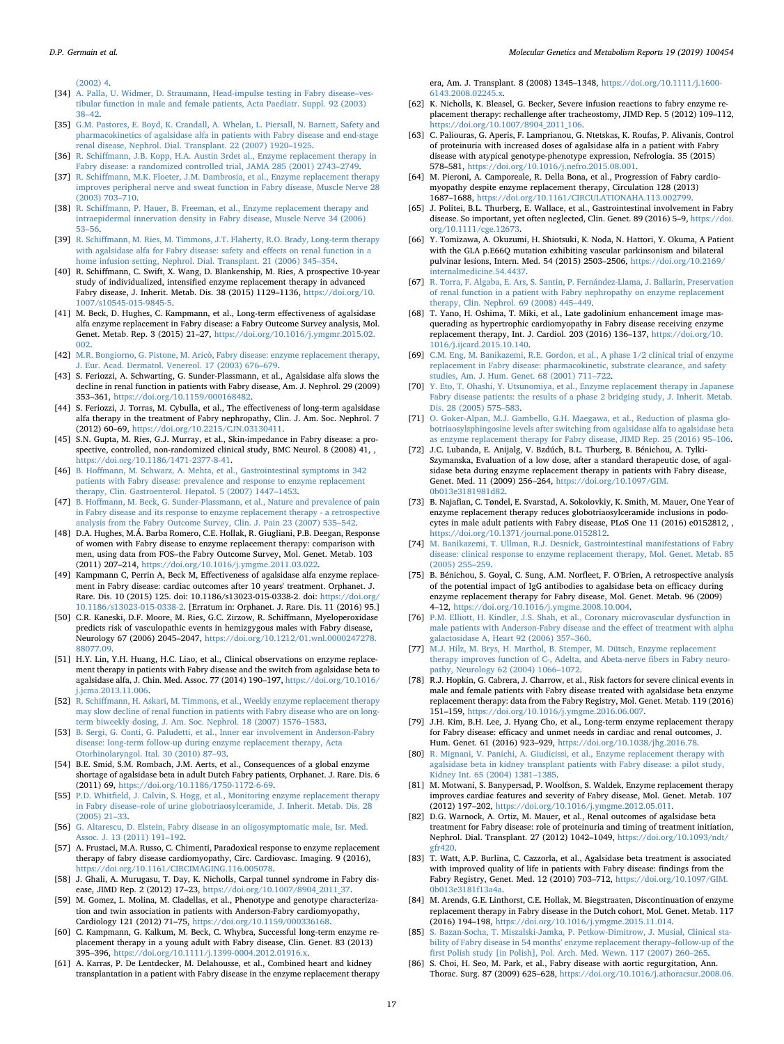(2002) 4.

[34] A. Palla, U. Widmer, D. Straumann, Head-impulse testing in Fabry disease–vestibular function in male and female patients, Acta Paediatr. Suppl. 92 (2003) 38–42.

[35] G.M. Pastores, E. Boyd, K. Crandall, A. Whelan, L. Piersall, N. Barnett, Safety and pharmacokinetics of agalsidase alfa in patients with Fabry disease and end-stage renal disease, Nephrol. Dial. Transplant. 22 (2007) 1920–1925.

[36] R. Schiffmann, J.B. Kopp, H.A. Austin 3rdet al., Enzyme replacement therapy in Fabry disease: a randomized controlled trial, JAMA 285 (2001) 2743–2749.

[37] R. Schiffmann, M.K. Floeter, J.M. Dambrosia, et al., Enzyme replacement therapy improves peripheral nerve and sweat function in Fabry disease, Muscle Nerve 28 (2003) 703–710.

[38] R. Schiffmann, P. Hauer, B. Freeman, et al., Enzyme replacement therapy and intraepidermal innervation density in Fabry disease, Muscle Nerve 34 (2006) 53–56.

[39] R. Schiffmann, M. Ries, M. Timmons, J.T. Flaherty, R.O. Brady, Long-term therapy with agalsidase alfa for Fabry disease: safety and effects on renal function in a home infusion setting, Nephrol. Dial. Transplant. 21 (2006) 345–354.

[40] R. Schiffmann, C. Swift, X. Wang, D. Blankenship, M. Ries, A prospective 10-year study of individualized, intensified enzyme replacement therapy in advanced Fabry disease, J. Inherit. Metab. Dis. 38 (2015) 1129–1136, https://doi.org/10.1007/s10545-015-9845-5.

[41] M. Beck, D. Hughes, C. Kampmann, et al., Long-term effectiveness of agalsidase alfa enzyme replacement in Fabry disease: a Fabry Outcome Survey analysis, Mol. Genet. Metab. Rep. 3 (2015) 21–27, https://doi.org/10.1016/j.ymgmr.2015.02.002.

[42] M.R. Bongiorno, G. Pistone, M. Aricò, Fabry disease: enzyme replacement therapy, J. Eur. Acad. Dermatol. Venereol. 17 (2003) 676–679.

[43] S. Feriozzi, A. Schwarting, G. Sunder-Plassmann, et al., Agalsidase alfa slows the decline in renal function in patients with Fabry disease, Am. J. Nephrol. 29 (2009) 353–361, https://doi.org/10.1159/000168482.

[44] S. Feriozzi, J. Torras, M. Cybulla, et al., The effectiveness of long-term agalsidase alfa therapy in the treatment of Fabry nephropathy, Clin. J. Am. Soc. Nephrol. 7 (2012) 60–69, https://doi.org/10.2215/CJN.03130411.

[45] S.N. Gupta, M. Ries, G.J. Murray, et al., Skin-impedance in Fabry disease: a prospective, controlled, non-randomized clinical study, BMC Neurol. 8 (2008) 41, , https://doi.org/10.1186/1471-2377-8-41.

[46] B. Hoffmann, M. Schwarz, A. Mehta, et al., Gastrointestinal symptoms in 342 patients with Fabry disease: prevalence and response to enzyme replacement therapy, Clin. Gastroenterol. Hepatol. 5 (2007) 1447–1453.

[47] B. Hoffmann, M. Beck, G. Sunder-Plassmann, et al., Nature and prevalence of pain in Fabry disease and its response to enzyme replacement therapy - a retrospective analysis from the Fabry Outcome Survey, Clin. J. Pain 23 (2007) 535–542.

[48] D.A. Hughes, M.Á. Barba Romero, C.E. Hollak, R. Giugliani, P.B. Deegan, Response of women with Fabry disease to enzyme replacement therapy: comparison with men, using data from FOS–the Fabry Outcome Survey, Mol. Genet. Metab. 103 (2011) 207–214, https://doi.org/10.1016/j.ymgme.2011.03.022.

[49] Kampmann C, Perrin A, Beck M, Effectiveness of agalsidase alfa enzyme replacement in Fabry disease: cardiac outcomes after 10 years' treatment. Orphanet. J. Rare. Dis. 10 (2015) 125. doi: 10.1186/s13023-015-0338-2. doi: https://doi.org/10.1186/s13023-015-0338-2. [Erratum in: Orphanet. J. Rare. Dis. 11 (2016) 95.]

[50] C.R. Kaneski, D.F. Moore, M. Ries, G.C. Zirzow, R. Schiffmann, Myeloperoxidase predicts risk of vasculopathic events in hemizgygous males with Fabry disease, Neurology 67 (2006) 2045–2047, https://doi.org/10.1212/01.wnl.0000247278.88077.09.

[51] H.Y. Lin, Y.H. Huang, H.C. Liao, et al., Clinical observations on enzyme replacement therapy in patients with Fabry disease and the switch from agalsidase beta to agalsidase alfa, J. Chin. Med. Assoc. 77 (2014) 190–197, https://doi.org/10.1016/j.jcma.2013.11.006.

[52] R. Schiffmann, H. Askari, M. Timmons, et al., Weekly enzyme replacement therapy may slow decline of renal function in patients with Fabry disease who are on long-term biweekly dosing, J. Am. Soc. Nephrol. 18 (2007) 1576–1583.

[53] B. Sergi, G. Conti, G. Paludetti, et al., Inner ear involvement in Anderson-Fabry disease: long-term follow-up during enzyme replacement therapy, Acta Otorhinolaryngol. Ital. 30 (2010) 87–93.

[54] B.E. Smid, S.M. Rombach, J.M. Aerts, et al., Consequences of a global enzyme shortage of agalsidase beta in adult Dutch Fabry patients, Orphanet. J. Rare. Dis. 6 (2011) 69, https://doi.org/10.1186/1750-1172-6-69.

[55] P.D. Whitfield, J. Calvin, S. Hogg, et al., Monitoring enzyme replacement therapy in Fabry disease–role of urine globotriaosylceramide, J. Inherit. Metab. Dis. 28 (2005) 21–33.

[56] G. Altarescu, D. Elstein, Fabry disease in an oligosymptomatic male, Isr. Med. Assoc. J. 13 (2011) 191–192.

[57] A. Frustaci, M.A. Russo, C. Chimenti, Paradoxical response to enzyme replacement therapy of fabry disease cardiomyopathy, Circ. Cardiovasc. Imaging. 9 (2016), https://doi.org/10.1161/CIRCIMAGING.116.005078.

[58] J. Ghali, A. Murugasu, T. Day, K. Nicholls, Carpal tunnel syndrome in Fabry disease, JIMD Rep. 2 (2012) 17–23, https://doi.org/10.1007/8904_2011_37.

[59] M. Gomez, L. Molina, M. Cladellas, et al., Phenotype and genotype characterization and twin association in patients with Anderson-Fabry cardiomyopathy, Cardiology 121 (2012) 71–75, https://doi.org/10.1159/000336168.

[60] C. Kampmann, G. Kalkum, M. Beck, C. Whybra, Successful long-term enzyme replacement therapy in a young adult with Fabry disease, Clin. Genet. 83 (2013) 395–396, https://doi.org/10.1111/j.1399-0004.2012.01916.x.

[61] A. Karras, P. De Lentdecker, M. Delahousse, et al., Combined heart and kidney transplantation in a patient with Fabry disease in the enzyme replacement therapy era, Am. J. Transplant. 8 (2008) 1345–1348, https://doi.org/10.1111/j.1600-6143.2008.02245.x.

[62] K. Nicholls, K. Bleasel, G. Becker, Severe infusion reactions to fabry enzyme replacement therapy: rechallenge after tracheostomy, JIMD Rep. 5 (2012) 109–112, https://doi.org/10.1007/8904_2011_106.

[63] C. Paliouras, G. Aperis, F. Lamprianou, G. Ntetskas, K. Roufas, P. Alivanis, Control of proteinuria with increased doses of agalsidase alfa in a patient with Fabry disease with atypical genotype-phenotype expression, Nefrologia. 35 (2015) 578–581, https://doi.org/10.1016/j.nefro.2015.08.001.

[64] M. Pieroni, A. Camporeale, R. Della Bona, et al., Progression of Fabry cardiomyopathy despite enzyme replacement therapy, Circulation 128 (2013) 1687–1688, https://doi.org/10.1161/CIRCULATIONAHA.113.002799.

[65] J. Politei, B.L. Thurberg, E. Wallace, et al., Gastrointestinal involvement in Fabry disease. So important, yet often neglected, Clin. Genet. 89 (2016) 5–9, https://doi.org/10.1111/cge.12673.

[66] Y. Tomizawa, A. Okuzumi, H. Shiotsuki, K. Noda, N. Hattori, Y. Okuma, A Patient with the GLA p.E66Q mutation exhibiting vascular parkinsonism and bilateral pulvinar lesions, Intern. Med. 54 (2015) 2503–2506, https://doi.org/10.2169/internalmedicine.54.4437.

[67] R. Torra, F. Algaba, E. Ars, S. Santin, P. Fernández-Llama, J. Ballarin, Preservation of renal function in a patient with Fabry nephropathy on enzyme replacement therapy, Clin. Nephrol. 69 (2008) 445–449.

[68] T. Yano, H. Oshima, T. Miki, et al., Late gadolinium enhancement image masquerading as hypertrophic cardiomyopathy in Fabry disease receiving enzyme replacement therapy, Int. J. Cardiol. 203 (2016) 136–137, https://doi.org/10.1016/j.ijcard.2015.10.140.

[69] C.M. Eng, M. Banikazemi, R.E. Gordon, et al., A phase 1/2 clinical trial of enzyme replacement in Fabry disease: pharmacokinetic, substrate clearance, and safety studies, Am. J. Hum. Genet. 68 (2001) 711–722.

[70] Y. Eto, T. Ohashi, Y. Utsunomiya, et al., Enzyme replacement therapy in Japanese Fabry disease patients: the results of a phase 2 bridging study, J. Inherit. Metab. Dis. 28 (2005) 575–583.

[71] O. Goker-Alpan, M.J. Gambello, G.H. Maegawa, et al., Reduction of plasma globotriaosylsphingosine levels after switching from agalsidase alfa to agalsidase beta as enzyme replacement therapy for Fabry disease, JIMD Rep. 25 (2016) 95–106.

[72] J.C. Lubanda, E. Anijalg, V. Bzdúch, B.L. Thurberg, B. Bénichou, A. Tylki-Szymanska, Evaluation of a low dose, after a standard therapeutic dose, of agalsidase beta during enzyme replacement therapy in patients with Fabry disease, Genet. Med. 11 (2009) 256–264, https://doi.org/10.1097/GIM.0b013e3181981d82.

[73] B. Najafian, C. Tøndel, E. Svarstad, A. Sokolovkiy, K. Smith, M. Mauer, One Year of enzyme replacement therapy reduces globotriaosylceramide inclusions in podocytes in male adult patients with Fabry disease, PLoS One 11 (2016) e0152812, , https://doi.org/10.1371/journal.pone.0152812.

[74] M. Banikazemi, T. Ullman, R.J. Desnick, Gastrointestinal manifestations of Fabry disease: clinical response to enzyme replacement therapy, Mol. Genet. Metab. 85 (2005) 255–259.

[75] B. Bénichou, S. Goyal, C. Sung, A.M. Norfleet, F. O'Brien, A retrospective analysis of the potential impact of IgG antibodies to agalsidase beta on efficacy during enzyme replacement therapy for Fabry disease, Mol. Genet. Metab. 96 (2009) 4–12, https://doi.org/10.1016/j.ymgme.2008.10.004.

[76] P.M. Elliott, H. Kindler, J.S. Shah, et al., Coronary microvascular dysfunction in male patients with Anderson-Fabry disease and the effect of treatment with alpha galactosidase A, Heart 92 (2006) 357–360.

[77] M.J. Hilz, M. Brys, H. Marthol, B. Stemper, M. Dütsch, Enzyme replacement therapy improves function of C-, Adelta, and Abeta-nerve fibers in Fabry neuropathy, Neurology 62 (2004) 1066–1072.

[78] R.J. Hopkin, G. Cabrera, J. Charrow, et al., Risk factors for severe clinical events in male and female patients with Fabry disease treated with agalsidase beta enzyme replacement therapy: data from the Fabry Registry, Mol. Genet. Metab. 119 (2016) 151–159, https://doi.org/10.1016/j.ymgme.2016.06.007.

[79] J.H. Kim, B.H. Lee, J. Hyang Cho, et al., Long-term enzyme replacement therapy for Fabry disease: efficacy and unmet needs in cardiac and renal outcomes, J. Hum. Genet. 61 (2016) 923–929, https://doi.org/10.1038/jhg.2016.78.

[80] R. Mignani, V. Panichi, A. Giudicissi, et al., Enzyme replacement therapy with agalsidase beta in kidney transplant patients with Fabry disease: a pilot study, Kidney Int. 65 (2004) 1381–1385.

[81] M. Motwani, S. Banypersad, P. Woolfson, S. Waldek, Enzyme replacement therapy improves cardiac features and severity of Fabry disease, Mol. Genet. Metab. 107 (2012) 197–202, https://doi.org/10.1016/j.ymgme.2012.05.011.

[82] D.G. Warnock, A. Ortiz, M. Mauer, et al., Renal outcomes of agalsidase beta treatment for Fabry disease: role of proteinuria and timing of treatment initiation, Nephrol. Dial. Transplant. 27 (2012) 1042–1049, https://doi.org/10.1093/ndt/gfr420.

[83] T. Watt, A.P. Burlina, C. Cazzorla, et al., Agalsidase beta treatment is associated with improved quality of life in patients with Fabry disease: findings from the Fabry Registry, Genet. Med. 12 (2010) 703–712, https://doi.org/10.1097/GIM.0b013e3181f13a4a.

[84] M. Arends, G.E. Linthorst, C.E. Hollak, M. Biegstraaten, Discontinuation of enzyme replacement therapy in Fabry disease in the Dutch cohort, Mol. Genet. Metab. 117 (2016) 194–198, https://doi.org/10.1016/j.ymgme.2015.11.014.

[85] S. Bazan-Socha, T. Miszalski-Jamka, P. Petkow-Dimitrow, J. Musiał, Clinical stability of Fabry disease in 54 months' enzyme replacement therapy–follow-up of the first Polish study [in Polish], Pol. Arch. Med. Wewn. 117 (2007) 260–265.

[86] S. Choi, H. Seo, M. Park, et al., Fabry disease with aortic regurgitation, Ann. Thorac. Surg. 87 (2009) 625–628, https://doi.org/10.1016/j.athoracsur.2008.06.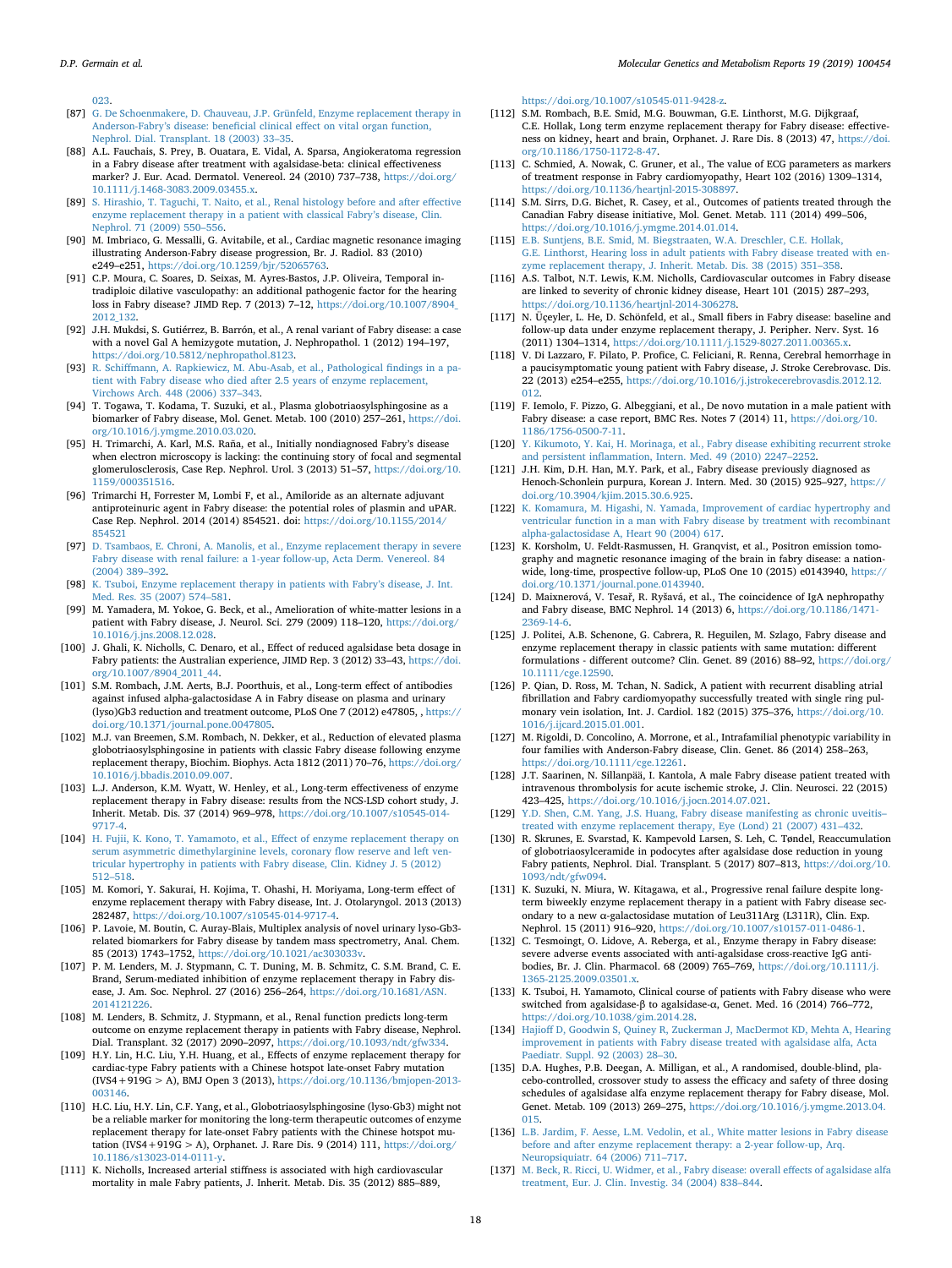023.

[87] G. De Schoenmakere, D. Chauveau, J.P. Grünfeld, Enzyme replacement therapy in Anderson-Fabry's disease: beneficial clinical effect on vital organ function, Nephrol. Dial. Transplant. 18 (2003) 33–35.

[88] A.L. Fauchais, S. Prey, B. Ouatara, E. Vidal, A. Sparsa, Angiokeratoma regression in a Fabry disease after treatment with agalsidase-beta: clinical effectiveness marker? J. Eur. Acad. Dermatol. Venereol. 24 (2010) 737–738, https://doi.org/10.1111/j.1468-3083.2009.03455.x.

[89] S. Hirashio, T. Taguchi, T. Naito, et al., Renal histology before and after effective enzyme replacement therapy in a patient with classical Fabry's disease, Clin. Nephrol. 71 (2009) 550–556.

[90] M. Imbriaco, G. Messalli, G. Avitabile, et al., Cardiac magnetic resonance imaging illustrating Anderson-Fabry disease progression, Br. J. Radiol. 83 (2010) e249–e251, https://doi.org/10.1259/bjr/52065763.

[91] C.P. Moura, C. Soares, D. Seixas, M. Ayres-Bastos, J.P. Oliveira, Temporal intradiploic dilative vasculopathy: an additional pathogenic factor for the hearing loss in Fabry disease? JIMD Rep. 7 (2013) 7–12, https://doi.org/10.1007/8904_2012_132.

[92] J.H. Mukdsi, S. Gutiérrez, B. Barrón, et al., A renal variant of Fabry disease: a case with a novel Gal A hemizygote mutation, J. Nephropathol. 1 (2012) 194–197, https://doi.org/10.5812/nephropathol.8123.

[93] R. Schiffmann, A. Rapkiewicz, M. Abu-Asab, et al., Pathological findings in a patient with Fabry disease who died after 2.5 years of enzyme replacement, Virchows Arch. 448 (2006) 337–343.

[94] T. Togawa, T. Kodama, T. Suzuki, et al., Plasma globotriaosylsphingosine as a biomarker of Fabry disease, Mol. Genet. Metab. 100 (2010) 257–261, https://doi.org/10.1016/j.ymgme.2010.03.020.

[95] H. Trimarchi, A. Karl, M.S. Raña, et al., Initially nondiagnosed Fabry's disease when electron microscopy is lacking: the continuing story of focal and segmental glomerulosclerosis, Case Rep. Nephrol. Urol. 3 (2013) 51–57, https://doi.org/10.1159/000351516.

[96] Trimarchi H, Forrester M, Lombi F, et al., Amiloride as an alternate adjuvant antiproteinuric agent in Fabry disease: the potential roles of plasmin and uPAR. Case Rep. Nephrol. 2014 (2014) 854521. doi: https://doi.org/10.1155/2014/854521

[97] D. Tsambaos, E. Chroni, A. Manolis, et al., Enzyme replacement therapy in severe Fabry disease with renal failure: a 1-year follow-up, Acta Derm. Venereol. 84 (2004) 389–392.

[98] K. Tsuboi, Enzyme replacement therapy in patients with Fabry's disease, J. Int. Med. Res. 35 (2007) 574–581.

[99] M. Yamadera, M. Yokoe, G. Beck, et al., Amelioration of white-matter lesions in a patient with Fabry disease, J. Neurol. Sci. 279 (2009) 118–120, https://doi.org/10.1016/j.jns.2008.12.028.

[100] J. Ghali, K. Nicholls, C. Denaro, et al., Effect of reduced agalsidase beta dosage in Fabry patients: the Australian experience, JIMD Rep. 3 (2012) 33–43, https://doi.org/10.1007/8904_2011_44.

[101] S.M. Rombach, J.M. Aerts, B.J. Poorthuis, et al., Long-term effect of antibodies against infused alpha-galactosidase A in Fabry disease on plasma and urinary (lyso)Gb3 reduction and treatment outcome, PLoS One 7 (2012) e47805, , https://doi.org/10.1371/journal.pone.0047805.

[102] M.J. van Breemen, S.M. Rombach, N. Dekker, et al., Reduction of elevated plasma globotriaosylsphingosine in patients with classic Fabry disease following enzyme replacement therapy, Biochim. Biophys. Acta 1812 (2011) 70–76, https://doi.org/10.1016/j.bbadis.2010.09.007.

[103] L.J. Anderson, K.M. Wyatt, W. Henley, et al., Long-term effectiveness of enzyme replacement therapy in Fabry disease: results from the NCS-LSD cohort study, J. Inherit. Metab. Dis. 37 (2014) 969–978, https://doi.org/10.1007/s10545-014-9717-4.

[104] H. Fujii, K. Kono, T. Yamamoto, et al., Effect of enzyme replacement therapy on serum asymmetric dimethylarginine levels, coronary flow reserve and left ventricular hypertrophy in patients with Fabry disease, Clin. Kidney J. 5 (2012) 512–518.

[105] M. Komori, Y. Sakurai, H. Kojima, T. Ohashi, H. Moriyama, Long-term effect of enzyme replacement therapy with Fabry disease, Int. J. Otolaryngol. 2013 (2013) 282487, https://doi.org/10.1007/s10545-014-9717-4.

[106] P. Lavoie, M. Boutin, C. Auray-Blais, Multiplex analysis of novel urinary lyso-Gb3-related biomarkers for Fabry disease by tandem mass spectrometry, Anal. Chem. 85 (2013) 1743–1752, https://doi.org/10.1021/ac303033v.

[107] P. M. Lenders, M. J. Stypmann, C. T. Duning, M. B. Schmitz, C. S.M. Brand, C. E. Brand, Serum-mediated inhibition of enzyme replacement therapy in Fabry disease, J. Am. Soc. Nephrol. 27 (2016) 256–264, https://doi.org/10.1681/ASN.2014121226.

[108] M. Lenders, B. Schmitz, J. Stypmann, et al., Renal function predicts long-term outcome on enzyme replacement therapy in patients with Fabry disease, Nephrol. Dial. Transplant. 32 (2017) 2090–2097, https://doi.org/10.1093/ndt/gfw334.

[109] H.Y. Lin, H.C. Liu, Y.H. Huang, et al., Effects of enzyme replacement therapy for cardiac-type Fabry patients with a Chinese hotspot late-onset Fabry mutation (IVS4 + 919G > A), BMJ Open 3 (2013), https://doi.org/10.1136/bmjopen-2013-003146.

[110] H.C. Liu, H.Y. Lin, C.F. Yang, et al., Globotriaosylsphingosine (lyso-Gb3) might not be a reliable marker for monitoring the long-term therapeutic outcomes of enzyme replacement therapy for late-onset Fabry patients with the Chinese hotspot mutation (IVS4 + 919G > A), Orphanet. J. Rare Dis. 9 (2014) 111, https://doi.org/10.1186/s13023-014-0111-y.

[111] K. Nicholls, Increased arterial stiffness is associated with high cardiovascular mortality in male Fabry patients, J. Inherit. Metab. Dis. 35 (2012) 885–889, https://doi.org/10.1007/s10545-011-9428-z.

[112] S.M. Rombach, B.E. Smid, M.G. Bouwman, G.E. Linthorst, M.G. Dijkgraaf, C.E. Hollak, Long term enzyme replacement therapy for Fabry disease: effectiveness on kidney, heart and brain, Orphanet. J. Rare Dis. 8 (2013) 47, https://doi.org/10.1186/1750-1172-8-47.

[113] C. Schmied, A. Nowak, C. Gruner, et al., The value of ECG parameters as markers of treatment response in Fabry cardiomyopathy, Heart 102 (2016) 1309–1314, https://doi.org/10.1136/heartjnl-2015-308897.

[114] S.M. Sirrs, D.G. Bichet, R. Casey, et al., Outcomes of patients treated through the Canadian Fabry disease initiative, Mol. Genet. Metab. 111 (2014) 499–506, https://doi.org/10.1016/j.ymgme.2014.01.014.

[115] E.B. Suntjens, B.E. Smid, M. Biegstraaten, W.A. Dreschler, C.E. Hollak, G.E. Linthorst, Hearing loss in adult patients with Fabry disease treated with enzyme replacement therapy, J. Inherit. Metab. Dis. 38 (2015) 351–358.

[116] A.S. Talbot, N.T. Lewis, K.M. Nicholls, Cardiovascular outcomes in Fabry disease are linked to severity of chronic kidney disease, Heart 101 (2015) 287–293, https://doi.org/10.1136/heartjnl-2014-306278.

[117] N. Üçeyler, L. He, D. Schönfeld, et al., Small fibers in Fabry disease: baseline and follow-up data under enzyme replacement therapy, J. Peripher. Nerv. Syst. 16 (2011) 1304–1314, https://doi.org/10.1111/j.1529-8027.2011.00365.x.

[118] V. Di Lazzaro, F. Pilato, P. Profice, C. Feliciani, R. Renna, Cerebral hemorrhage in a paucisymptomatic young patient with Fabry disease, J. Stroke Cerebrovasc. Dis. 22 (2013) e254–e255, https://doi.org/10.1016/j.jstrokecerebrovasdis.2012.12.012.

[119] F. Iemolo, F. Pizzo, G. Albeggiani, et al., De novo mutation in a male patient with Fabry disease: a case report, BMC Res. Notes 7 (2014) 11, https://doi.org/10.1186/1756-0500-7-11.

[120] Y. Kikumoto, Y. Kai, H. Morinaga, et al., Fabry disease exhibiting recurrent stroke and persistent inflammation, Intern. Med. 49 (2010) 2247–2252.

[121] J.H. Kim, D.H. Han, M.Y. Park, et al., Fabry disease previously diagnosed as Henoch-Schonlein purpura, Korean J. Intern. Med. 30 (2015) 925–927, https://doi.org/10.3904/kjim.2015.30.6.925.

[122] K. Komamura, M. Higashi, N. Yamada, Improvement of cardiac hypertrophy and ventricular function in a man with Fabry disease by treatment with recombinant alpha-galactosidase A, Heart 90 (2004) 617.

[123] K. Korsholm, U. Feldt-Rasmussen, H. Granqvist, et al., Positron emission tomography and magnetic resonance imaging of the brain in fabry disease: a nationwide, long-time, prospective follow-up, PLoS One 10 (2015) e0143940, https://doi.org/10.1371/journal.pone.0143940.

[124] D. Maixnerová, V. Tesař, R. Ryšavá, et al., The coincidence of IgA nephropathy and Fabry disease, BMC Nephrol. 14 (2013) 6, https://doi.org/10.1186/1471-2369-14-6.

[125] J. Politei, A.B. Schenone, G. Cabrera, R. Heguilen, M. Szlago, Fabry disease and enzyme replacement therapy in classic patients with same mutation: different formulations - different outcome? Clin. Genet. 89 (2016) 88–92, https://doi.org/10.1111/cge.12590.

[126] P. Qian, D. Ross, M. Tchan, N. Sadick, A patient with recurrent disabling atrial fibrillation and Fabry cardiomyopathy successfully treated with single ring pulmonary vein isolation, Int. J. Cardiol. 182 (2015) 375–376, https://doi.org/10.1016/j.ijcard.2015.01.001.

[127] M. Rigoldi, D. Concolino, A. Morrone, et al., Intrafamilial phenotypic variability in four families with Anderson-Fabry disease, Clin. Genet. 86 (2014) 258–263, https://doi.org/10.1111/cge.12261.

[128] J.T. Saarinen, N. Sillanpää, I. Kantola, A male Fabry disease patient treated with intravenous thrombolysis for acute ischemic stroke, J. Clin. Neurosci. 22 (2015) 423–425, https://doi.org/10.1016/j.jocn.2014.07.021.

[129] Y.D. Shen, C.M. Yang, J.S. Huang, Fabry disease manifesting as chronic uveitis–treated with enzyme replacement therapy, Eye (Lond) 21 (2007) 431–432.

[130] R. Skrunes, E. Svarstad, K. Kampevold Larsen, S. Leh, C. Tøndel, Reaccumulation of globotriaosylceramide in podocytes after agalsidase dose reduction in young Fabry patients, Nephrol. Dial. Transplant. 5 (2017) 807–813, https://doi.org/10.1093/ndt/gfw094.

[131] K. Suzuki, N. Miura, W. Kitagawa, et al., Progressive renal failure despite long-term biweekly enzyme replacement therapy in a patient with Fabry disease secondary to a new α-galactosidase mutation of Leu311Arg (L311R), Clin. Exp. Nephrol. 15 (2011) 916–920, https://doi.org/10.1007/s10157-011-0486-1.

[132] C. Tesmoingt, O. Lidove, A. Reberga, et al., Enzyme therapy in Fabry disease: severe adverse events associated with anti-agalsidase cross-reactive IgG antibodies, Br. J. Clin. Pharmacol. 68 (2009) 765–769, https://doi.org/10.1111/j.1365-2125.2009.03501.x.

[133] K. Tsuboi, H. Yamamoto, Clinical course of patients with Fabry disease who were switched from agalsidase-β to agalsidase-α, Genet. Med. 16 (2014) 766–772, https://doi.org/10.1038/gim.2014.28.

[134] Hajioff D, Goodwin S, Quiney R, Zuckerman J, MacDermot KD, Mehta A, Hearing improvement in patients with Fabry disease treated with agalsidase alfa, Acta Paediatr. Suppl. 92 (2003) 28–30.

[135] D.A. Hughes, P.B. Deegan, A. Milligan, et al., A randomised, double-blind, placebo-controlled, crossover study to assess the efficacy and safety of three dosing schedules of agalsidase alfa enzyme replacement therapy for Fabry disease, Mol. Genet. Metab. 109 (2013) 269–275, https://doi.org/10.1016/j.ymgme.2013.04.015.

[136] L.B. Jardim, F. Aesse, L.M. Vedolin, et al., White matter lesions in Fabry disease before and after enzyme replacement therapy: a 2-year follow-up, Arq. Neuropsiquiatr. 64 (2006) 711–717.

[137] M. Beck, R. Ricci, U. Widmer, et al., Fabry disease: overall effects of agalsidase alfa treatment, Eur. J. Clin. Investig. 34 (2004) 838–844.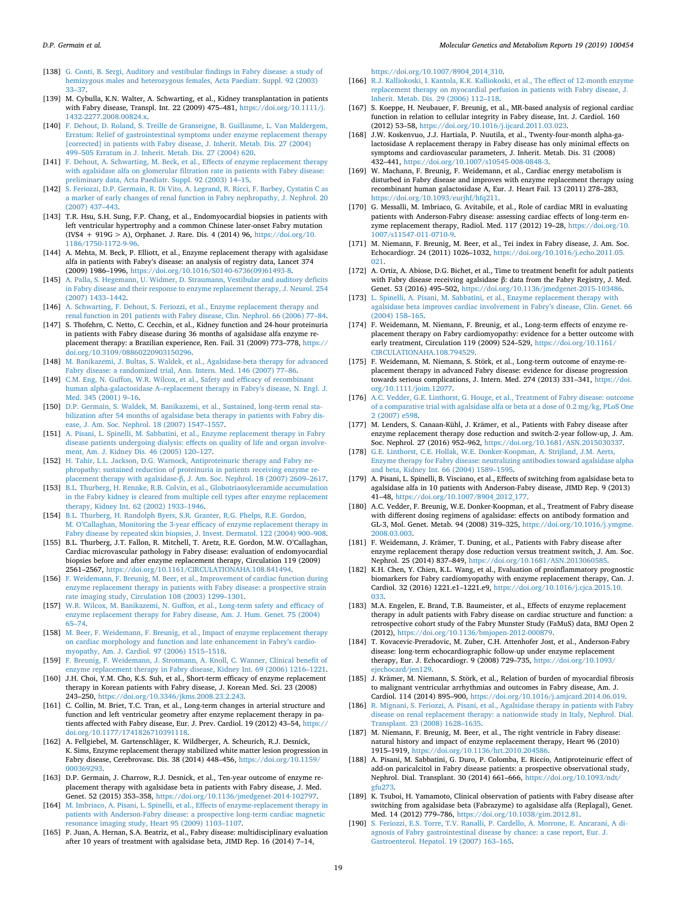[138] G. Conti, B. Sergi, Auditory and vestibular findings in Fabry disease: a study of hemizygous males and heterozygous females, Acta Paediatr. Suppl. 92 (2003) 33–37.

[139] M. Cybulla, K.N. Walter, A. Schwarting, et al., Kidney transplantation in patients with Fabry disease, Transpl. Int. 22 (2009) 475–481, https://doi.org/10.1111/j.1432-2277.2008.00824.x.

[140] F. Dehout, D. Roland, S. Treille de Granseigne, B. Guillaume, L. Van Maldergem, Erratum: Relief of gastrointestinal symptoms under enzyme replacement therapy [corrected] in patients with Fabry disease, J. Inherit. Metab. Dis. 27 (2004) 499–505 Erratum in J. Inherit. Metab. Dis. 27 (2004) 620.

[141] F. Dehout, A. Schwarting, M. Beck, et al., Effects of enzyme replacement therapy with agalsidase alfa on glomerular filtration rate in patients with Fabry disease: preliminary data, Acta Paediatr. Suppl. 92 (2003) 14–15.

[142] S. Feriozzi, D.P. Germain, R. Di Vito, A. Legrand, R. Ricci, F. Barbey, Cystatin C as a marker of early changes of renal function in Fabry nephropathy, J. Nephrol. 20 (2007) 437–443.

[143] T.R. Hsu, S.H. Sung, F.P. Chang, et al., Endomyocardial biopsies in patients with left ventricular hypertrophy and a common Chinese later-onset Fabry mutation (IVS4 + 919G > A), Orphanet. J. Rare. Dis. 4 (2014) 96, https://doi.org/10.1186/1750-1172-9-96.

[144] A. Mehta, M. Beck, P. Elliott, et al., Enzyme replacement therapy with agalsidase alfa in patients with Fabry's disease: an analysis of registry data, Lancet 374 (2009) 1986–1996, https://doi.org/10.1016/S0140-6736(09)61493-8.

[145] A. Palla, S. Hegemann, U. Widmer, D. Straumann, Vestibular and auditory deficits in Fabry disease and their response to enzyme replacement therapy, J. Neurol. 254 (2007) 1433–1442.

[146] A. Schwarting, F. Dehout, S. Feriozzi, et al., Enzyme replacement therapy and renal function in 201 patients with Fabry disease, Clin. Nephrol. 66 (2006) 77–84.

[147] S. Thofehrn, C. Netto, C. Cecchin, et al., Kidney function and 24-hour proteinuria in patients with Fabry disease during 36 months of agalsidase alfa enzyme replacement therapy: a Brazilian experience, Ren. Fail. 31 (2009) 773–778, https://doi.org/10.3109/08860220903150296.

[148] M. Banikazemi, J. Bultas, S. Waldek, et al., Agalsidase-beta therapy for advanced Fabry disease: a randomized trial, Ann. Intern. Med. 146 (2007) 77–86.

[149] C.M. Eng, N. Guffon, W.R. Wilcox, et al., Safety and efficacy of recombinant human alpha-galactosidase A–replacement therapy in Fabry's disease, N. Engl. J. Med. 345 (2001) 9–16.

[150] D.P. Germain, S. Waldek, M. Banikazemi, et al., Sustained, long-term renal stabilization after 54 months of agalsidase beta therapy in patients with Fabry disease, J. Am. Soc. Nephrol. 18 (2007) 1547–1557.

[151] A. Pisani, L. Spinelli, M. Sabbatini, et al., Enzyme replacement therapy in Fabry disease patients undergoing dialysis: effects on quality of life and organ involvement, Am. J. Kidney Dis. 46 (2005) 120–127.

[152] H. Tahir, L.L. Jackson, D.G. Warnock, Antiproteinuric therapy and Fabry nephropathy: sustained reduction of proteinuria in patients receiving enzyme replacement therapy with agalsidase-β, J. Am. Soc. Nephrol. 18 (2007) 2609–2617.

[153] B.L. Thurberg, H. Rennke, R.B. Colvin, et al., Globotriaosylceramide accumulation in the Fabry kidney is cleared from multiple cell types after enzyme replacement therapy, Kidney Int. 62 (2002) 1933–1946.

[154] B.L. Thurberg, H. Randolph Byers, S.R. Granter, R.G. Phelps, R.E. Gordon, M. O'Callaghan, Monitoring the 3-year efficacy of enzyme replacement therapy in Fabry disease by repeated skin biopsies, J. Invest. Dermatol. 122 (2004) 900–908.

[155] B.L. Thurberg, J.T. Fallon, R. Mitchell, T. Aretz, R.E. Gordon, M.W. O'Callaghan, Cardiac microvascular pathology in Fabry disease: evaluation of endomyocardial biopsies before and after enzyme replacement therapy, Circulation 119 (2009) 2561–2567, https://doi.org/10.1161/CIRCULATIONAHA.108.841494.

[156] F. Weidemann, F. Breunig, M. Beer, et al., Improvement of cardiac function during enzyme replacement therapy in patients with Fabry disease: a prospective strain rate imaging study, Circulation 108 (2003) 1299–1301.

[157] W.R. Wilcox, M. Banikazemi, N. Guffon, et al., Long-term safety and efficacy of enzyme replacement therapy for Fabry disease, Am. J. Hum. Genet. 75 (2004) 65–74.

[158] M. Beer, F. Weidemann, F. Breunig, et al., Impact of enzyme replacement therapy on cardiac morphology and function and late enhancement in Fabry's cardiomyopathy, Am. J. Cardiol. 97 (2006) 1515–1518.

[159] F. Breunig, F. Weidemann, J. Strotmann, A. Knoll, C. Wanner, Clinical benefit of enzyme replacement therapy in Fabry disease, Kidney Int. 69 (2006) 1216–1221.

[160] J.H. Choi, Y.M. Cho, K.S. Suh, et al., Short-term efficacy of enzyme replacement therapy in Korean patients with Fabry disease, J. Korean Med. Sci. 23 (2008) 243–250, https://doi.org/10.3346/jkms.2008.23.2.243.

[161] C. Collin, M. Briet, T.C. Tran, et al., Long-term changes in arterial structure and function and left ventricular geometry after enzyme replacement therapy in patients affected with Fabry disease, Eur. J. Prev. Cardiol. 19 (2012) 43–54, https://doi.org/10.1177/1741826710391118.

[162] A. Fellgiebel, M. Gartenschläger, K. Wildberger, A. Scheurich, R.J. Desnick, K. Sims, Enzyme replacement therapy stabilized white matter lesion progression in Fabry disease, Cerebrovasc. Dis. 38 (2014) 448–456, https://doi.org/10.1159/000369293.

[163] D.P. Germain, J. Charrow, R.J. Desnick, et al., Ten-year outcome of enzyme replacement therapy with agalsidase beta in patients with Fabry disease, J. Med. Genet. 52 (2015) 353–358, https://doi.org/10.1136/jmedgenet-2014-102797.

[164] M. Imbriaco, A. Pisani, L. Spinelli, et al., Effects of enzyme-replacement therapy in patients with Anderson-Fabry disease: a prospective long-term cardiac magnetic resonance imaging study, Heart 95 (2009) 1103–1107.

[165] P. Juan, A. Hernan, S.A. Beatriz, et al., Fabry disease: multidisciplinary evaluation after 10 years of treatment with agalsidase beta, JIMD Rep. 16 (2014) 7–14, https://doi.org/10.1007/8904_2014_310.

[166] R.J. Kalliokoski, I. Kantola, K.K. Kalliokoski, et al., The effect of 12-month enzyme replacement therapy on myocardial perfusion in patients with Fabry disease, J. Inherit. Metab. Dis. 29 (2006) 112–118.

[167] S. Koeppe, H. Neubauer, F. Breunig, et al., MR-based analysis of regional cardiac function in relation to cellular integrity in Fabry disease, Int. J. Cardiol. 160 (2012) 53–58, https://doi.org/10.1016/j.ijcard.2011.03.023.

[168] J.W. Koskenvuo, J.J. Hartiala, P. Nuutila, et al., Twenty-four-month alpha-galactosidase A replacement therapy in Fabry disease has only minimal effects on symptoms and cardiovascular parameters, J. Inherit. Metab. Dis. 31 (2008) 432–441, https://doi.org/10.1007/s10545-008-0848-3.

[169] W. Machann, F. Breunig, F. Weidemann, et al., Cardiac energy metabolism is disturbed in Fabry disease and improves with enzyme replacement therapy using recombinant human galactosidase A, Eur. J. Heart Fail. 13 (2011) 278–283, https://doi.org/10.1093/eurjhf/hfq211.

[170] G. Messalli, M. Imbriaco, G. Avitabile, et al., Role of cardiac MRI in evaluating patients with Anderson-Fabry disease: assessing cardiac effects of long-term enzyme replacement therapy, Radiol. Med. 117 (2012) 19–28, https://doi.org/10.1007/s11547-011-0710-9.

[171] M. Niemann, F. Breunig, M. Beer, et al., Tei index in Fabry disease, J. Am. Soc. Echocardiogr. 24 (2011) 1026–1032, https://doi.org/10.1016/j.echo.2011.05.021.

[172] A. Ortiz, A. Abiose, D.G. Bichet, et al., Time to treatment benefit for adult patients with Fabry disease receiving agalsidase β: data from the Fabry Registry, J. Med. Genet. 53 (2016) 495–502, https://doi.org/10.1136/jmedgenet-2015-103486.

[173] L. Spinelli, A. Pisani, M. Sabbatini, et al., Enzyme replacement therapy with agalsidase beta improves cardiac involvement in Fabry's disease, Clin. Genet. 66 (2004) 158–165.

[174] F. Weidemann, M. Niemann, F. Breunig, et al., Long-term effects of enzyme replacement therapy on Fabry cardiomyopathy: evidence for a better outcome with early treatment, Circulation 119 (2009) 524–529, https://doi.org/10.1161/CIRCULATIONAHA.108.794529.

[175] F. Weidemann, M. Niemann, S. Störk, et al., Long-term outcome of enzyme-replacement therapy in advanced Fabry disease: evidence for disease progression towards serious complications, J. Intern. Med. 274 (2013) 331–341, https://doi.org/10.1111/joim.12077.

[176] A.C. Vedder, G.E. Linthorst, G. Houge, et al., Treatment of Fabry disease: outcome of a comparative trial with agalsidase alfa or beta at a dose of 0.2 mg/kg, PLoS One 2 (2007) e598.

[177] M. Lenders, S. Canaan-Kühl, J. Krämer, et al., Patients with Fabry disease after enzyme replacement therapy dose reduction and switch-2-year follow-up, J. Am. Soc. Nephrol. 27 (2016) 952–962, https://doi.org/10.1681/ASN.2015030337.

[178] G.E. Linthorst, C.E. Hollak, W.E. Donker-Koopman, A. Strijland, J.M. Aerts, Enzyme therapy for Fabry disease: neutralizing antibodies toward agalsidase alpha and beta, Kidney Int. 66 (2004) 1589–1595.

[179] A. Pisani, L. Spinelli, B. Visciano, et al., Effects of switching from agalsidase beta to agalsidase alfa in 10 patients with Anderson-Fabry disease, JIMD Rep. 9 (2013) 41–48, https://doi.org/10.1007/8904_2012_177.

[180] A.C. Vedder, F. Breunig, W.E. Donker-Koopman, et al., Treatment of Fabry disease with different dosing regimens of agalsidase: effects on antibody formation and GL-3, Mol. Genet. Metab. 94 (2008) 319–325, https://doi.org/10.1016/j.ymgme.2008.03.003.

[181] F. Weidemann, J. Krämer, T. Duning, et al., Patients with Fabry disease after enzyme replacement therapy dose reduction versus treatment switch, J. Am. Soc. Nephrol. 25 (2014) 837–849, https://doi.org/10.1681/ASN.2013060585.

[182] K.H. Chen, Y. Chien, K.L. Wang, et al., Evaluation of proinflammatory prognostic biomarkers for Fabry cardiomyopathy with enzyme replacement therapy, Can. J. Cardiol. 32 (2016) 1221.e1–1221.e9, https://doi.org/10.1016/j.cjca.2015.10.033.

[183] M.A. Engelen, E. Brand, T.B. Baumeister, et al., Effects of enzyme replacement therapy in adult patients with Fabry disease on cardiac structure and function: a retrospective cohort study of the Fabry Munster Study (FaMuS) data, BMJ Open 2 (2012), https://doi.org/10.1136/bmjopen-2012-000879.

[184] T. Kovacevic-Preradovic, M. Zuber, C.H. Attenhofer Jost, et al., Anderson-Fabry disease: long-term echocardiographic follow-up under enzyme replacement therapy, Eur. J. Echocardiogr. 9 (2008) 729–735, https://doi.org/10.1093/ejechocard/jen129.

[185] J. Krämer, M. Niemann, S. Störk, et al., Relation of burden of myocardial fibrosis to malignant ventricular arrhythmias and outcomes in Fabry disease, Am. J. Cardiol. 114 (2014) 895–900, https://doi.org/10.1016/j.amjcard.2014.06.019.

[186] R. Mignani, S. Feriozzi, A. Pisani, et al., Agalsidase therapy in patients with Fabry disease on renal replacement therapy: a nationwide study in Italy, Nephrol. Dial. Transplant. 23 (2008) 1628–1635.

[187] M. Niemann, F. Breunig, M. Beer, et al., The right ventricle in Fabry disease: natural history and impact of enzyme replacement therapy, Heart 96 (2010) 1915–1919, https://doi.org/10.1136/hrt.2010.204586.

[188] A. Pisani, M. Sabbatini, G. Duro, P. Colomba, E. Riccio, Antiproteinuric effect of add-on paricalcitol in Fabry disease patients: a prospective observational study, Nephrol. Dial. Transplant. 30 (2014) 661–666, https://doi.org/10.1093/ndt/gfu273.

[189] K. Tsuboi, H. Yamamoto, Clinical observation of patients with Fabry disease after switching from agalsidase beta (Fabrazyme) to agalsidase alfa (Replagal), Genet. Med. 14 (2012) 779–786, https://doi.org/10.1038/gim.2012.81.

[190] S. Feriozzi, E.S. Torre, T.V. Ranalli, P. Cardello, A. Morrone, E. Ancarani, A diagnosis of Fabry gastrointestinal disease by chance: a case report, Eur. J. Gastroenterol. Hepatol. 19 (2007) 163–165.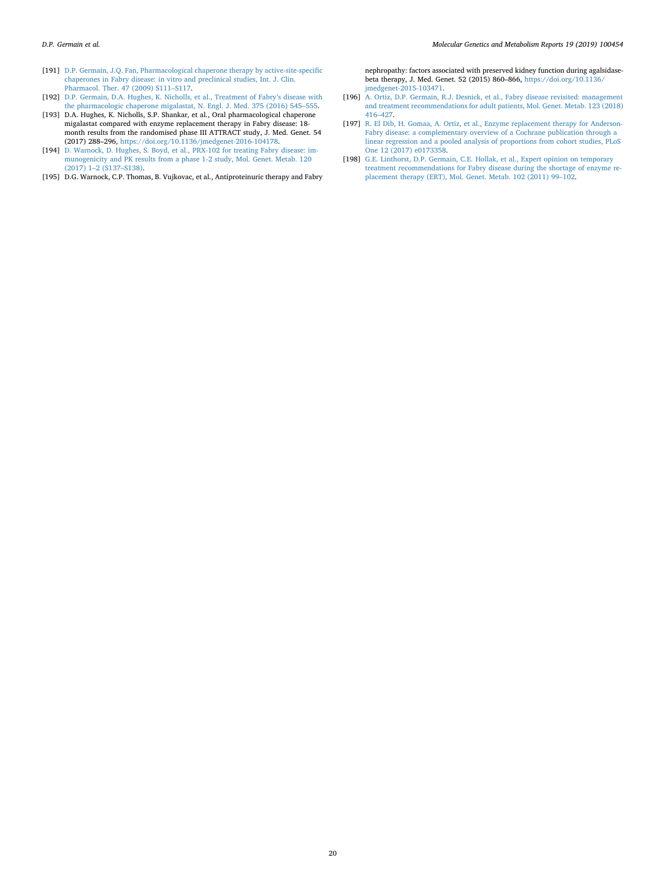[191] D.P. Germain, J.Q. Fan, Pharmacological chaperone therapy by active-site-specific chaperones in Fabry disease: in vitro and preclinical studies, Int. J. Clin. Pharmacol. Ther. 47 (2009) S111–S117.

[192] D.P. Germain, D.A. Hughes, K. Nicholls, et al., Treatment of Fabry's disease with the pharmacologic chaperone migalastat, N. Engl. J. Med. 375 (2016) 545–555.

[193] D.A. Hughes, K. Nicholls, S.P. Shankar, et al., Oral pharmacological chaperone migalastat compared with enzyme replacement therapy in Fabry disease: 18-month results from the randomised phase III ATTRACT study, J. Med. Genet. 54 (2017) 288–296, https://doi.org/10.1136/jmedgenet-2016-104178.

[194] D. Warnock, D. Hughes, S. Boyd, et al., PRX-102 for treating Fabry disease: immunogenicity and PK results from a phase 1-2 study, Mol. Genet. Metab. 120 (2017) 1–2 (S137–S138).

[195] D.G. Warnock, C.P. Thomas, B. Vujkovac, et al., Antiproteinuric therapy and Fabry nephropathy: factors associated with preserved kidney function during agalsidase-beta therapy, J. Med. Genet. 52 (2015) 860–866, https://doi.org/10.1136/jmedgenet-2015-103471.

[196] A. Ortiz, D.P. Germain, R.J. Desnick, et al., Fabry disease revisited: management and treatment recommendations for adult patients, Mol. Genet. Metab. 123 (2018) 416–427.

[197] R. El Dib, H. Gomaa, A. Ortiz, et al., Enzyme replacement therapy for Anderson-Fabry disease: a complementary overview of a Cochrane publication through a linear regression and a pooled analysis of proportions from cohort studies, PLoS One 12 (2017) e0173358.

[198] G.E. Linthorst, D.P. Germain, C.E. Hollak, et al., Expert opinion on temporary treatment recommendations for Fabry disease during the shortage of enzyme replacement therapy (ERT), Mol. Genet. Metab. 102 (2011) 99–102.